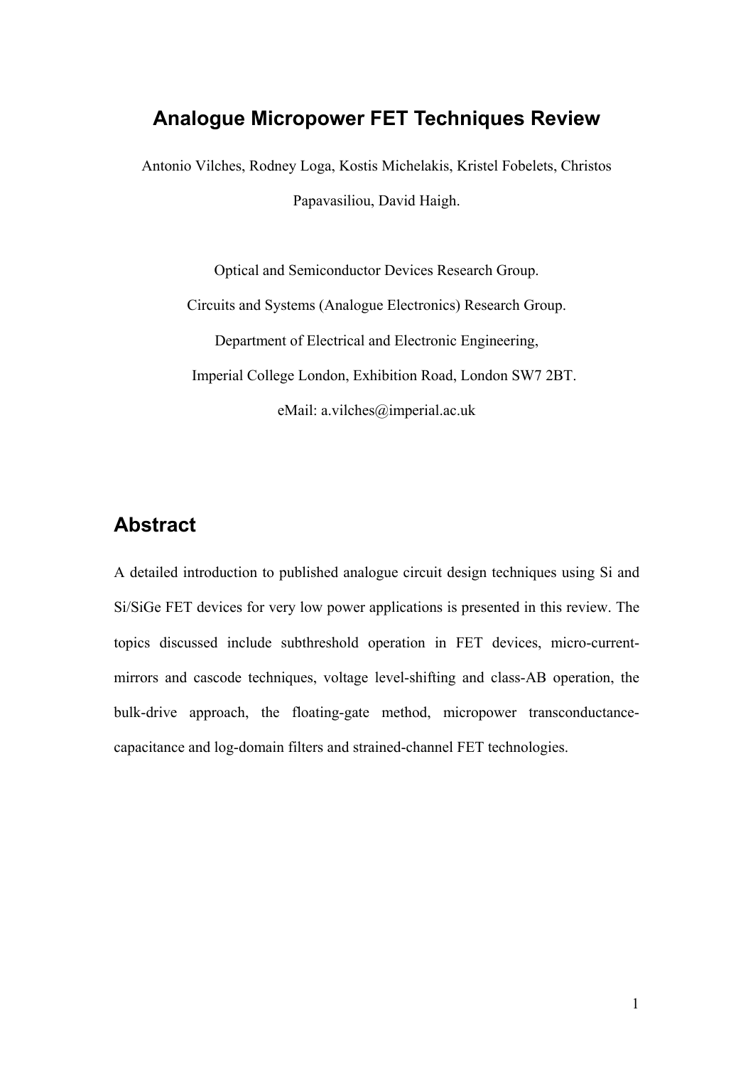# Analogue Micropower FET Techniques Review

Antonio Vilches, Rodney Loga, Kostis Michelakis, Kristel Fobelets, Christos Papavasiliou, David Haigh.

Optical and Semiconductor Devices Research Group.

Circuits and Systems (Analogue Electronics) Research Group.

Department of Electrical and Electronic Engineering,

Imperial College London, Exhibition Road, London SW7 2BT.

eMail: a.vilches@imperial.ac.uk

## Abstract

A detailed introduction to published analogue circuit design techniques using Si and Si/SiGe FET devices for very low power applications is presented in this review. The topics discussed include subthreshold operation in FET devices, micro-current-mirrors and cascode techniques, voltage level-shifting and class-AB operation, the bulk-drive approach, the floating-gate method, micropower transconductance-capacitance and log-domain filters and strained-channel FET technologies.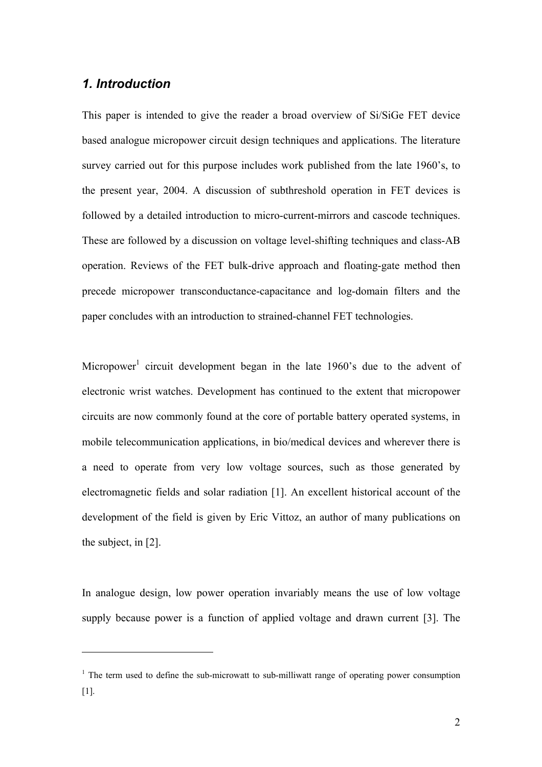## *1. Introduction*

This paper is intended to give the reader a broad overview of Si/SiGe FET device based analogue micropower circuit design techniques and applications. The literature survey carried out for this purpose includes work published from the late 1960's, to the present year, 2004. A discussion of subthreshold operation in FET devices is followed by a detailed introduction to micro-current-mirrors and cascode techniques. These are followed by a discussion on voltage level-shifting techniques and class-AB operation. Reviews of the FET bulk-drive approach and floating-gate method then precede micropower transconductance-capacitance and log-domain filters and the paper concludes with an introduction to strained-channel FET technologies.

Micropower[1] circuit development began in the late 1960's due to the advent of electronic wrist watches. Development has continued to the extent that micropower circuits are now commonly found at the core of portable battery operated systems, in mobile telecommunication applications, in bio/medical devices and wherever there is a need to operate from very low voltage sources, such as those generated by electromagnetic fields and solar radiation [1]. An excellent historical account of the development of the field is given by Eric Vittoz, an author of many publications on the subject, in [2].

In analogue design, low power operation invariably means the use of low voltage supply because power is a function of applied voltage and drawn current [3]. The

---

[1] The term used to define the sub-microwatt to sub-milliwatt range of operating power consumption [1].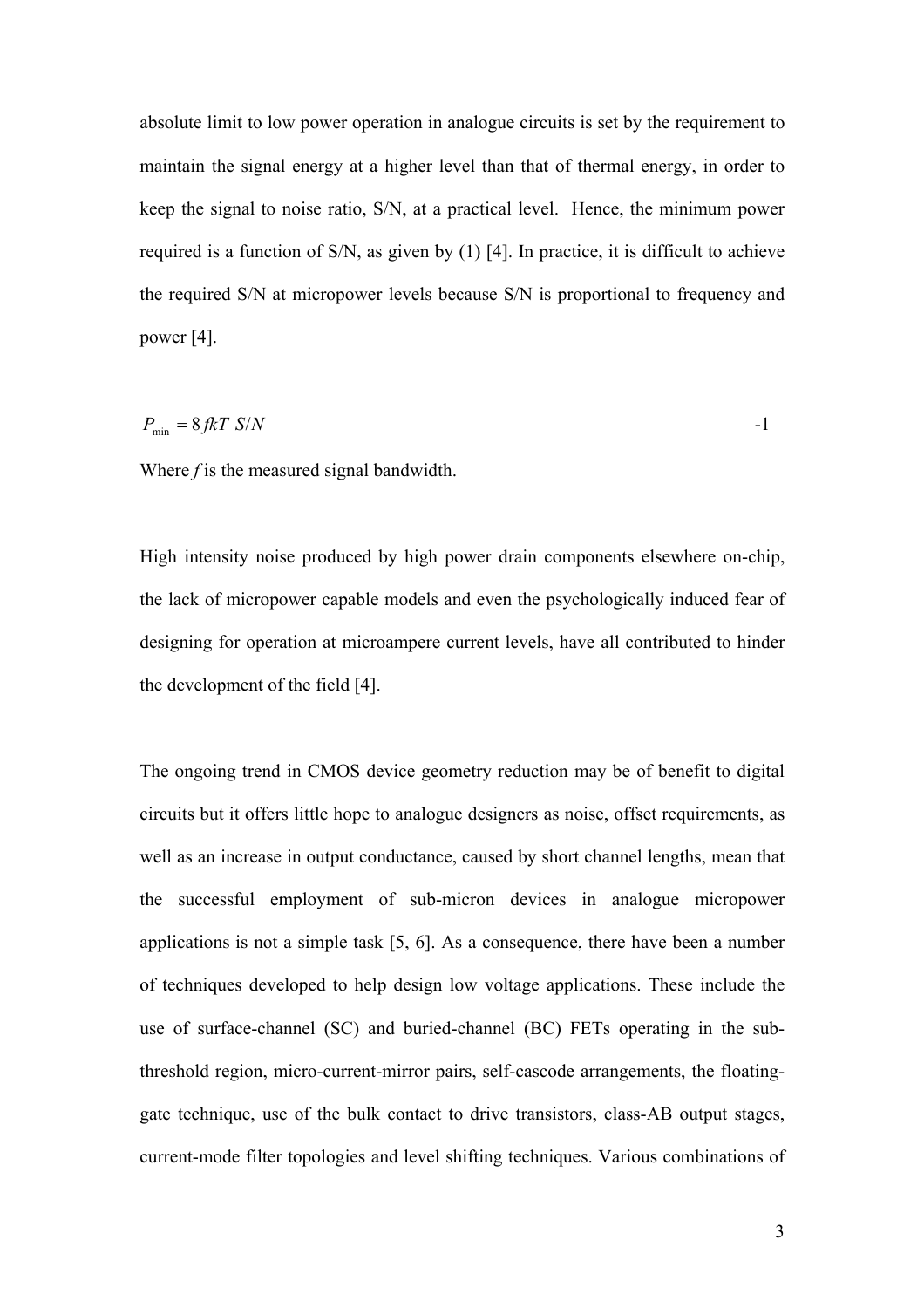absolute limit to low power operation in analogue circuits is set by the requirement to maintain the signal energy at a higher level than that of thermal energy, in order to keep the signal to noise ratio, S/N, at a practical level. Hence, the minimum power required is a function of S/N, as given by (1) [4]. In practice, it is difficult to achieve the required S/N at micropower levels because S/N is proportional to frequency and power [4].

$$P_{\min} = 8\,fkT\;S/N \qquad \text{-1}$$

Where $f$ is the measured signal bandwidth.

High intensity noise produced by high power drain components elsewhere on-chip, the lack of micropower capable models and even the psychologically induced fear of designing for operation at microampere current levels, have all contributed to hinder the development of the field [4].

The ongoing trend in CMOS device geometry reduction may be of benefit to digital circuits but it offers little hope to analogue designers as noise, offset requirements, as well as an increase in output conductance, caused by short channel lengths, mean that the successful employment of sub-micron devices in analogue micropower applications is not a simple task [5, 6]. As a consequence, there have been a number of techniques developed to help design low voltage applications. These include the use of surface-channel (SC) and buried-channel (BC) FETs operating in the sub-threshold region, micro-current-mirror pairs, self-cascode arrangements, the floating-gate technique, use of the bulk contact to drive transistors, class-AB output stages, current-mode filter topologies and level shifting techniques. Various combinations of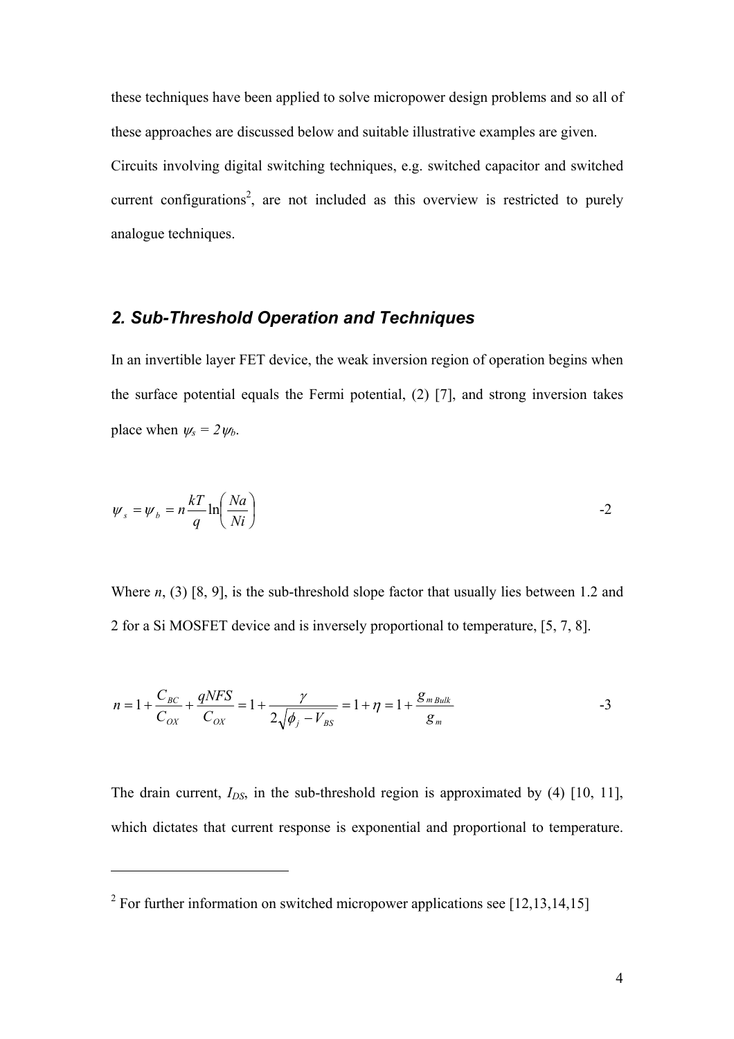these techniques have been applied to solve micropower design problems and so all of these approaches are discussed below and suitable illustrative examples are given. Circuits involving digital switching techniques, e.g. switched capacitor and switched current configurations[2], are not included as this overview is restricted to purely analogue techniques.

## *2. Sub-Threshold Operation and Techniques*

In an invertible layer FET device, the weak inversion region of operation begins when the surface potential equals the Fermi potential, (2) [7], and strong inversion takes place when $\psi_s = 2\psi_b$.

$$\psi_s = \psi_b = n\frac{kT}{q}\ln\left(\frac{Na}{Ni}\right) \qquad -2$$

Where $n$, (3) [8, 9], is the sub-threshold slope factor that usually lies between 1.2 and 2 for a Si MOSFET device and is inversely proportional to temperature, [5, 7, 8].

$$n = 1 + \frac{C_{BC}}{C_{OX}} + \frac{qNFS}{C_{OX}} = 1 + \frac{\gamma}{2\sqrt{\phi_j - V_{BS}}} = 1 + \eta = 1 + \frac{g_{m\,Bulk}}{g_m} \qquad -3$$

The drain current, $I_{DS}$, in the sub-threshold region is approximated by (4) [10, 11], which dictates that current response is exponential and proportional to temperature.

---

[2] For further information on switched micropower applications see [12,13,14,15]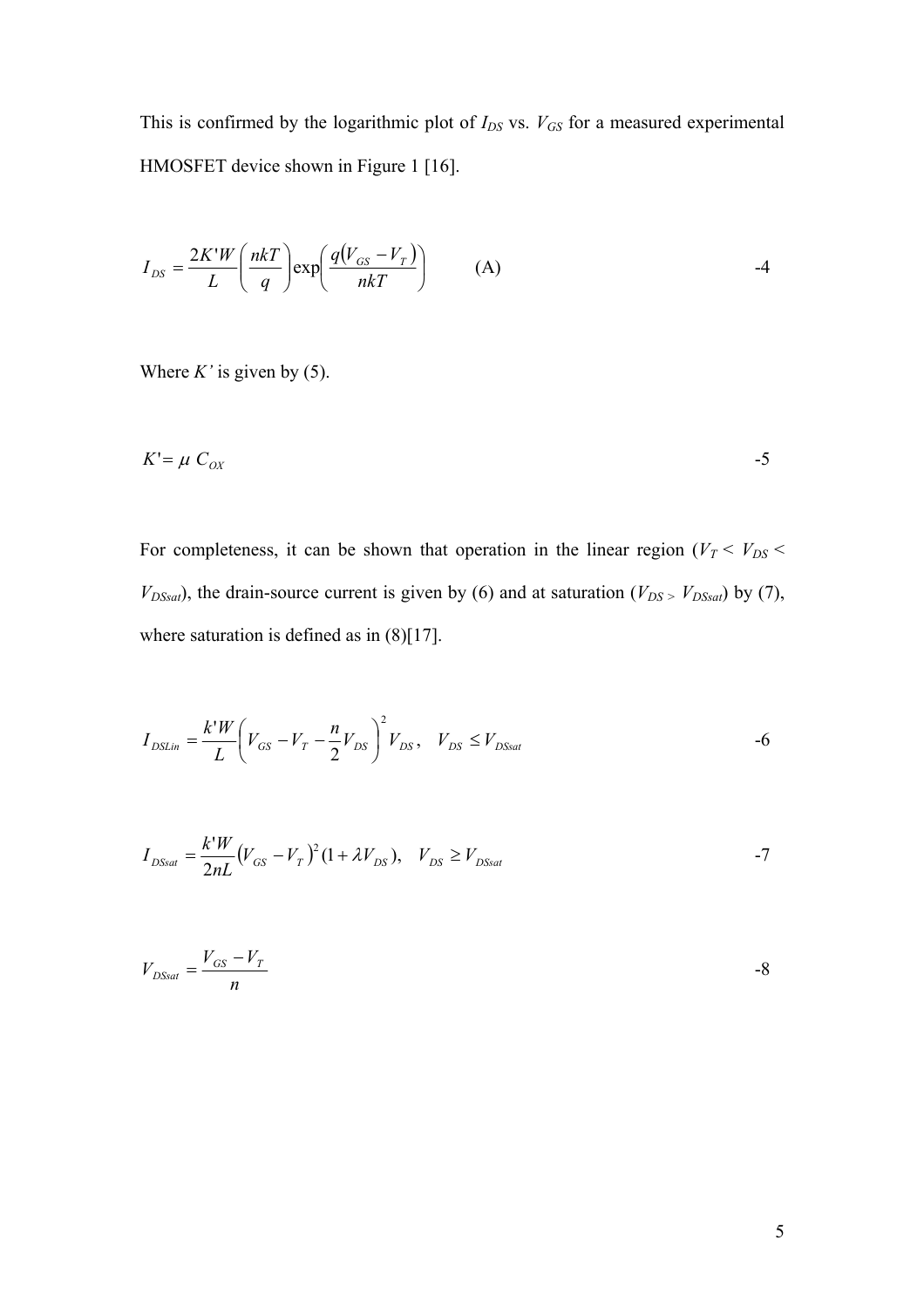This is confirmed by the logarithmic plot of $I_{DS}$ vs. $V_{GS}$ for a measured experimental HMOSFET device shown in Figure 1 [16].

$$I_{DS} = \frac{2K'W}{L}\left(\frac{nkT}{q}\right)\exp\left(\frac{q(V_{GS} - V_T)}{nkT}\right) \qquad \text{(A)} \qquad -4$$

Where $K'$ is given by (5).

$$K' = \mu \, C_{OX} \qquad -5$$

For completeness, it can be shown that operation in the linear region ($V_T < V_{DS} < V_{DSsat}$), the drain-source current is given by (6) and at saturation ($V_{DS} > V_{DSsat}$) by (7), where saturation is defined as in (8)[17].

$$I_{DSLin} = \frac{k'W}{L}\left(V_{GS} - V_T - \frac{n}{2}V_{DS}\right)^2 V_{DS}, \quad V_{DS} \leq V_{DSsat} \qquad -6$$

$$I_{DSsat} = \frac{k'W}{2nL}\left(V_{GS} - V_T\right)^2 (1 + \lambda V_{DS}), \quad V_{DS} \geq V_{DSsat} \qquad -7$$

$$V_{DSsat} = \frac{V_{GS} - V_T}{n} \qquad -8$$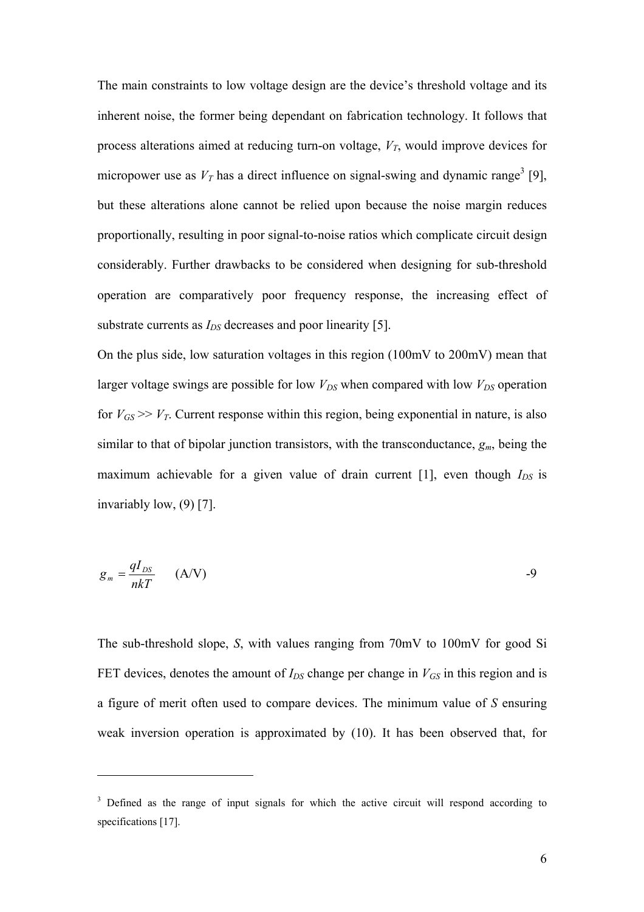The main constraints to low voltage design are the device's threshold voltage and its inherent noise, the former being dependant on fabrication technology. It follows that process alterations aimed at reducing turn-on voltage, $V_T$, would improve devices for micropower use as $V_T$ has a direct influence on signal-swing and dynamic range[3] [9], but these alterations alone cannot be relied upon because the noise margin reduces proportionally, resulting in poor signal-to-noise ratios which complicate circuit design considerably. Further drawbacks to be considered when designing for sub-threshold operation are comparatively poor frequency response, the increasing effect of substrate currents as $I_{DS}$ decreases and poor linearity [5].

On the plus side, low saturation voltages in this region (100mV to 200mV) mean that larger voltage swings are possible for low $V_{DS}$ when compared with low $V_{DS}$ operation for $V_{GS} >> V_T$. Current response within this region, being exponential in nature, is also similar to that of bipolar junction transistors, with the transconductance, $g_m$, being the maximum achievable for a given value of drain current [1], even though $I_{DS}$ is invariably low, (9) [7].

$$g_m = \frac{qI_{DS}}{nkT} \quad \text{(A/V)} \qquad -9$$

The sub-threshold slope, $S$, with values ranging from 70mV to 100mV for good Si FET devices, denotes the amount of $I_{DS}$ change per change in $V_{GS}$ in this region and is a figure of merit often used to compare devices. The minimum value of $S$ ensuring weak inversion operation is approximated by (10). It has been observed that, for

---

[3] Defined as the range of input signals for which the active circuit will respond according to specifications [17].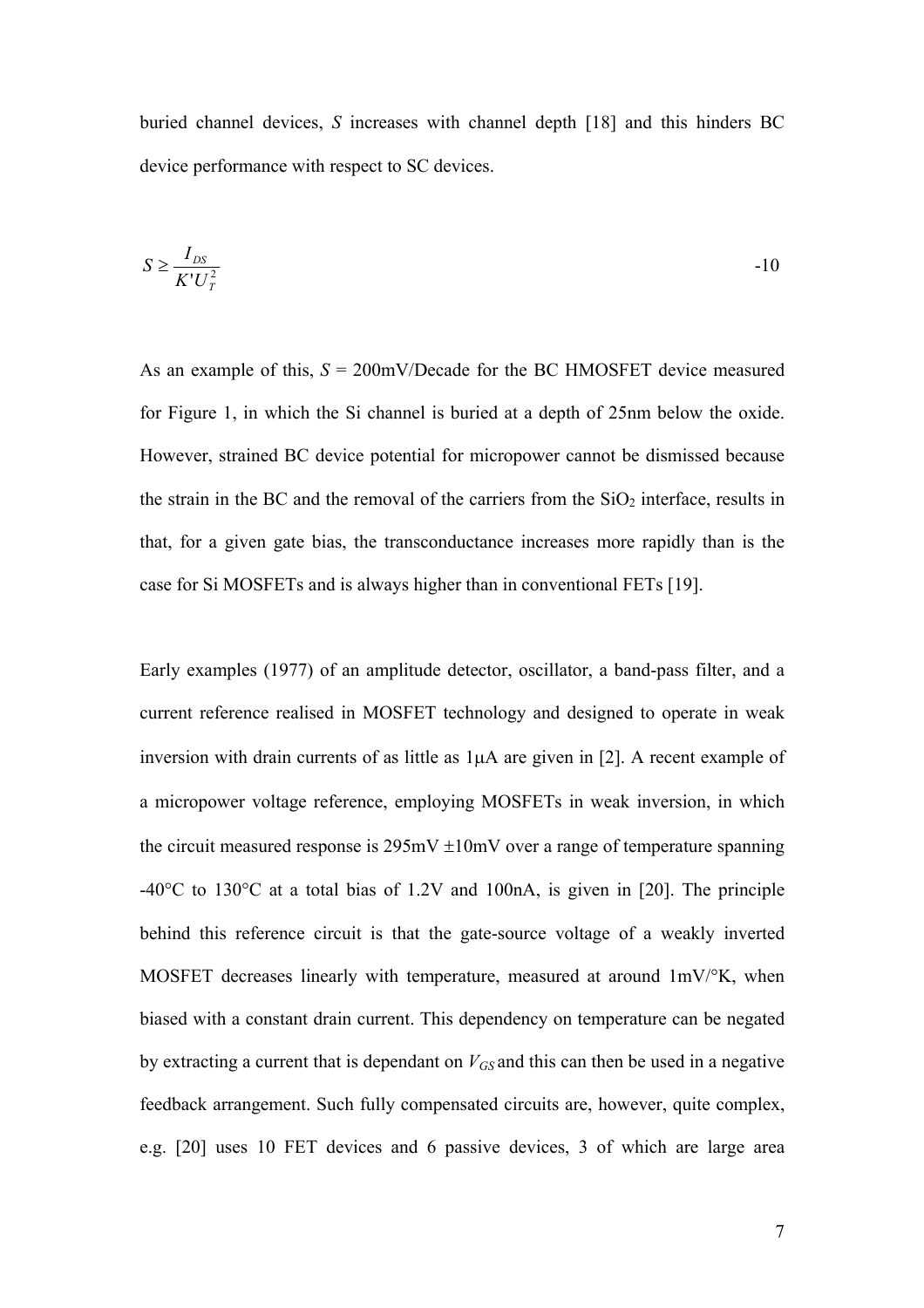buried channel devices, *S* increases with channel depth [18] and this hinders BC device performance with respect to SC devices.

$$S \geq \frac{I_{DS}}{K'U_T^2} \qquad -10$$

As an example of this, *S* = 200mV/Decade for the BC HMOSFET device measured for Figure 1, in which the Si channel is buried at a depth of 25nm below the oxide. However, strained BC device potential for micropower cannot be dismissed because the strain in the BC and the removal of the carriers from the $SiO_2$ interface, results in that, for a given gate bias, the transconductance increases more rapidly than is the case for Si MOSFETs and is always higher than in conventional FETs [19].

Early examples (1977) of an amplitude detector, oscillator, a band-pass filter, and a current reference realised in MOSFET technology and designed to operate in weak inversion with drain currents of as little as 1μA are given in [2]. A recent example of a micropower voltage reference, employing MOSFETs in weak inversion, in which the circuit measured response is 295mV ±10mV over a range of temperature spanning -40°C to 130°C at a total bias of 1.2V and 100nA, is given in [20]. The principle behind this reference circuit is that the gate-source voltage of a weakly inverted MOSFET decreases linearly with temperature, measured at around 1mV/°K, when biased with a constant drain current. This dependency on temperature can be negated by extracting a current that is dependant on $V_{GS}$ and this can then be used in a negative feedback arrangement. Such fully compensated circuits are, however, quite complex, e.g. [20] uses 10 FET devices and 6 passive devices, 3 of which are large area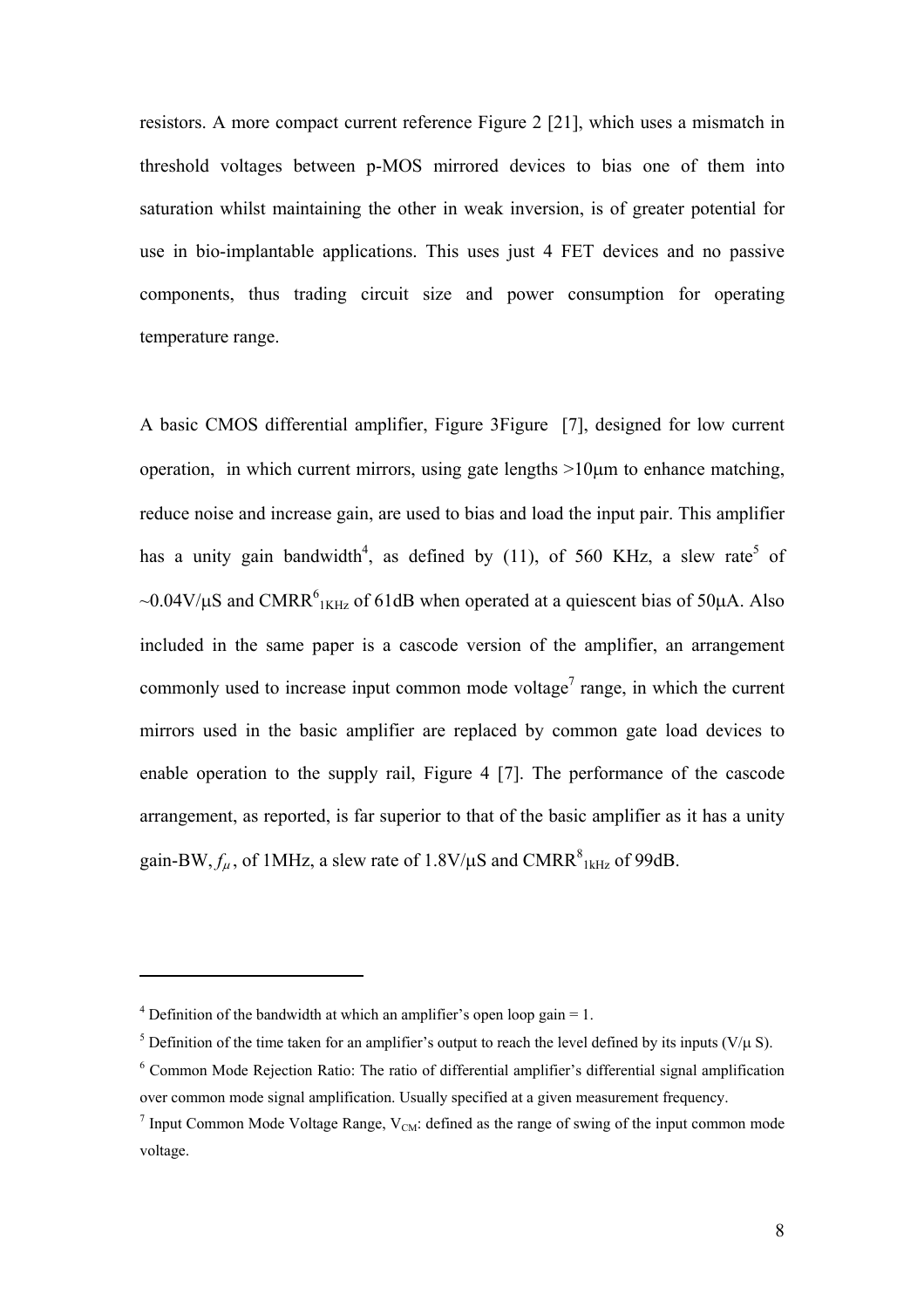resistors. A more compact current reference Figure 2 [21], which uses a mismatch in threshold voltages between p-MOS mirrored devices to bias one of them into saturation whilst maintaining the other in weak inversion, is of greater potential for use in bio-implantable applications. This uses just 4 FET devices and no passive components, thus trading circuit size and power consumption for operating temperature range.

A basic CMOS differential amplifier, Figure 3Figure [7], designed for low current operation, in which current mirrors, using gate lengths >10μm to enhance matching, reduce noise and increase gain, are used to bias and load the input pair. This amplifier has a unity gain bandwidth[4], as defined by (11), of 560 KHz, a slew rate[5] of ~0.04V/μS and $CMRR^{6}_{1KHz}$ of 61dB when operated at a quiescent bias of 50μA. Also included in the same paper is a cascode version of the amplifier, an arrangement commonly used to increase input common mode voltage[7] range, in which the current mirrors used in the basic amplifier are replaced by common gate load devices to enable operation to the supply rail, Figure 4 [7]. The performance of the cascode arrangement, as reported, is far superior to that of the basic amplifier as it has a unity gain-BW, $f_{\mu}$, of 1MHz, a slew rate of 1.8V/μS and $CMRR^{8}_{1kHz}$ of 99dB.

---

[4] Definition of the bandwidth at which an amplifier's open loop gain = 1.

[5] Definition of the time taken for an amplifier's output to reach the level defined by its inputs (V/μ S).

[6] Common Mode Rejection Ratio: The ratio of differential amplifier's differential signal amplification over common mode signal amplification. Usually specified at a given measurement frequency.

[7] Input Common Mode Voltage Range, $V_{CM}$: defined as the range of swing of the input common mode voltage.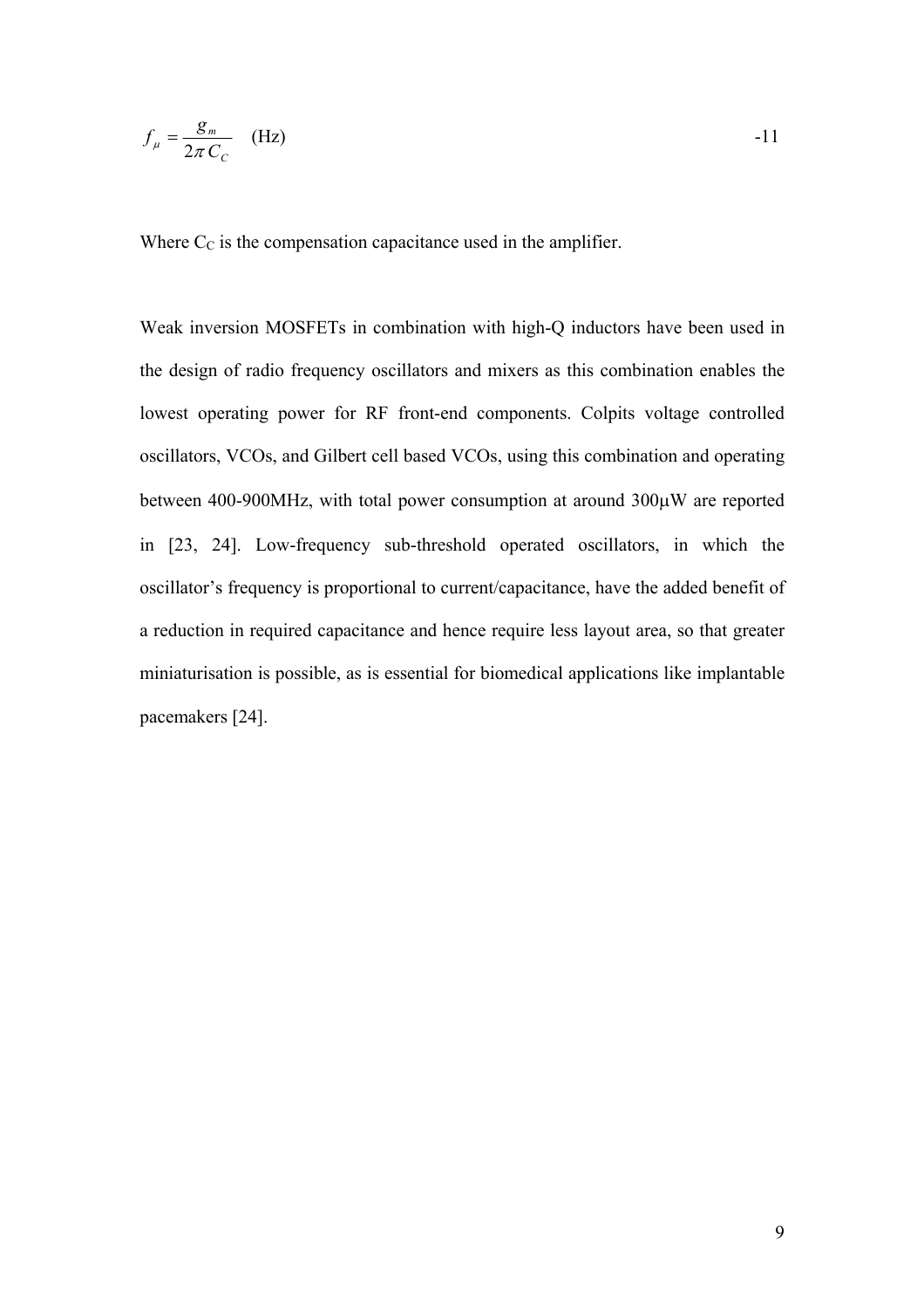$$f_{\mu} = \frac{g_m}{2\pi C_C} \quad \text{(Hz)} \qquad \text{-11}$$

Where $C_C$ is the compensation capacitance used in the amplifier.

Weak inversion MOSFETs in combination with high-Q inductors have been used in the design of radio frequency oscillators and mixers as this combination enables the lowest operating power for RF front-end components. Colpits voltage controlled oscillators, VCOs, and Gilbert cell based VCOs, using this combination and operating between 400-900MHz, with total power consumption at around 300µW are reported in [23, 24]. Low-frequency sub-threshold operated oscillators, in which the oscillator's frequency is proportional to current/capacitance, have the added benefit of a reduction in required capacitance and hence require less layout area, so that greater miniaturisation is possible, as is essential for biomedical applications like implantable pacemakers [24].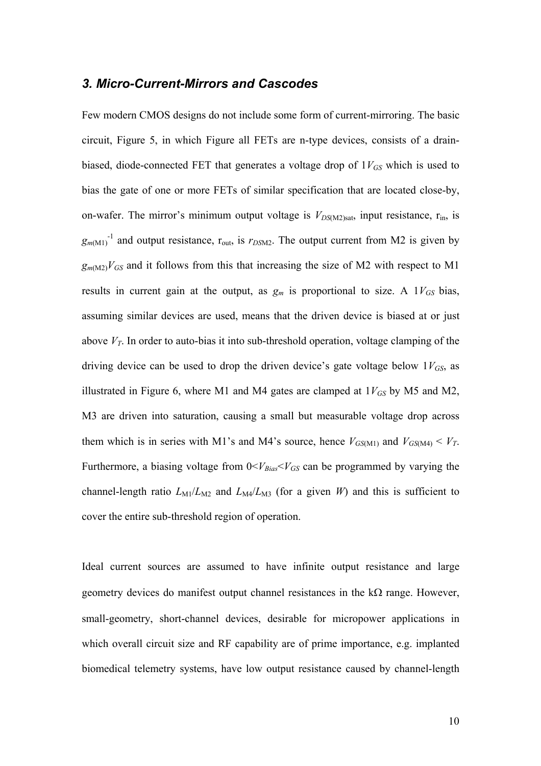### *3. Micro-Current-Mirrors and Cascodes*

Few modern CMOS designs do not include some form of current-mirroring. The basic circuit, Figure 5, in which Figure all FETs are n-type devices, consists of a drain-biased, diode-connected FET that generates a voltage drop of $1V_{GS}$ which is used to bias the gate of one or more FETs of similar specification that are located close-by, on-wafer. The mirror's minimum output voltage is $V_{DS(\mathrm{M2})\mathrm{sat}}$, input resistance, $r_{in}$, is $g_{m(\mathrm{M1})}^{-1}$ and output resistance, $r_{out}$, is $r_{DS\mathrm{M2}}$. The output current from M2 is given by $g_{m(\mathrm{M2})}V_{GS}$ and it follows from this that increasing the size of M2 with respect to M1 results in current gain at the output, as $g_m$ is proportional to size. A $1V_{GS}$ bias, assuming similar devices are used, means that the driven device is biased at or just above $V_T$. In order to auto-bias it into sub-threshold operation, voltage clamping of the driving device can be used to drop the driven device's gate voltage below $1V_{GS}$, as illustrated in Figure 6, where M1 and M4 gates are clamped at $1V_{GS}$ by M5 and M2, M3 are driven into saturation, causing a small but measurable voltage drop across them which is in series with M1's and M4's source, hence $V_{GS(\mathrm{M1})}$ and $V_{GS(\mathrm{M4})} < V_T$. Furthermore, a biasing voltage from $0<V_{Bias}<V_{GS}$ can be programmed by varying the channel-length ratio $L_{\mathrm{M1}}/L_{\mathrm{M2}}$ and $L_{\mathrm{M4}}/L_{\mathrm{M3}}$ (for a given $W$) and this is sufficient to cover the entire sub-threshold region of operation.

Ideal current sources are assumed to have infinite output resistance and large geometry devices do manifest output channel resistances in the kΩ range. However, small-geometry, short-channel devices, desirable for micropower applications in which overall circuit size and RF capability are of prime importance, e.g. implanted biomedical telemetry systems, have low output resistance caused by channel-length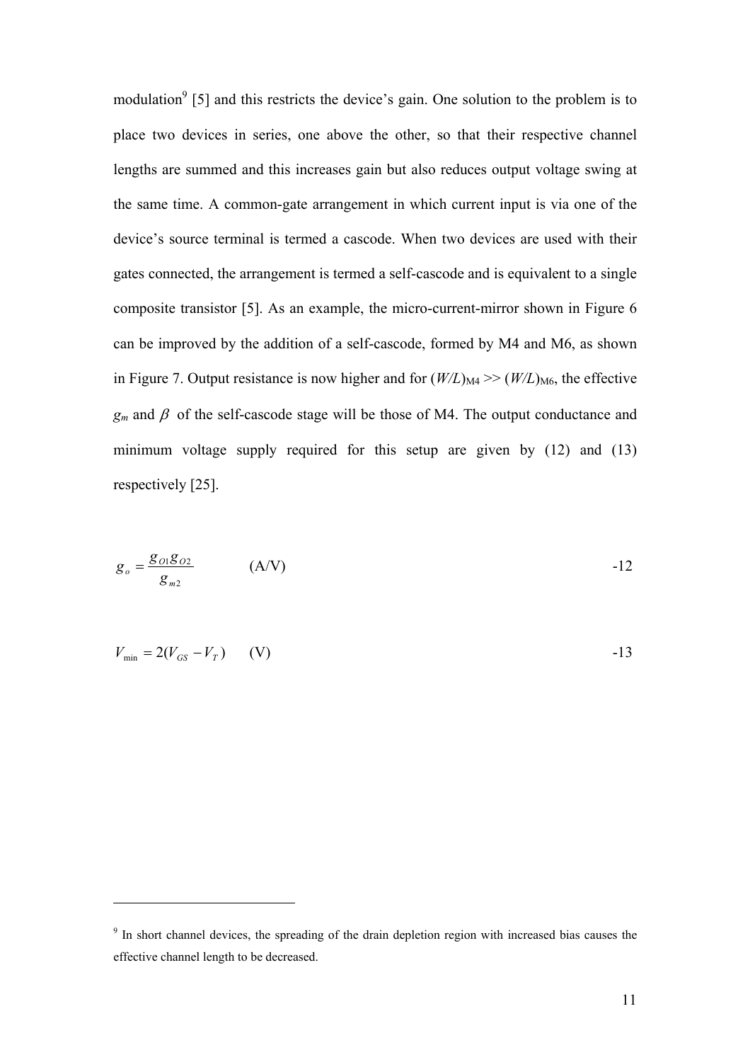modulation[9] [5] and this restricts the device's gain. One solution to the problem is to place two devices in series, one above the other, so that their respective channel lengths are summed and this increases gain but also reduces output voltage swing at the same time. A common-gate arrangement in which current input is via one of the device's source terminal is termed a cascode. When two devices are used with their gates connected, the arrangement is termed a self-cascode and is equivalent to a single composite transistor [5]. As an example, the micro-current-mirror shown in Figure 6 can be improved by the addition of a self-cascode, formed by M4 and M6, as shown in Figure 7. Output resistance is now higher and for $(W/L)_{M4} >> (W/L)_{M6}$, the effective $g_m$ and $\beta$ of the self-cascode stage will be those of M4. The output conductance and minimum voltage supply required for this setup are given by (12) and (13) respectively [25].

$$g_o = \frac{g_{O1} g_{O2}}{g_{m2}} \qquad \text{(A/V)} \tag{-12}$$

$$V_{\min} = 2(V_{GS} - V_T) \qquad \text{(V)} \tag{-13}$$

---

[9] In short channel devices, the spreading of the drain depletion region with increased bias causes the effective channel length to be decreased.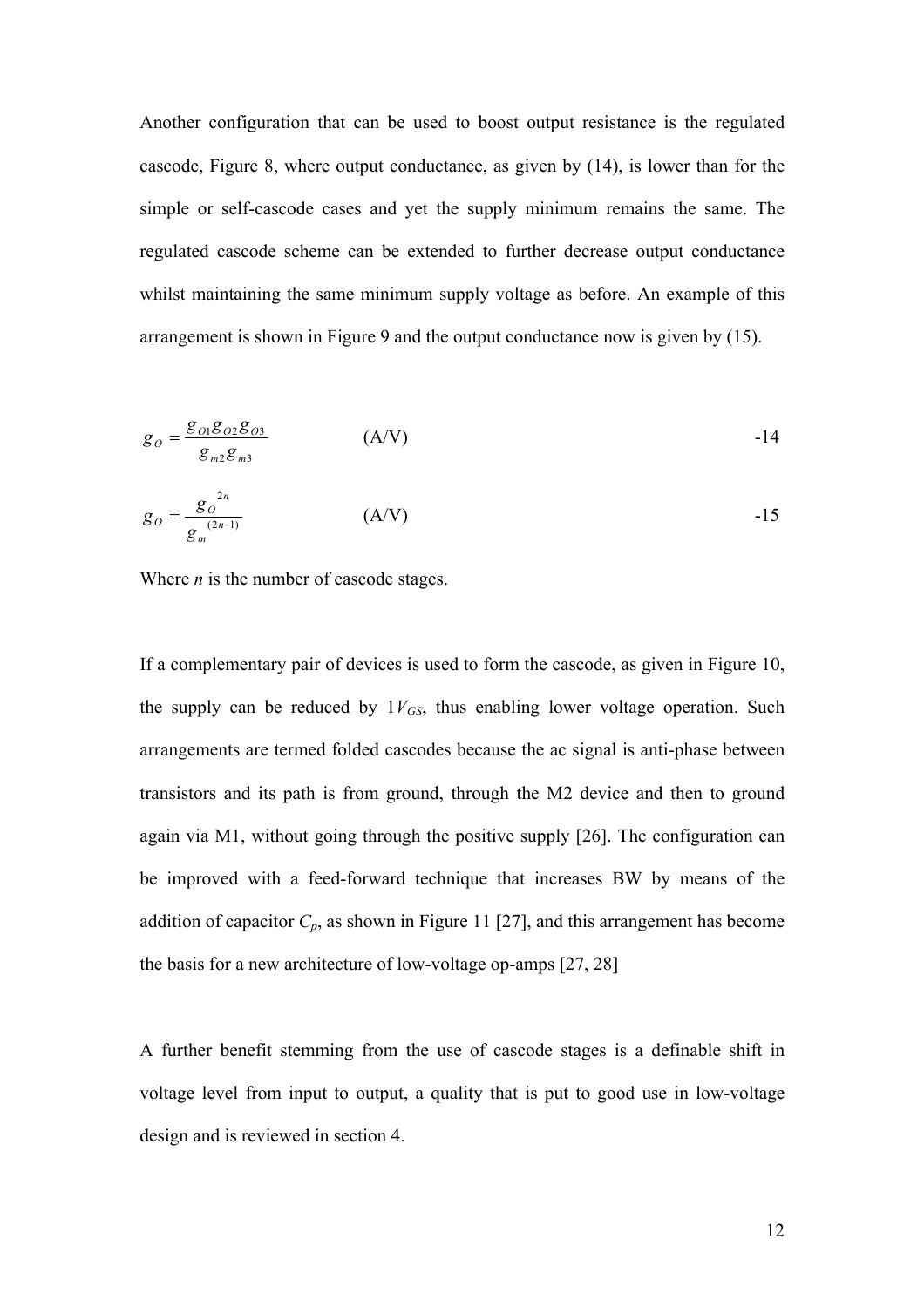Another configuration that can be used to boost output resistance is the regulated cascode, Figure 8, where output conductance, as given by (14), is lower than for the simple or self-cascode cases and yet the supply minimum remains the same. The regulated cascode scheme can be extended to further decrease output conductance whilst maintaining the same minimum supply voltage as before. An example of this arrangement is shown in Figure 9 and the output conductance now is given by (15).

$$g_O = \frac{g_{O1} g_{O2} g_{O3}}{g_{m2} g_{m3}} \qquad \text{(A/V)} \qquad \text{-14}$$

$$g_O = \frac{g_O^{\;2n}}{g_m^{\;(2n-1)}} \qquad \text{(A/V)} \qquad \text{-15}$$

Where *n* is the number of cascode stages.

If a complementary pair of devices is used to form the cascode, as given in Figure 10, the supply can be reduced by $1V_{GS}$, thus enabling lower voltage operation. Such arrangements are termed folded cascodes because the ac signal is anti-phase between transistors and its path is from ground, through the M2 device and then to ground again via M1, without going through the positive supply [26]. The configuration can be improved with a feed-forward technique that increases BW by means of the addition of capacitor $C_p$, as shown in Figure 11 [27], and this arrangement has become the basis for a new architecture of low-voltage op-amps [27, 28]

A further benefit stemming from the use of cascode stages is a definable shift in voltage level from input to output, a quality that is put to good use in low-voltage design and is reviewed in section 4.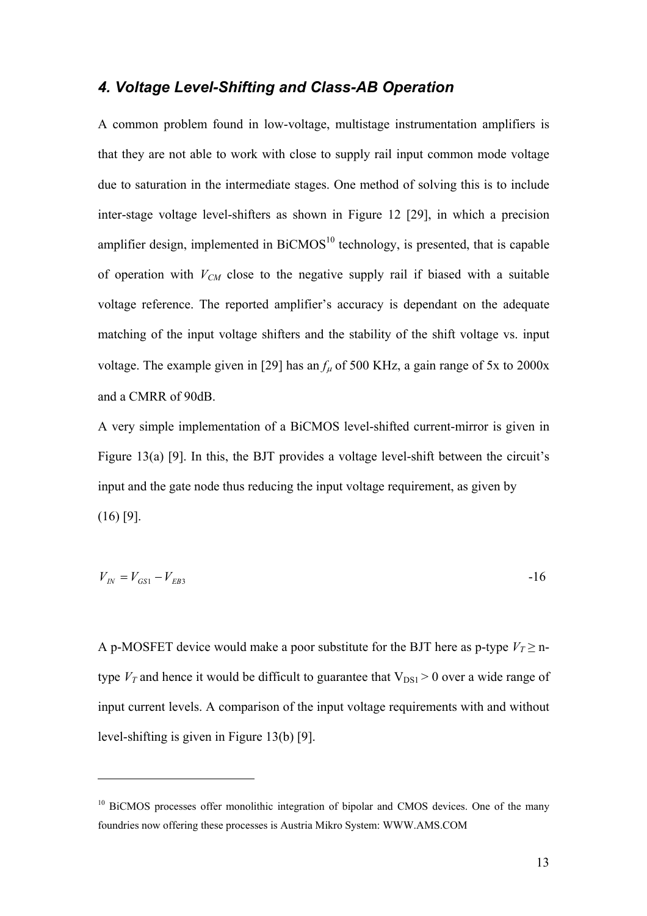## 4. Voltage Level-Shifting and Class-AB Operation

A common problem found in low-voltage, multistage instrumentation amplifiers is that they are not able to work with close to supply rail input common mode voltage due to saturation in the intermediate stages. One method of solving this is to include inter-stage voltage level-shifters as shown in Figure 12 [29], in which a precision amplifier design, implemented in BiCMOS[10] technology, is presented, that is capable of operation with $V_{CM}$ close to the negative supply rail if biased with a suitable voltage reference. The reported amplifier's accuracy is dependant on the adequate matching of the input voltage shifters and the stability of the shift voltage vs. input voltage. The example given in [29] has an $f_\mu$ of 500 KHz, a gain range of 5x to 2000x and a CMRR of 90dB.

A very simple implementation of a BiCMOS level-shifted current-mirror is given in Figure 13(a) [9]. In this, the BJT provides a voltage level-shift between the circuit's input and the gate node thus reducing the input voltage requirement, as given by (16) [9].

$$V_{IN} = V_{GS1} - V_{EB3} \qquad -16$$

A p-MOSFET device would make a poor substitute for the BJT here as p-type $V_T \geq$ n-type $V_T$ and hence it would be difficult to guarantee that $V_{DS1} > 0$ over a wide range of input current levels. A comparison of the input voltage requirements with and without level-shifting is given in Figure 13(b) [9].

---

[10] BiCMOS processes offer monolithic integration of bipolar and CMOS devices. One of the many foundries now offering these processes is Austria Mikro System: WWW.AMS.COM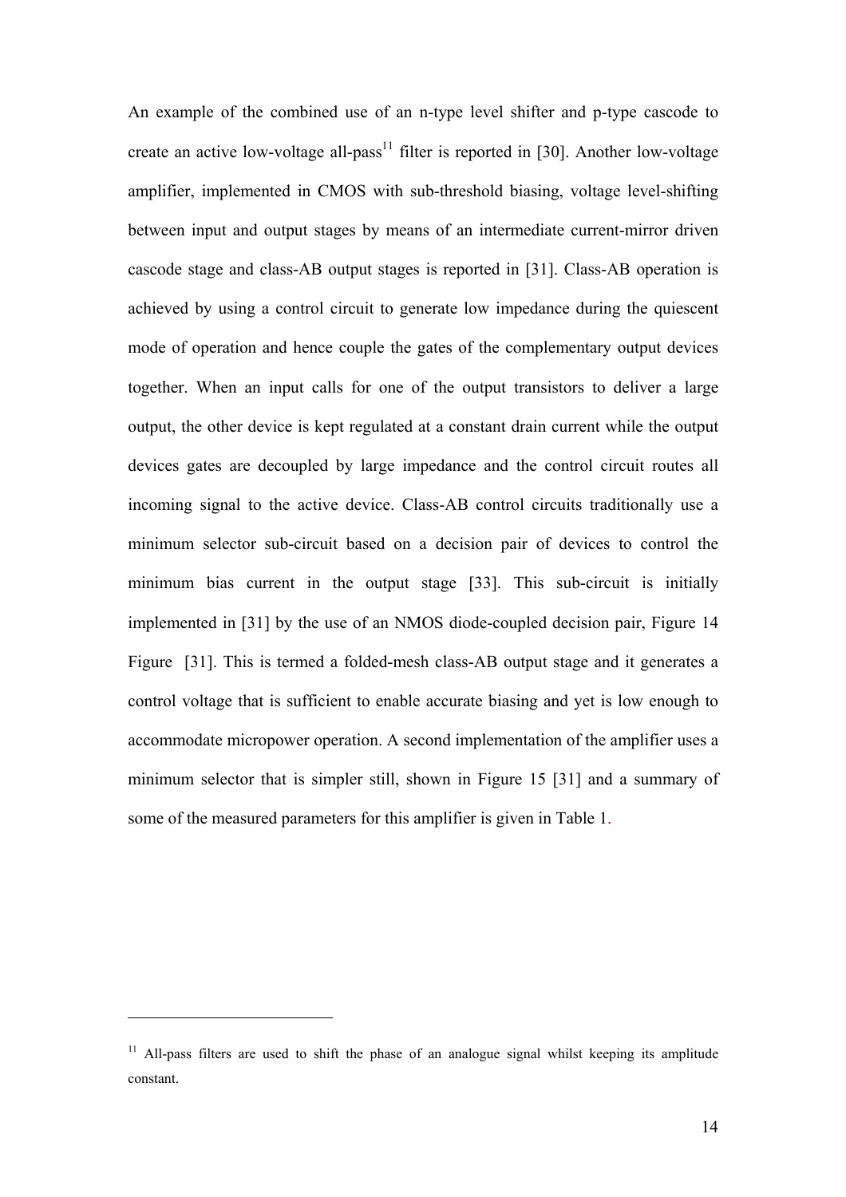An example of the combined use of an n-type level shifter and p-type cascode to create an active low-voltage all-pass[11] filter is reported in [30]. Another low-voltage amplifier, implemented in CMOS with sub-threshold biasing, voltage level-shifting between input and output stages by means of an intermediate current-mirror driven cascode stage and class-AB output stages is reported in [31]. Class-AB operation is achieved by using a control circuit to generate low impedance during the quiescent mode of operation and hence couple the gates of the complementary output devices together. When an input calls for one of the output transistors to deliver a large output, the other device is kept regulated at a constant drain current while the output devices gates are decoupled by large impedance and the control circuit routes all incoming signal to the active device. Class-AB control circuits traditionally use a minimum selector sub-circuit based on a decision pair of devices to control the minimum bias current in the output stage [33]. This sub-circuit is initially implemented in [31] by the use of an NMOS diode-coupled decision pair, Figure 14 Figure [31]. This is termed a folded-mesh class-AB output stage and it generates a control voltage that is sufficient to enable accurate biasing and yet is low enough to accommodate micropower operation. A second implementation of the amplifier uses a minimum selector that is simpler still, shown in Figure 15 [31] and a summary of some of the measured parameters for this amplifier is given in Table 1.

---

[11] All-pass filters are used to shift the phase of an analogue signal whilst keeping its amplitude constant.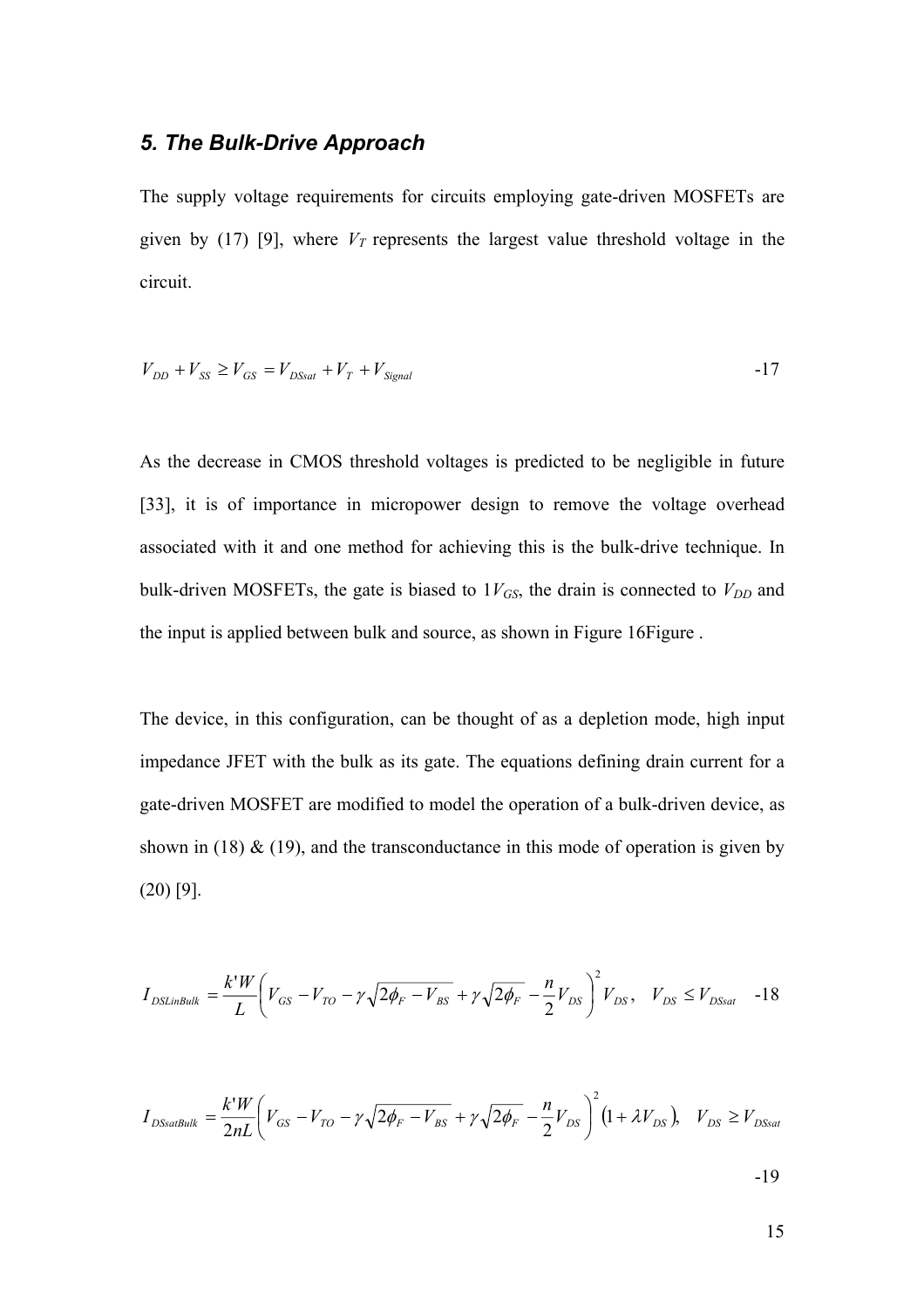### *5. The Bulk-Drive Approach*

The supply voltage requirements for circuits employing gate-driven MOSFETs are given by (17) [9], where $V_T$ represents the largest value threshold voltage in the circuit.

$$V_{DD} + V_{SS} \geq V_{GS} = V_{DSsat} + V_T + V_{Signal} \qquad -17$$

As the decrease in CMOS threshold voltages is predicted to be negligible in future [33], it is of importance in micropower design to remove the voltage overhead associated with it and one method for achieving this is the bulk-drive technique. In bulk-driven MOSFETs, the gate is biased to $1V_{GS}$, the drain is connected to $V_{DD}$ and the input is applied between bulk and source, as shown in Figure 16Figure .

The device, in this configuration, can be thought of as a depletion mode, high input impedance JFET with the bulk as its gate. The equations defining drain current for a gate-driven MOSFET are modified to model the operation of a bulk-driven device, as shown in (18) & (19), and the transconductance in this mode of operation is given by (20) [9].

$$I_{DSLinBulk} = \frac{k'W}{L}\left(V_{GS} - V_{TO} - \gamma\sqrt{2\phi_F - V_{BS}} + \gamma\sqrt{2\phi_F} - \frac{n}{2}V_{DS}\right)^2 V_{DS}, \quad V_{DS} \leq V_{DSsat} \qquad -18$$

$$I_{DSsatBulk} = \frac{k'W}{2nL}\left(V_{GS} - V_{TO} - \gamma\sqrt{2\phi_F - V_{BS}} + \gamma\sqrt{2\phi_F} - \frac{n}{2}V_{DS}\right)^2 \left(1 + \lambda V_{DS}\right), \quad V_{DS} \geq V_{DSsat} \qquad -19$$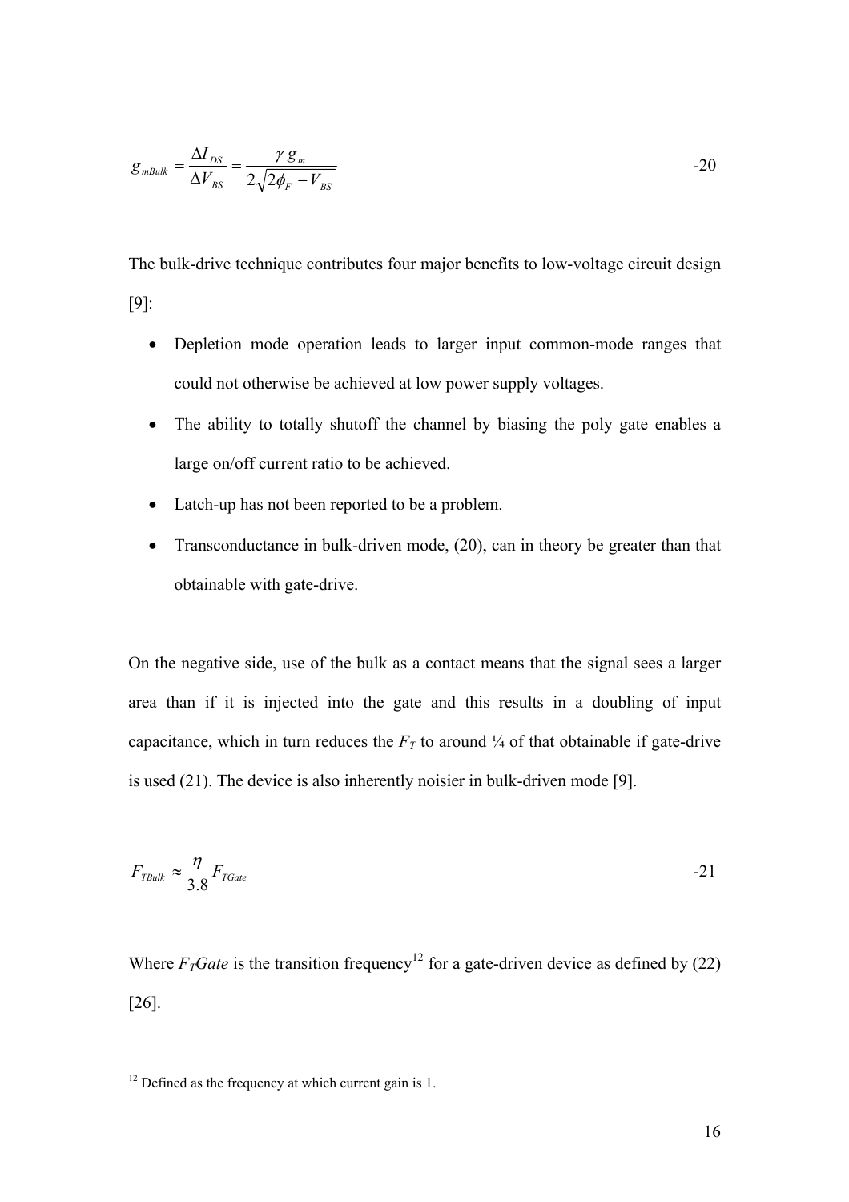$$g_{mBulk} = \frac{\Delta I_{DS}}{\Delta V_{BS}} = \frac{\gamma \, g_m}{2\sqrt{2\phi_F - V_{BS}}} \qquad -20$$

The bulk-drive technique contributes four major benefits to low-voltage circuit design [9]:

- Depletion mode operation leads to larger input common-mode ranges that could not otherwise be achieved at low power supply voltages.
- The ability to totally shutoff the channel by biasing the poly gate enables a large on/off current ratio to be achieved.
- Latch-up has not been reported to be a problem.
- Transconductance in bulk-driven mode, (20), can in theory be greater than that obtainable with gate-drive.

On the negative side, use of the bulk as a contact means that the signal sees a larger area than if it is injected into the gate and this results in a doubling of input capacitance, which in turn reduces the $F_T$ to around ¼ of that obtainable if gate-drive is used (21). The device is also inherently noisier in bulk-driven mode [9].

$$F_{TBulk} \approx \frac{\eta}{3.8} F_{TGate} \qquad -21$$

Where $F_TGate$ is the transition frequency[12] for a gate-driven device as defined by (22) [26].

---

[12] Defined as the frequency at which current gain is 1.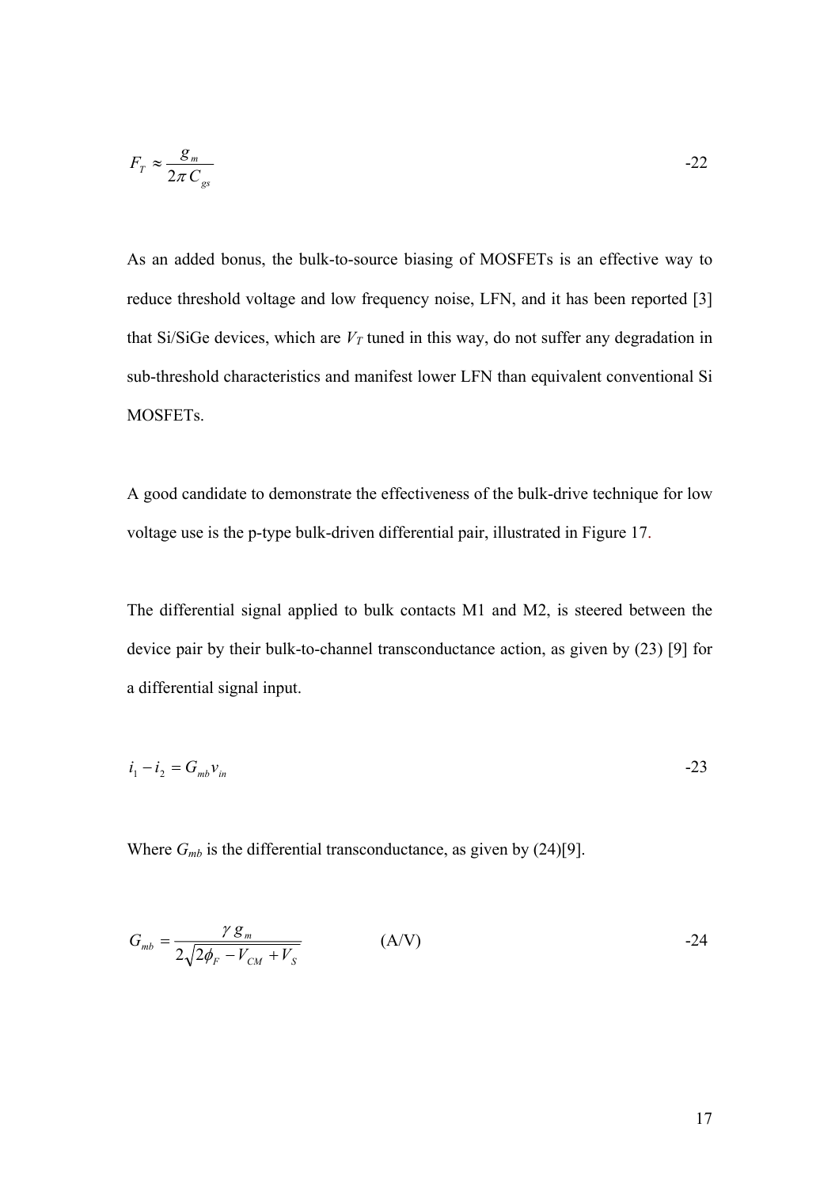$$F_T \approx \frac{g_m}{2\pi C_{gs}} \qquad -22$$

As an added bonus, the bulk-to-source biasing of MOSFETs is an effective way to reduce threshold voltage and low frequency noise, LFN, and it has been reported [3] that Si/SiGe devices, which are $V_T$ tuned in this way, do not suffer any degradation in sub-threshold characteristics and manifest lower LFN than equivalent conventional Si MOSFETs.

A good candidate to demonstrate the effectiveness of the bulk-drive technique for low voltage use is the p-type bulk-driven differential pair, illustrated in Figure 17.

The differential signal applied to bulk contacts M1 and M2, is steered between the device pair by their bulk-to-channel transconductance action, as given by (23) [9] for a differential signal input.

$$i_1 - i_2 = G_{mb} v_{in} \qquad -23$$

Where $G_{mb}$ is the differential transconductance, as given by (24)[9].

$$G_{mb} = \frac{\gamma \, g_m}{2\sqrt{2\phi_F - V_{CM} + V_S}} \qquad \text{(A/V)} \qquad -24$$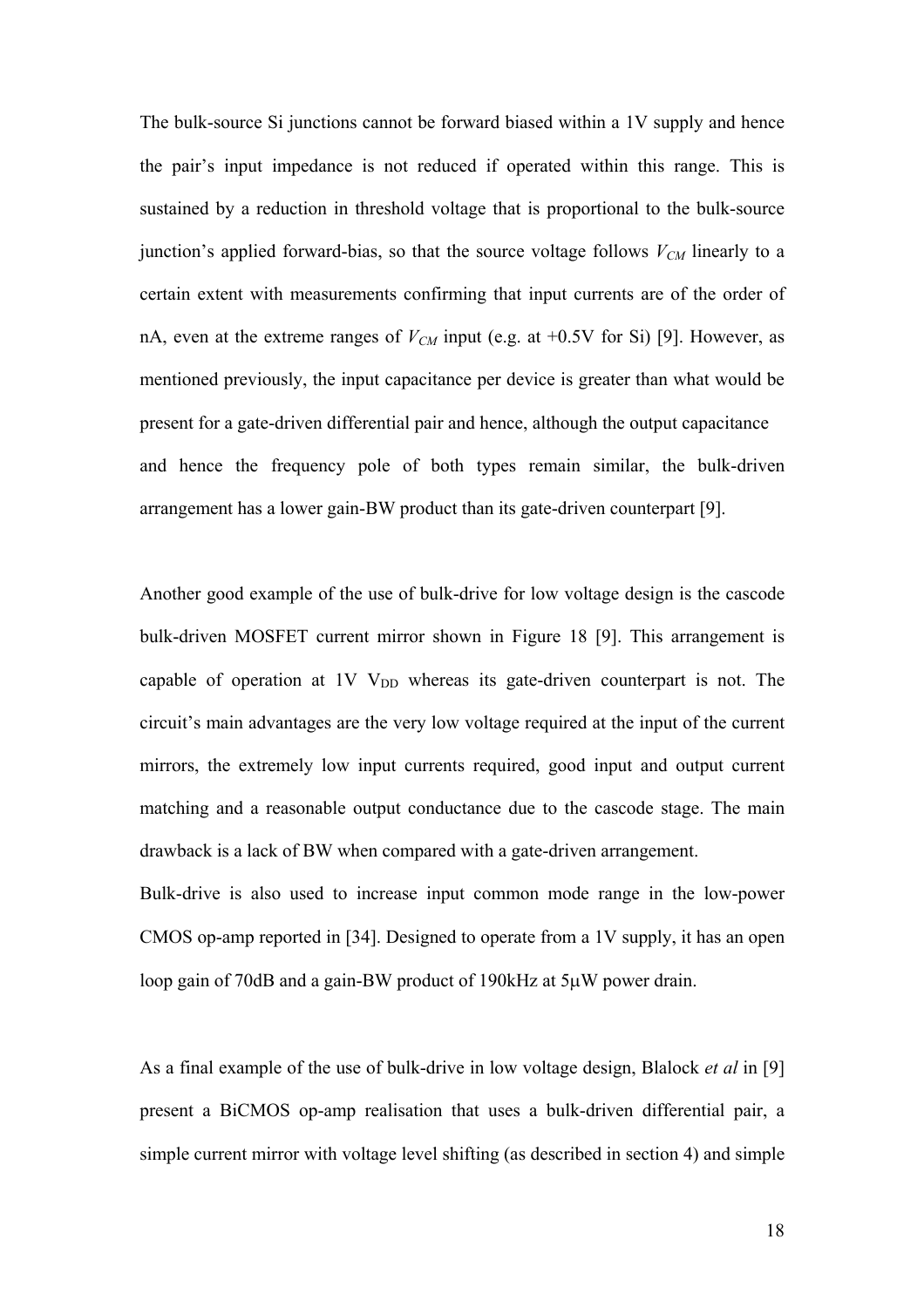The bulk-source Si junctions cannot be forward biased within a 1V supply and hence the pair's input impedance is not reduced if operated within this range. This is sustained by a reduction in threshold voltage that is proportional to the bulk-source junction's applied forward-bias, so that the source voltage follows $V_{CM}$ linearly to a certain extent with measurements confirming that input currents are of the order of nA, even at the extreme ranges of $V_{CM}$ input (e.g. at +0.5V for Si) [9]. However, as mentioned previously, the input capacitance per device is greater than what would be present for a gate-driven differential pair and hence, although the output capacitance and hence the frequency pole of both types remain similar, the bulk-driven arrangement has a lower gain-BW product than its gate-driven counterpart [9].

Another good example of the use of bulk-drive for low voltage design is the cascode bulk-driven MOSFET current mirror shown in Figure 18 [9]. This arrangement is capable of operation at 1V $V_{DD}$ whereas its gate-driven counterpart is not. The circuit's main advantages are the very low voltage required at the input of the current mirrors, the extremely low input currents required, good input and output current matching and a reasonable output conductance due to the cascode stage. The main drawback is a lack of BW when compared with a gate-driven arrangement.

Bulk-drive is also used to increase input common mode range in the low-power CMOS op-amp reported in [34]. Designed to operate from a 1V supply, it has an open loop gain of 70dB and a gain-BW product of 190kHz at 5μW power drain.

As a final example of the use of bulk-drive in low voltage design, Blalock *et al* in [9] present a BiCMOS op-amp realisation that uses a bulk-driven differential pair, a simple current mirror with voltage level shifting (as described in section 4) and simple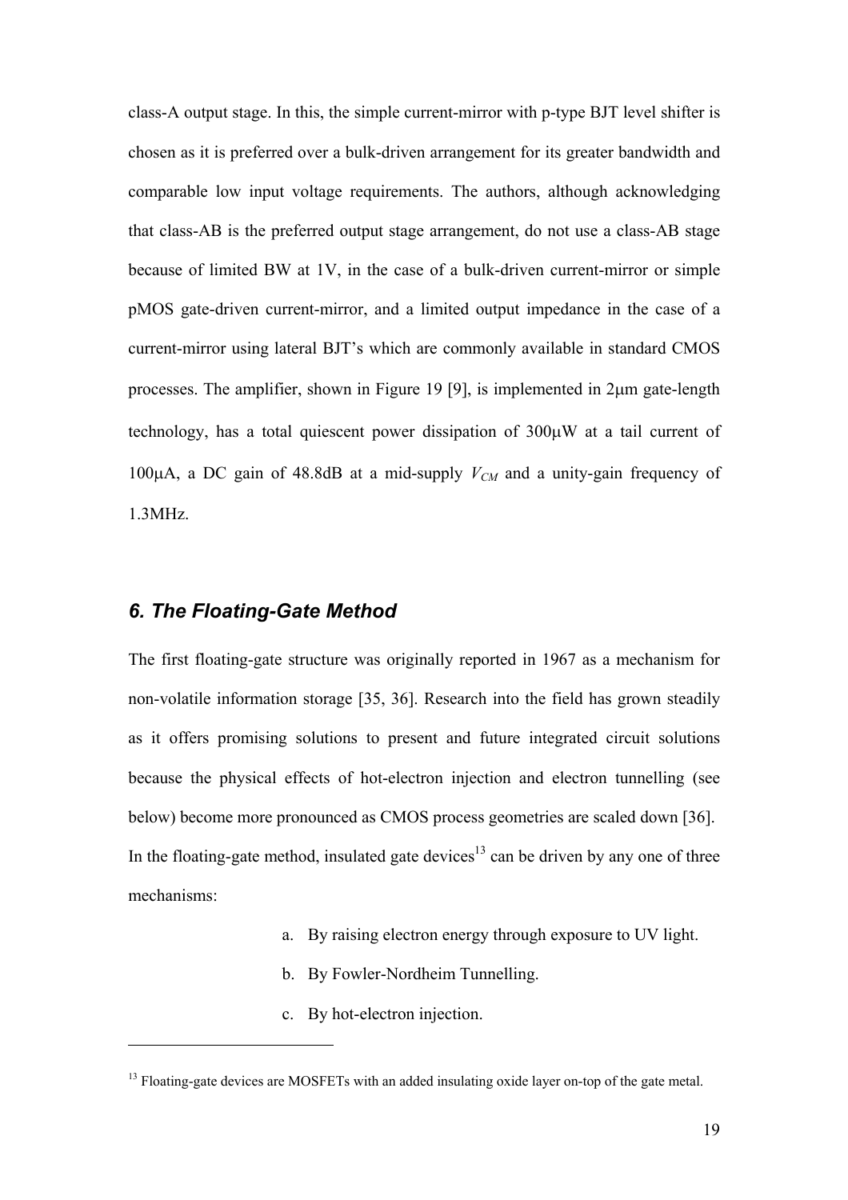class-A output stage. In this, the simple current-mirror with p-type BJT level shifter is chosen as it is preferred over a bulk-driven arrangement for its greater bandwidth and comparable low input voltage requirements. The authors, although acknowledging that class-AB is the preferred output stage arrangement, do not use a class-AB stage because of limited BW at 1V, in the case of a bulk-driven current-mirror or simple pMOS gate-driven current-mirror, and a limited output impedance in the case of a current-mirror using lateral BJT's which are commonly available in standard CMOS processes. The amplifier, shown in Figure 19 [9], is implemented in 2μm gate-length technology, has a total quiescent power dissipation of 300μW at a tail current of 100μA, a DC gain of 48.8dB at a mid-supply $V_{CM}$ and a unity-gain frequency of 1.3MHz.

### *6. The Floating-Gate Method*

The first floating-gate structure was originally reported in 1967 as a mechanism for non-volatile information storage [35, 36]. Research into the field has grown steadily as it offers promising solutions to present and future integrated circuit solutions because the physical effects of hot-electron injection and electron tunnelling (see below) become more pronounced as CMOS process geometries are scaled down [36]. In the floating-gate method, insulated gate devices[13] can be driven by any one of three mechanisms:

a. By raising electron energy through exposure to UV light.
b. By Fowler-Nordheim Tunnelling.
c. By hot-electron injection.

---

[13] Floating-gate devices are MOSFETs with an added insulating oxide layer on-top of the gate metal.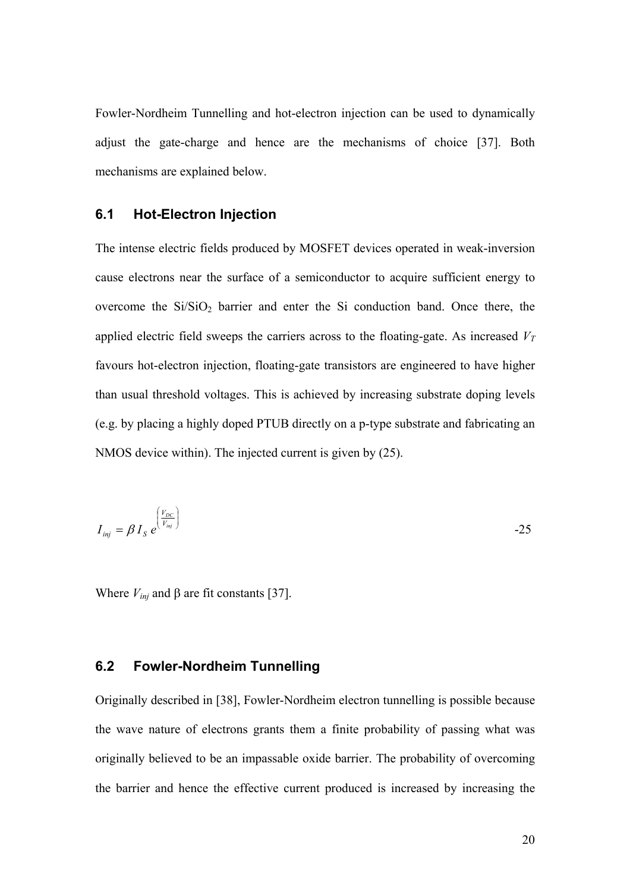Fowler-Nordheim Tunnelling and hot-electron injection can be used to dynamically adjust the gate-charge and hence are the mechanisms of choice [37]. Both mechanisms are explained below.

## 6.1 Hot-Electron Injection

The intense electric fields produced by MOSFET devices operated in weak-inversion cause electrons near the surface of a semiconductor to acquire sufficient energy to overcome the $Si/SiO_2$ barrier and enter the Si conduction band. Once there, the applied electric field sweeps the carriers across to the floating-gate. As increased $V_T$ favours hot-electron injection, floating-gate transistors are engineered to have higher than usual threshold voltages. This is achieved by increasing substrate doping levels (e.g. by placing a highly doped PTUB directly on a p-type substrate and fabricating an NMOS device within). The injected current is given by (25).

$$I_{inj} = \beta I_S e^{\left(\frac{V_{DC}}{V_{inj}}\right)} \qquad -25$$

Where $V_{inj}$ and $\beta$ are fit constants [37].

## 6.2 Fowler-Nordheim Tunnelling

Originally described in [38], Fowler-Nordheim electron tunnelling is possible because the wave nature of electrons grants them a finite probability of passing what was originally believed to be an impassable oxide barrier. The probability of overcoming the barrier and hence the effective current produced is increased by increasing the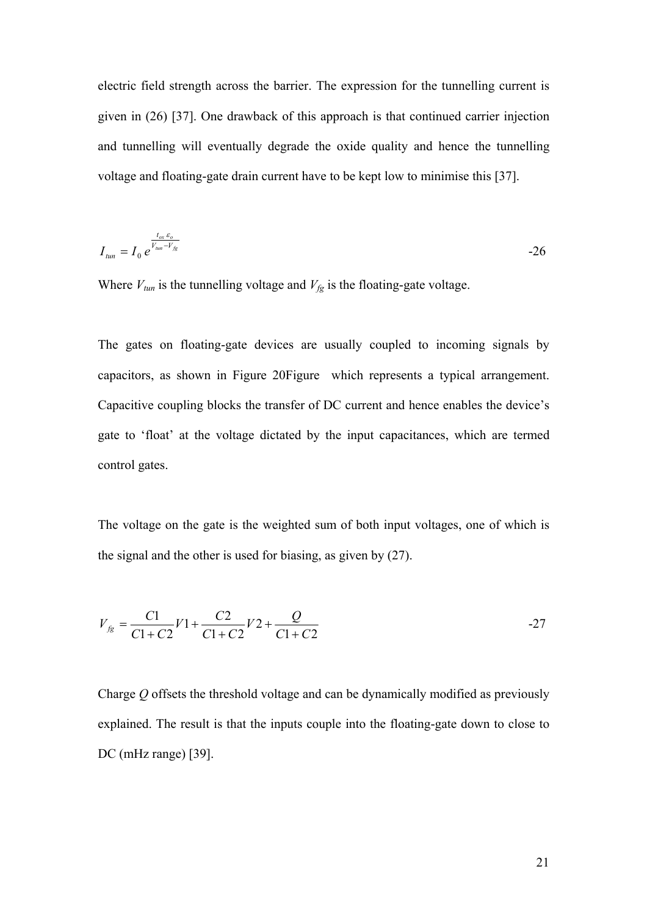electric field strength across the barrier. The expression for the tunnelling current is given in (26) [37]. One drawback of this approach is that continued carrier injection and tunnelling will eventually degrade the oxide quality and hence the tunnelling voltage and floating-gate drain current have to be kept low to minimise this [37].

$$I_{tun} = I_0 \, e^{\frac{t_{ox} \varepsilon_o}{V_{tun} - V_{fg}}} \qquad \text{-26}$$

Where $V_{tun}$ is the tunnelling voltage and $V_{fg}$ is the floating-gate voltage.

The gates on floating-gate devices are usually coupled to incoming signals by capacitors, as shown in Figure 20Figure which represents a typical arrangement. Capacitive coupling blocks the transfer of DC current and hence enables the device's gate to 'float' at the voltage dictated by the input capacitances, which are termed control gates.

The voltage on the gate is the weighted sum of both input voltages, one of which is the signal and the other is used for biasing, as given by (27).

$$V_{fg} = \frac{C1}{C1 + C2} V1 + \frac{C2}{C1 + C2} V2 + \frac{Q}{C1 + C2} \qquad \text{-27}$$

Charge $Q$ offsets the threshold voltage and can be dynamically modified as previously explained. The result is that the inputs couple into the floating-gate down to close to DC (mHz range) [39].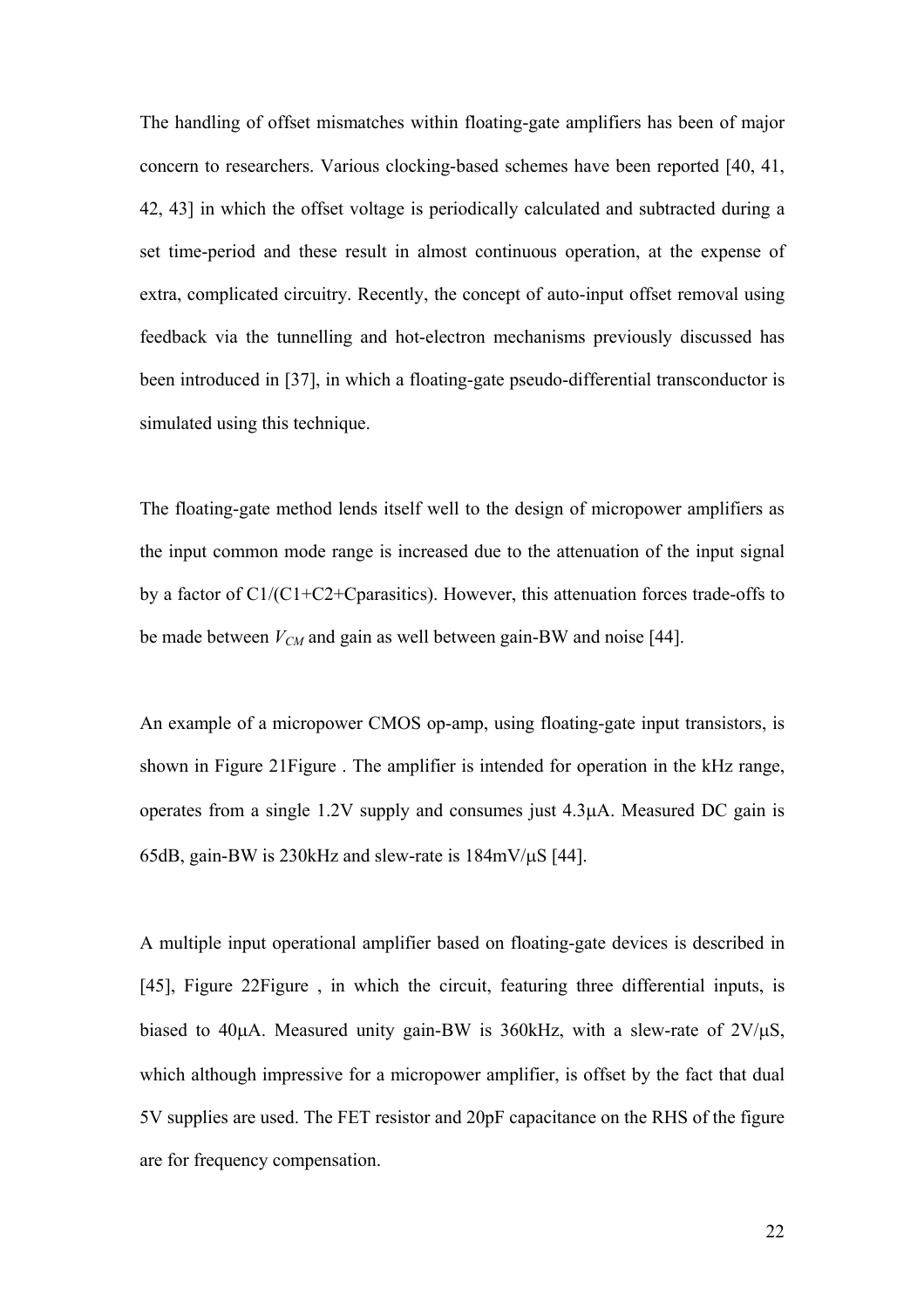The handling of offset mismatches within floating-gate amplifiers has been of major concern to researchers. Various clocking-based schemes have been reported [40, 41, 42, 43] in which the offset voltage is periodically calculated and subtracted during a set time-period and these result in almost continuous operation, at the expense of extra, complicated circuitry. Recently, the concept of auto-input offset removal using feedback via the tunnelling and hot-electron mechanisms previously discussed has been introduced in [37], in which a floating-gate pseudo-differential transconductor is simulated using this technique.

The floating-gate method lends itself well to the design of micropower amplifiers as the input common mode range is increased due to the attenuation of the input signal by a factor of C1/(C1+C2+Cparasitics). However, this attenuation forces trade-offs to be made between $V_{CM}$ and gain as well between gain-BW and noise [44].

An example of a micropower CMOS op-amp, using floating-gate input transistors, is shown in Figure 21Figure . The amplifier is intended for operation in the kHz range, operates from a single 1.2V supply and consumes just 4.3μA. Measured DC gain is 65dB, gain-BW is 230kHz and slew-rate is 184mV/μS [44].

A multiple input operational amplifier based on floating-gate devices is described in [45], Figure 22Figure , in which the circuit, featuring three differential inputs, is biased to 40μA. Measured unity gain-BW is 360kHz, with a slew-rate of 2V/μS, which although impressive for a micropower amplifier, is offset by the fact that dual 5V supplies are used. The FET resistor and 20pF capacitance on the RHS of the figure are for frequency compensation.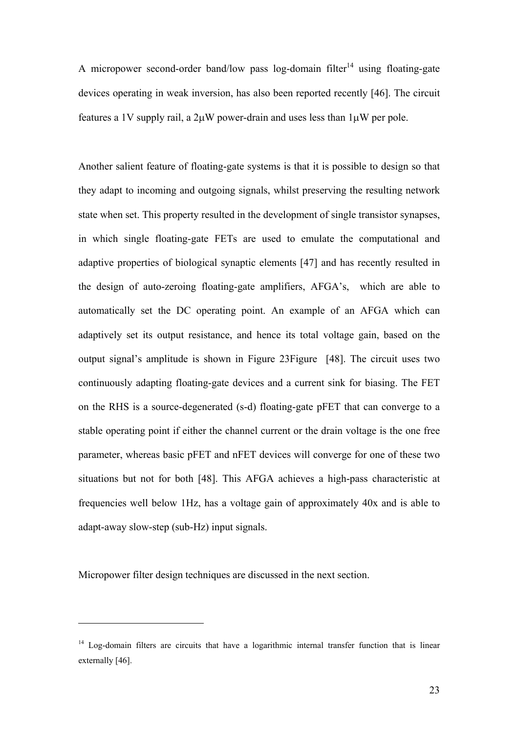A micropower second-order band/low pass log-domain filter[14] using floating-gate devices operating in weak inversion, has also been reported recently [46]. The circuit features a 1V supply rail, a 2μW power-drain and uses less than 1μW per pole.

Another salient feature of floating-gate systems is that it is possible to design so that they adapt to incoming and outgoing signals, whilst preserving the resulting network state when set. This property resulted in the development of single transistor synapses, in which single floating-gate FETs are used to emulate the computational and adaptive properties of biological synaptic elements [47] and has recently resulted in the design of auto-zeroing floating-gate amplifiers, AFGA's, which are able to automatically set the DC operating point. An example of an AFGA which can adaptively set its output resistance, and hence its total voltage gain, based on the output signal's amplitude is shown in Figure 23Figure [48]. The circuit uses two continuously adapting floating-gate devices and a current sink for biasing. The FET on the RHS is a source-degenerated (s-d) floating-gate pFET that can converge to a stable operating point if either the channel current or the drain voltage is the one free parameter, whereas basic pFET and nFET devices will converge for one of these two situations but not for both [48]. This AFGA achieves a high-pass characteristic at frequencies well below 1Hz, has a voltage gain of approximately 40x and is able to adapt-away slow-step (sub-Hz) input signals.

Micropower filter design techniques are discussed in the next section.

---

[14] Log-domain filters are circuits that have a logarithmic internal transfer function that is linear externally [46].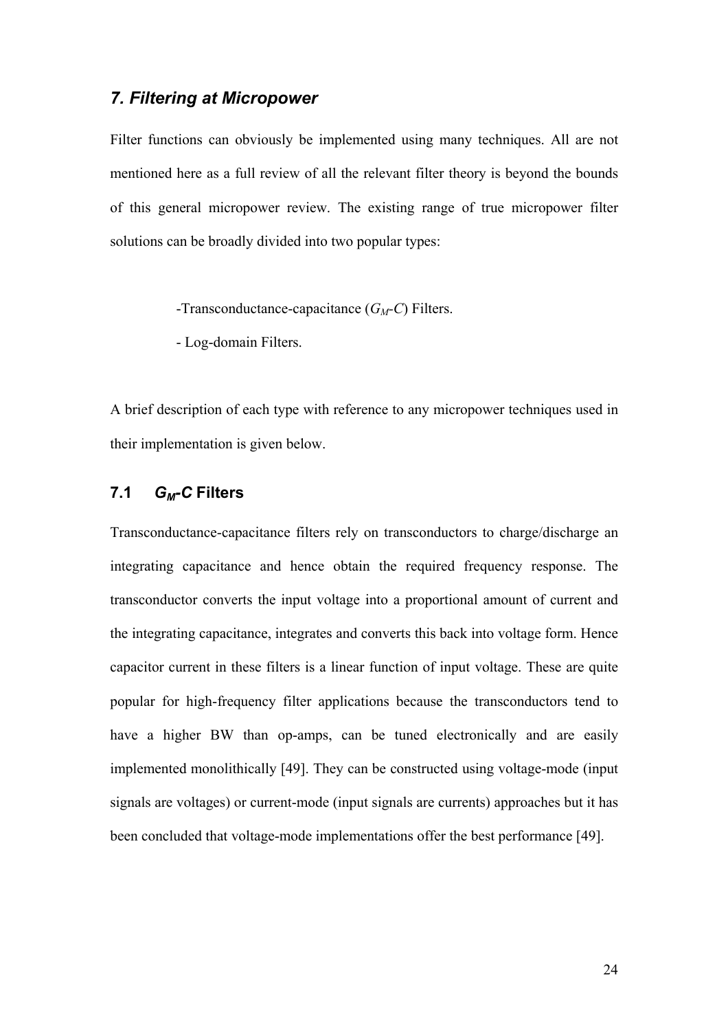## *7. Filtering at Micropower*

Filter functions can obviously be implemented using many techniques. All are not mentioned here as a full review of all the relevant filter theory is beyond the bounds of this general micropower review. The existing range of true micropower filter solutions can be broadly divided into two popular types:

-Transconductance-capacitance ($G_M$-$C$) Filters.

- Log-domain Filters.

A brief description of each type with reference to any micropower techniques used in their implementation is given below.

### 7.1 $G_M$-$C$ Filters

Transconductance-capacitance filters rely on transconductors to charge/discharge an integrating capacitance and hence obtain the required frequency response. The transconductor converts the input voltage into a proportional amount of current and the integrating capacitance, integrates and converts this back into voltage form. Hence capacitor current in these filters is a linear function of input voltage. These are quite popular for high-frequency filter applications because the transconductors tend to have a higher BW than op-amps, can be tuned electronically and are easily implemented monolithically [49]. They can be constructed using voltage-mode (input signals are voltages) or current-mode (input signals are currents) approaches but it has been concluded that voltage-mode implementations offer the best performance [49].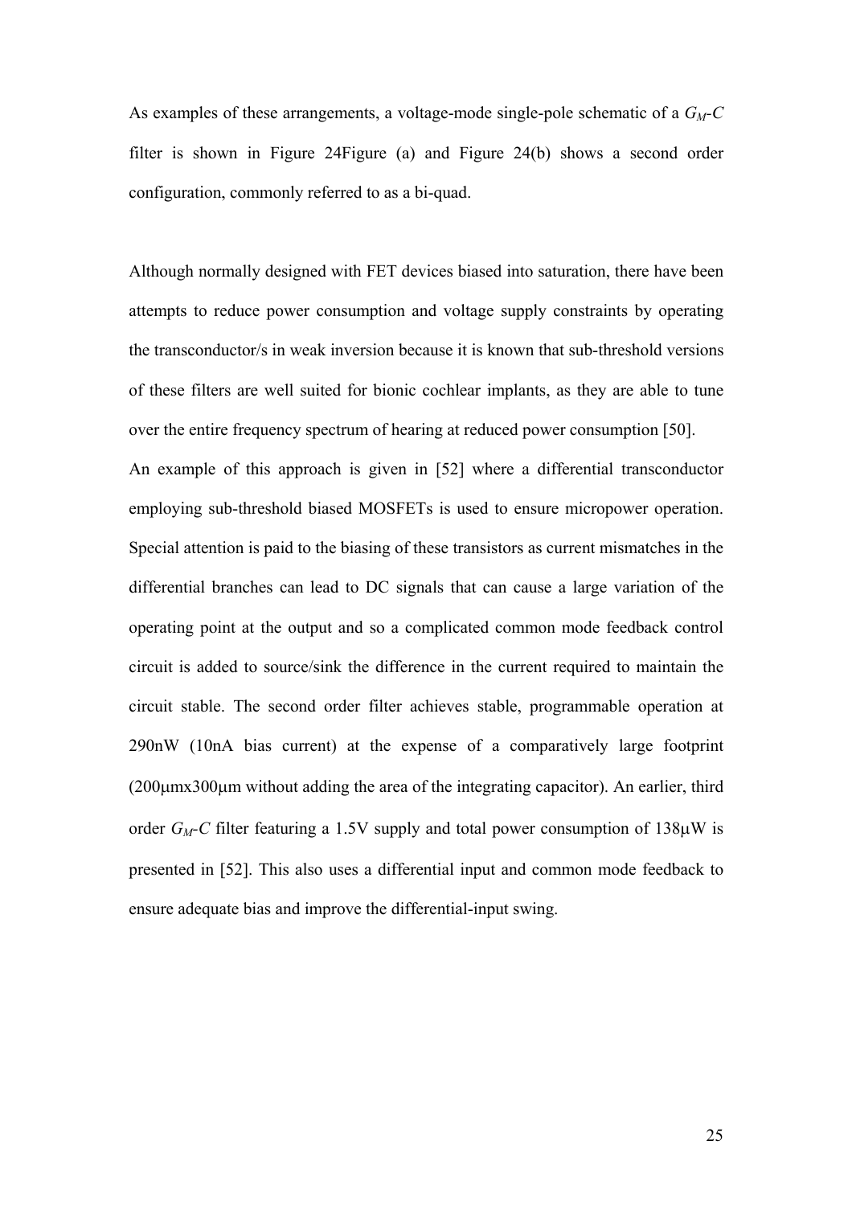As examples of these arrangements, a voltage-mode single-pole schematic of a $G_M$-$C$ filter is shown in Figure 24Figure (a) and Figure 24(b) shows a second order configuration, commonly referred to as a bi-quad.

Although normally designed with FET devices biased into saturation, there have been attempts to reduce power consumption and voltage supply constraints by operating the transconductor/s in weak inversion because it is known that sub-threshold versions of these filters are well suited for bionic cochlear implants, as they are able to tune over the entire frequency spectrum of hearing at reduced power consumption [50].
An example of this approach is given in [52] where a differential transconductor employing sub-threshold biased MOSFETs is used to ensure micropower operation. Special attention is paid to the biasing of these transistors as current mismatches in the differential branches can lead to DC signals that can cause a large variation of the operating point at the output and so a complicated common mode feedback control circuit is added to source/sink the difference in the current required to maintain the circuit stable. The second order filter achieves stable, programmable operation at 290nW (10nA bias current) at the expense of a comparatively large footprint (200μmx300μm without adding the area of the integrating capacitor). An earlier, third order $G_M$-$C$ filter featuring a 1.5V supply and total power consumption of 138μW is presented in [52]. This also uses a differential input and common mode feedback to ensure adequate bias and improve the differential-input swing.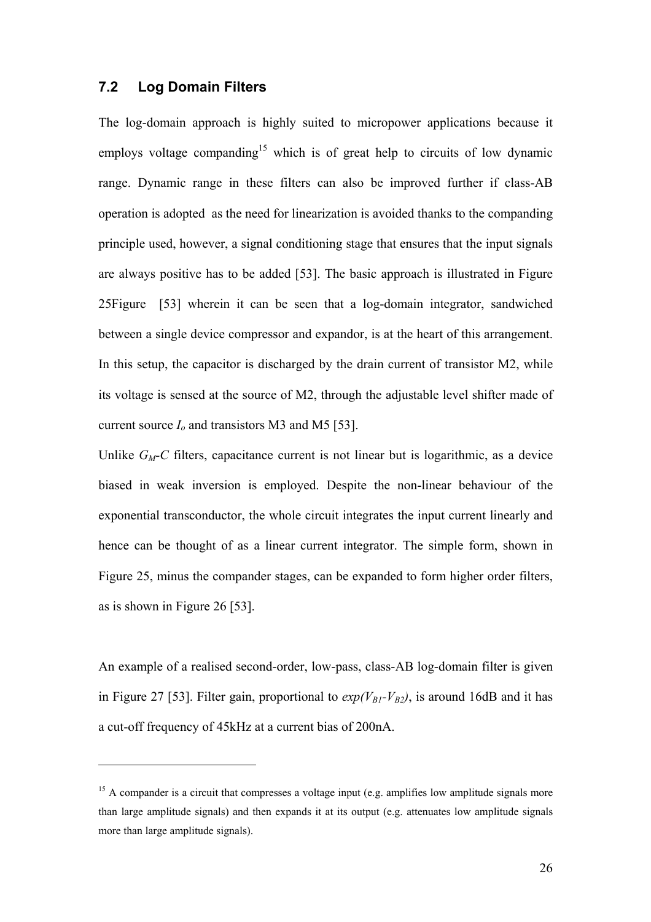### 7.2 Log Domain Filters

The log-domain approach is highly suited to micropower applications because it employs voltage companding[15] which is of great help to circuits of low dynamic range. Dynamic range in these filters can also be improved further if class-AB operation is adopted as the need for linearization is avoided thanks to the companding principle used, however, a signal conditioning stage that ensures that the input signals are always positive has to be added [53]. The basic approach is illustrated in Figure 25Figure [53] wherein it can be seen that a log-domain integrator, sandwiched between a single device compressor and expandor, is at the heart of this arrangement. In this setup, the capacitor is discharged by the drain current of transistor M2, while its voltage is sensed at the source of M2, through the adjustable level shifter made of current source $I_o$ and transistors M3 and M5 [53].

Unlike $G_M$-$C$ filters, capacitance current is not linear but is logarithmic, as a device biased in weak inversion is employed. Despite the non-linear behaviour of the exponential transconductor, the whole circuit integrates the input current linearly and hence can be thought of as a linear current integrator. The simple form, shown in Figure 25, minus the compander stages, can be expanded to form higher order filters, as is shown in Figure 26 [53].

An example of a realised second-order, low-pass, class-AB log-domain filter is given in Figure 27 [53]. Filter gain, proportional to $exp(V_{B1}-V_{B2})$, is around 16dB and it has a cut-off frequency of 45kHz at a current bias of 200nA.

---

[15] A compander is a circuit that compresses a voltage input (e.g. amplifies low amplitude signals more than large amplitude signals) and then expands it at its output (e.g. attenuates low amplitude signals more than large amplitude signals).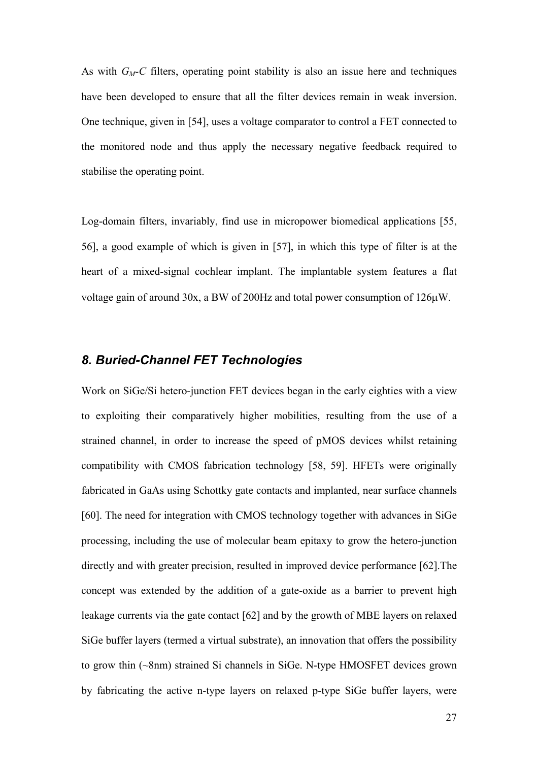As with $G_M$-$C$ filters, operating point stability is also an issue here and techniques have been developed to ensure that all the filter devices remain in weak inversion. One technique, given in [54], uses a voltage comparator to control a FET connected to the monitored node and thus apply the necessary negative feedback required to stabilise the operating point.

Log-domain filters, invariably, find use in micropower biomedical applications [55, 56], a good example of which is given in [57], in which this type of filter is at the heart of a mixed-signal cochlear implant. The implantable system features a flat voltage gain of around 30x, a BW of 200Hz and total power consumption of 126μW.

## *8. Buried-Channel FET Technologies*

Work on SiGe/Si hetero-junction FET devices began in the early eighties with a view to exploiting their comparatively higher mobilities, resulting from the use of a strained channel, in order to increase the speed of pMOS devices whilst retaining compatibility with CMOS fabrication technology [58, 59]. HFETs were originally fabricated in GaAs using Schottky gate contacts and implanted, near surface channels [60]. The need for integration with CMOS technology together with advances in SiGe processing, including the use of molecular beam epitaxy to grow the hetero-junction directly and with greater precision, resulted in improved device performance [62].The concept was extended by the addition of a gate-oxide as a barrier to prevent high leakage currents via the gate contact [62] and by the growth of MBE layers on relaxed SiGe buffer layers (termed a virtual substrate), an innovation that offers the possibility to grow thin (~8nm) strained Si channels in SiGe. N-type HMOSFET devices grown by fabricating the active n-type layers on relaxed p-type SiGe buffer layers, were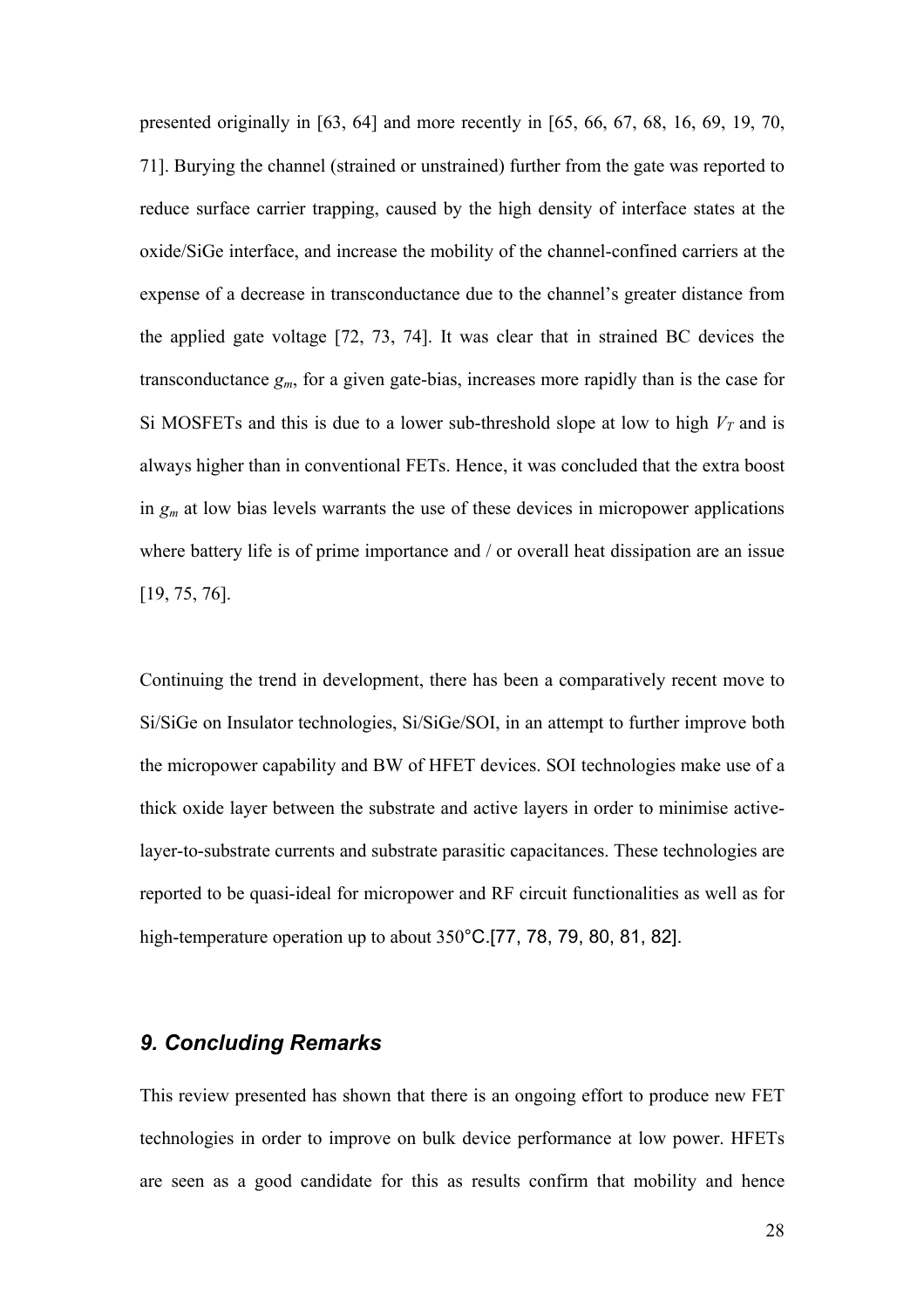presented originally in [63, 64] and more recently in [65, 66, 67, 68, 16, 69, 19, 70, 71]. Burying the channel (strained or unstrained) further from the gate was reported to reduce surface carrier trapping, caused by the high density of interface states at the oxide/SiGe interface, and increase the mobility of the channel-confined carriers at the expense of a decrease in transconductance due to the channel's greater distance from the applied gate voltage [72, 73, 74]. It was clear that in strained BC devices the transconductance $g_m$, for a given gate-bias, increases more rapidly than is the case for Si MOSFETs and this is due to a lower sub-threshold slope at low to high $V_T$ and is always higher than in conventional FETs. Hence, it was concluded that the extra boost in $g_m$ at low bias levels warrants the use of these devices in micropower applications where battery life is of prime importance and / or overall heat dissipation are an issue [19, 75, 76].

Continuing the trend in development, there has been a comparatively recent move to Si/SiGe on Insulator technologies, Si/SiGe/SOI, in an attempt to further improve both the micropower capability and BW of HFET devices. SOI technologies make use of a thick oxide layer between the substrate and active layers in order to minimise active-layer-to-substrate currents and substrate parasitic capacitances. These technologies are reported to be quasi-ideal for micropower and RF circuit functionalities as well as for high-temperature operation up to about 350°C.[77, 78, 79, 80, 81, 82].

## *9. Concluding Remarks*

This review presented has shown that there is an ongoing effort to produce new FET technologies in order to improve on bulk device performance at low power. HFETs are seen as a good candidate for this as results confirm that mobility and hence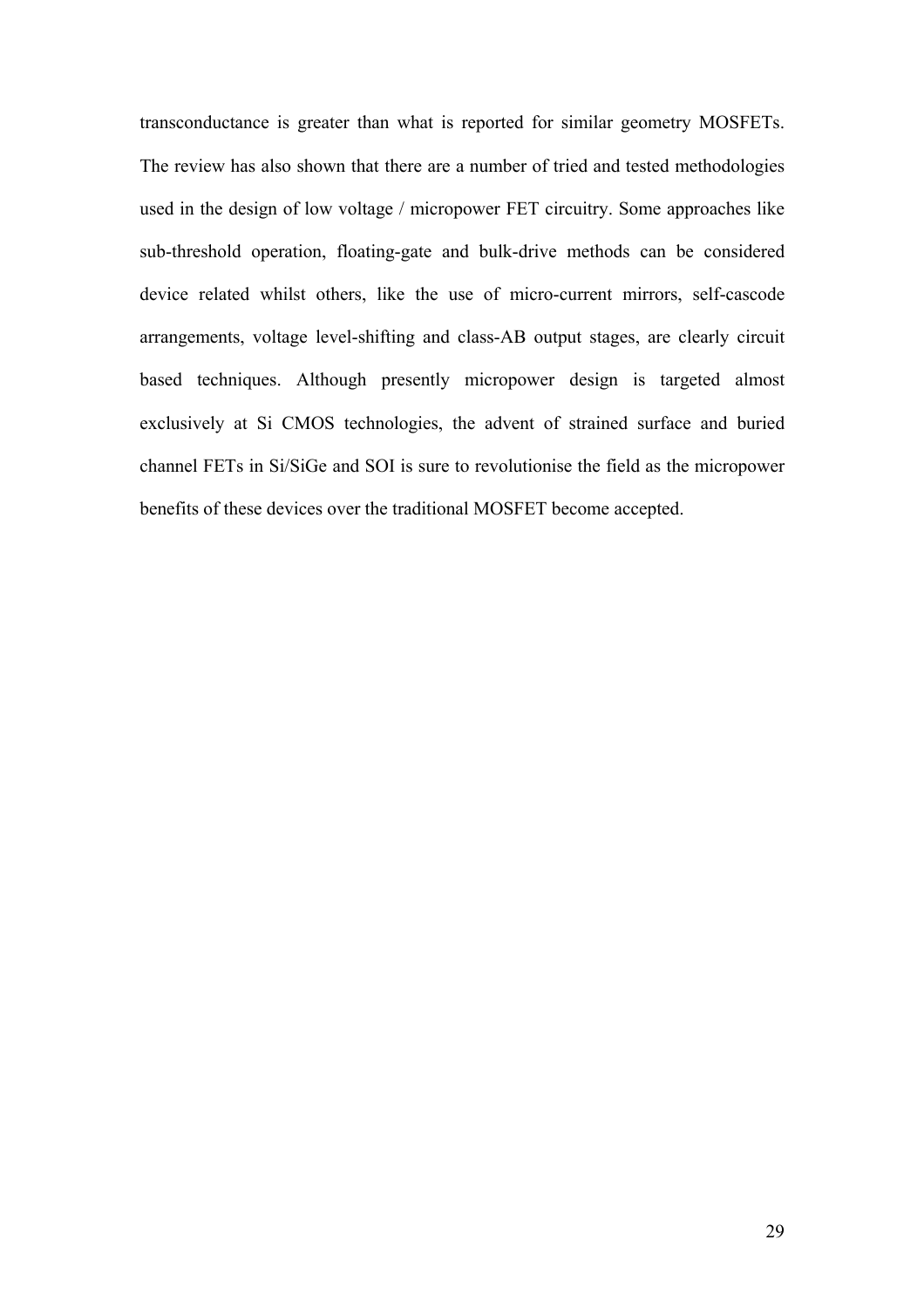transconductance is greater than what is reported for similar geometry MOSFETs. The review has also shown that there are a number of tried and tested methodologies used in the design of low voltage / micropower FET circuitry. Some approaches like sub-threshold operation, floating-gate and bulk-drive methods can be considered device related whilst others, like the use of micro-current mirrors, self-cascode arrangements, voltage level-shifting and class-AB output stages, are clearly circuit based techniques. Although presently micropower design is targeted almost exclusively at Si CMOS technologies, the advent of strained surface and buried channel FETs in Si/SiGe and SOI is sure to revolutionise the field as the micropower benefits of these devices over the traditional MOSFET become accepted.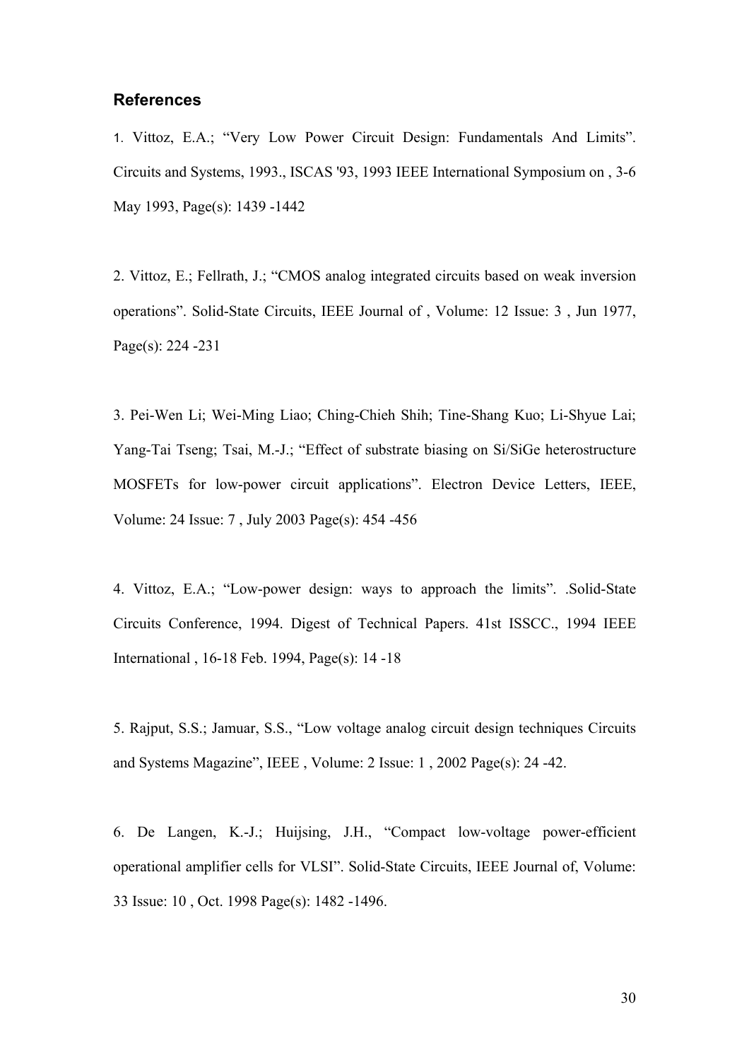## References

1. Vittoz, E.A.; "Very Low Power Circuit Design: Fundamentals And Limits". Circuits and Systems, 1993., ISCAS '93, 1993 IEEE International Symposium on , 3-6 May 1993, Page(s): 1439 -1442

2. Vittoz, E.; Fellrath, J.; "CMOS analog integrated circuits based on weak inversion operations". Solid-State Circuits, IEEE Journal of , Volume: 12 Issue: 3 , Jun 1977, Page(s): 224 -231

3. Pei-Wen Li; Wei-Ming Liao; Ching-Chieh Shih; Tine-Shang Kuo; Li-Shyue Lai; Yang-Tai Tseng; Tsai, M.-J.; "Effect of substrate biasing on Si/SiGe heterostructure MOSFETs for low-power circuit applications". Electron Device Letters, IEEE, Volume: 24 Issue: 7 , July 2003 Page(s): 454 -456

4. Vittoz, E.A.; "Low-power design: ways to approach the limits". .Solid-State Circuits Conference, 1994. Digest of Technical Papers. 41st ISSCC., 1994 IEEE International , 16-18 Feb. 1994, Page(s): 14 -18

5. Rajput, S.S.; Jamuar, S.S., "Low voltage analog circuit design techniques Circuits and Systems Magazine", IEEE , Volume: 2 Issue: 1 , 2002 Page(s): 24 -42.

6. De Langen, K.-J.; Huijsing, J.H., "Compact low-voltage power-efficient operational amplifier cells for VLSI". Solid-State Circuits, IEEE Journal of, Volume: 33 Issue: 10 , Oct. 1998 Page(s): 1482 -1496.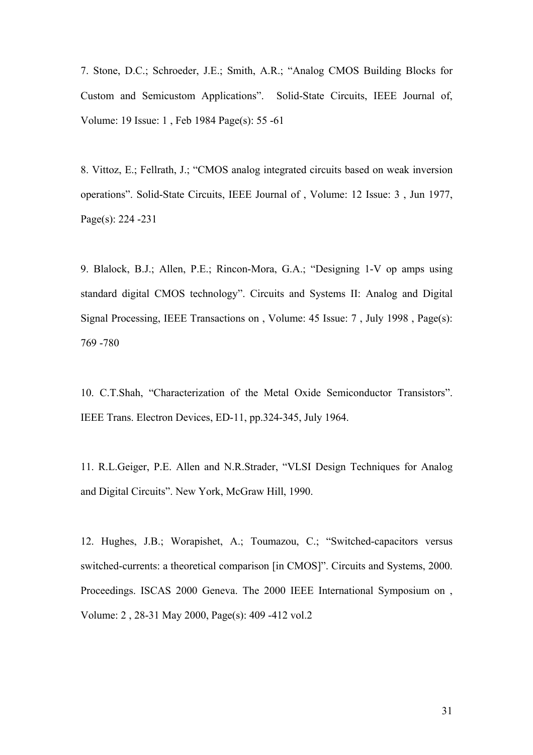7. Stone, D.C.; Schroeder, J.E.; Smith, A.R.; "Analog CMOS Building Blocks for Custom and Semicustom Applications". Solid-State Circuits, IEEE Journal of, Volume: 19 Issue: 1 , Feb 1984 Page(s): 55 -61

8. Vittoz, E.; Fellrath, J.; "CMOS analog integrated circuits based on weak inversion operations". Solid-State Circuits, IEEE Journal of , Volume: 12 Issue: 3 , Jun 1977, Page(s): 224 -231

9. Blalock, B.J.; Allen, P.E.; Rincon-Mora, G.A.; "Designing 1-V op amps using standard digital CMOS technology". Circuits and Systems II: Analog and Digital Signal Processing, IEEE Transactions on , Volume: 45 Issue: 7 , July 1998 , Page(s): 769 -780

10. C.T.Shah, "Characterization of the Metal Oxide Semiconductor Transistors". IEEE Trans. Electron Devices, ED-11, pp.324-345, July 1964.

11. R.L.Geiger, P.E. Allen and N.R.Strader, "VLSI Design Techniques for Analog and Digital Circuits". New York, McGraw Hill, 1990.

12. Hughes, J.B.; Worapishet, A.; Toumazou, C.; "Switched-capacitors versus switched-currents: a theoretical comparison [in CMOS]". Circuits and Systems, 2000. Proceedings. ISCAS 2000 Geneva. The 2000 IEEE International Symposium on , Volume: 2 , 28-31 May 2000, Page(s): 409 -412 vol.2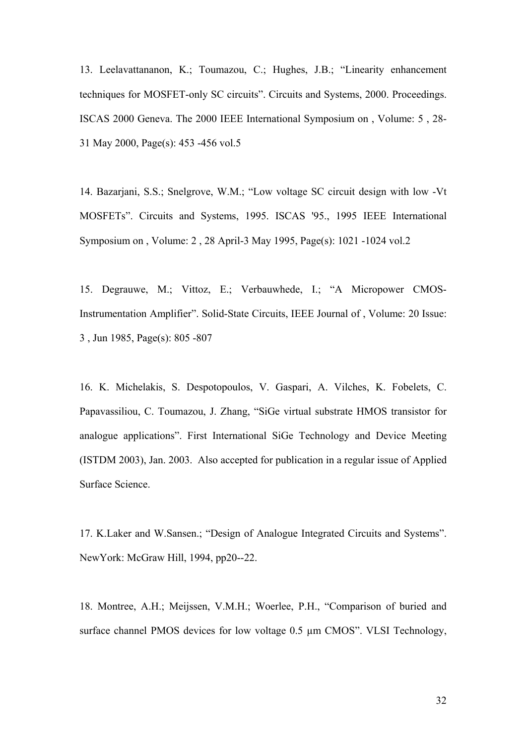13. Leelavattananon, K.; Toumazou, C.; Hughes, J.B.; "Linearity enhancement techniques for MOSFET-only SC circuits". Circuits and Systems, 2000. Proceedings. ISCAS 2000 Geneva. The 2000 IEEE International Symposium on , Volume: 5 , 28-31 May 2000, Page(s): 453 -456 vol.5

14. Bazarjani, S.S.; Snelgrove, W.M.; "Low voltage SC circuit design with low -Vt MOSFETs". Circuits and Systems, 1995. ISCAS '95., 1995 IEEE International Symposium on , Volume: 2 , 28 April-3 May 1995, Page(s): 1021 -1024 vol.2

15. Degrauwe, M.; Vittoz, E.; Verbauwhede, I.; "A Micropower CMOS-Instrumentation Amplifier". Solid-State Circuits, IEEE Journal of , Volume: 20 Issue: 3 , Jun 1985, Page(s): 805 -807

16. K. Michelakis, S. Despotopoulos, V. Gaspari, A. Vilches, K. Fobelets, C. Papavassiliou, C. Toumazou, J. Zhang, "SiGe virtual substrate HMOS transistor for analogue applications". First International SiGe Technology and Device Meeting (ISTDM 2003), Jan. 2003. Also accepted for publication in a regular issue of Applied Surface Science.

17. K.Laker and W.Sansen.; "Design of Analogue Integrated Circuits and Systems". NewYork: McGraw Hill, 1994, pp20--22.

18. Montree, A.H.; Meijssen, V.M.H.; Woerlee, P.H., "Comparison of buried and surface channel PMOS devices for low voltage 0.5 μm CMOS". VLSI Technology,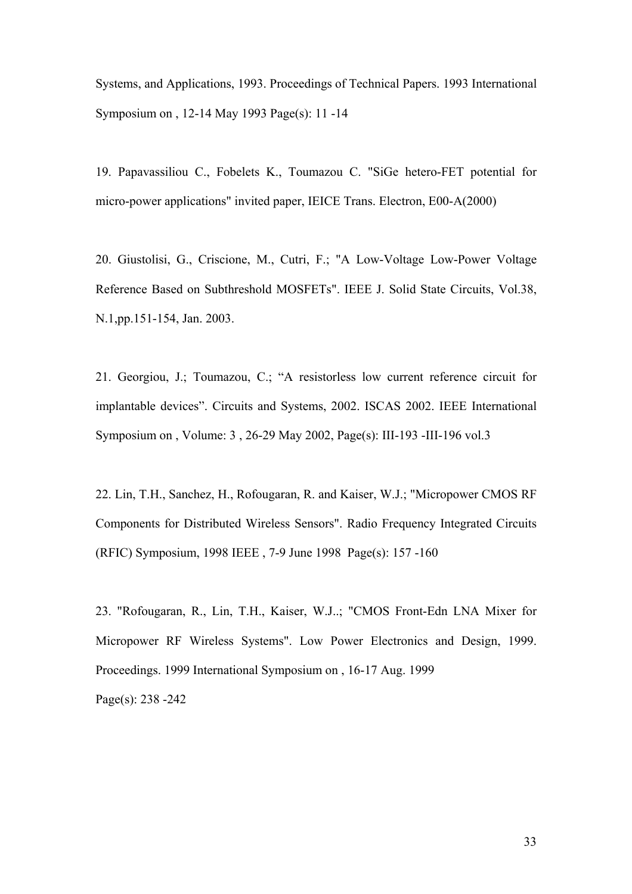Systems, and Applications, 1993. Proceedings of Technical Papers. 1993 International Symposium on , 12-14 May 1993 Page(s): 11 -14

19. Papavassiliou C., Fobelets K., Toumazou C. "SiGe hetero-FET potential for micro-power applications" invited paper, IEICE Trans. Electron, E00-A(2000)

20. Giustolisi, G., Criscione, M., Cutri, F.; "A Low-Voltage Low-Power Voltage Reference Based on Subthreshold MOSFETs". IEEE J. Solid State Circuits, Vol.38, N.1,pp.151-154, Jan. 2003.

21. Georgiou, J.; Toumazou, C.; “A resistorless low current reference circuit for implantable devices”. Circuits and Systems, 2002. ISCAS 2002. IEEE International Symposium on , Volume: 3 , 26-29 May 2002, Page(s): III-193 -III-196 vol.3

22. Lin, T.H., Sanchez, H., Rofougaran, R. and Kaiser, W.J.; "Micropower CMOS RF Components for Distributed Wireless Sensors". Radio Frequency Integrated Circuits (RFIC) Symposium, 1998 IEEE , 7-9 June 1998 Page(s): 157 -160

23. "Rofougaran, R., Lin, T.H., Kaiser, W.J..; "CMOS Front-Edn LNA Mixer for Micropower RF Wireless Systems". Low Power Electronics and Design, 1999. Proceedings. 1999 International Symposium on , 16-17 Aug. 1999
Page(s): 238 -242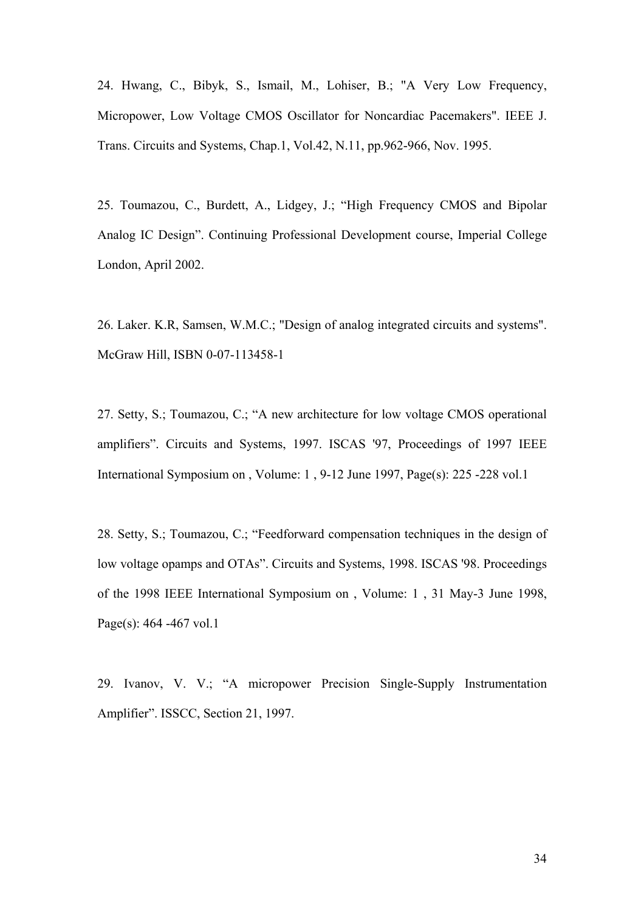24. Hwang, C., Bibyk, S., Ismail, M., Lohiser, B.; "A Very Low Frequency, Micropower, Low Voltage CMOS Oscillator for Noncardiac Pacemakers". IEEE J. Trans. Circuits and Systems, Chap.1, Vol.42, N.11, pp.962-966, Nov. 1995.

25. Toumazou, C., Burdett, A., Lidgey, J.; "High Frequency CMOS and Bipolar Analog IC Design". Continuing Professional Development course, Imperial College London, April 2002.

26. Laker. K.R, Samsen, W.M.C.; "Design of analog integrated circuits and systems". McGraw Hill, ISBN 0-07-113458-1

27. Setty, S.; Toumazou, C.; "A new architecture for low voltage CMOS operational amplifiers". Circuits and Systems, 1997. ISCAS '97, Proceedings of 1997 IEEE International Symposium on , Volume: 1 , 9-12 June 1997, Page(s): 225 -228 vol.1

28. Setty, S.; Toumazou, C.; "Feedforward compensation techniques in the design of low voltage opamps and OTAs". Circuits and Systems, 1998. ISCAS '98. Proceedings of the 1998 IEEE International Symposium on , Volume: 1 , 31 May-3 June 1998, Page(s): 464 -467 vol.1

29. Ivanov, V. V.; "A micropower Precision Single-Supply Instrumentation Amplifier". ISSCC, Section 21, 1997.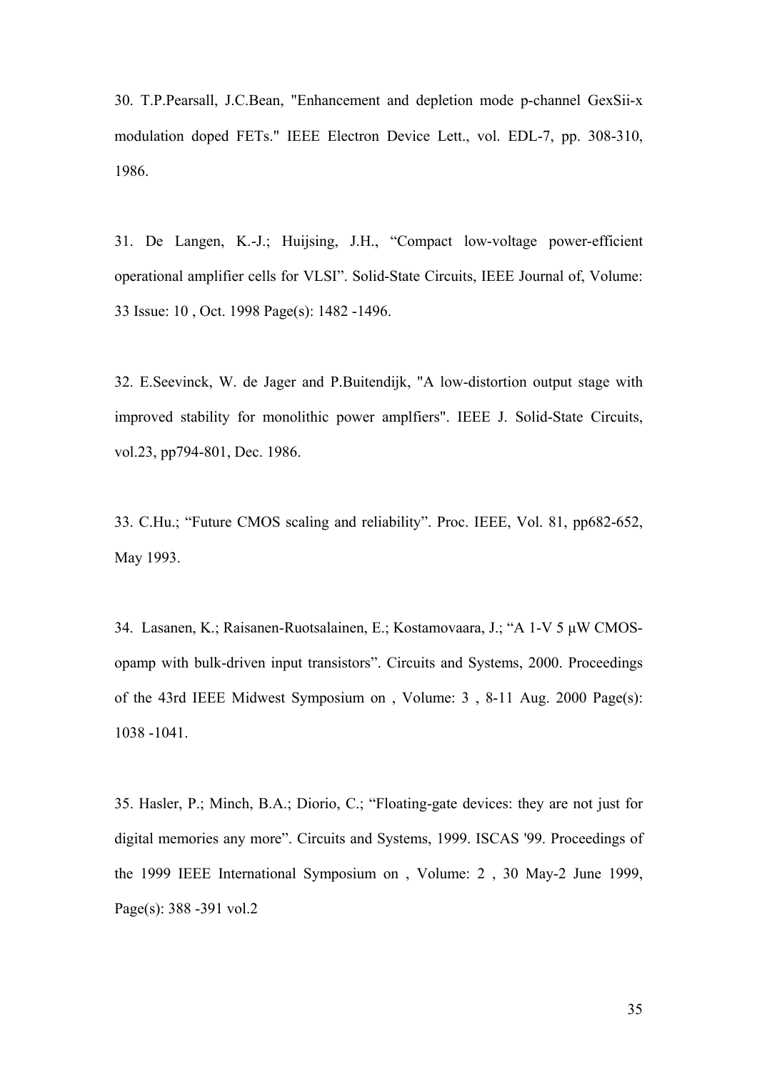30. T.P.Pearsall, J.C.Bean, "Enhancement and depletion mode p-channel GexSii-x modulation doped FETs." IEEE Electron Device Lett., vol. EDL-7, pp. 308-310, 1986.

31. De Langen, K.-J.; Huijsing, J.H., "Compact low-voltage power-efficient operational amplifier cells for VLSI". Solid-State Circuits, IEEE Journal of, Volume: 33 Issue: 10 , Oct. 1998 Page(s): 1482 -1496.

32. E.Seevinck, W. de Jager and P.Buitendijk, "A low-distortion output stage with improved stability for monolithic power amplfiers". IEEE J. Solid-State Circuits, vol.23, pp794-801, Dec. 1986.

33. C.Hu.; "Future CMOS scaling and reliability". Proc. IEEE, Vol. 81, pp682-652, May 1993.

34. Lasanen, K.; Raisanen-Ruotsalainen, E.; Kostamovaara, J.; "A 1-V 5 µW CMOS-opamp with bulk-driven input transistors". Circuits and Systems, 2000. Proceedings of the 43rd IEEE Midwest Symposium on , Volume: 3 , 8-11 Aug. 2000 Page(s): 1038 -1041.

35. Hasler, P.; Minch, B.A.; Diorio, C.; "Floating-gate devices: they are not just for digital memories any more". Circuits and Systems, 1999. ISCAS '99. Proceedings of the 1999 IEEE International Symposium on , Volume: 2 , 30 May-2 June 1999, Page(s): 388 -391 vol.2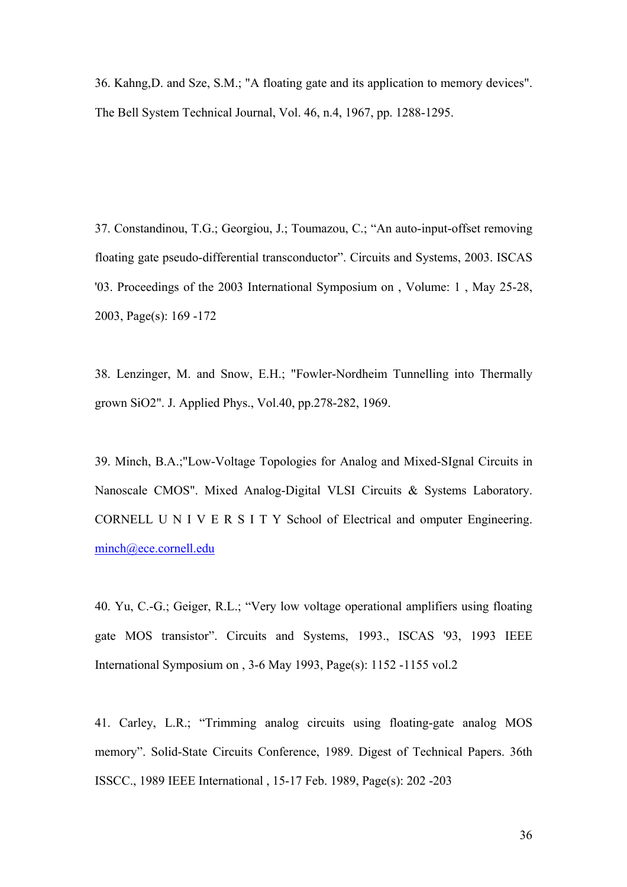36. Kahng,D. and Sze, S.M.; "A floating gate and its application to memory devices". The Bell System Technical Journal, Vol. 46, n.4, 1967, pp. 1288-1295.

37. Constandinou, T.G.; Georgiou, J.; Toumazou, C.; “An auto-input-offset removing floating gate pseudo-differential transconductor”. Circuits and Systems, 2003. ISCAS '03. Proceedings of the 2003 International Symposium on , Volume: 1 , May 25-28, 2003, Page(s): 169 -172

38. Lenzinger, M. and Snow, E.H.; "Fowler-Nordheim Tunnelling into Thermally grown SiO2". J. Applied Phys., Vol.40, pp.278-282, 1969.

39. Minch, B.A.;"Low-Voltage Topologies for Analog and Mixed-SIgnal Circuits in Nanoscale CMOS". Mixed Analog-Digital VLSI Circuits & Systems Laboratory. CORNELL U N I V E R S I T Y School of Electrical and omputer Engineering. minch@ece.cornell.edu

40. Yu, C.-G.; Geiger, R.L.; “Very low voltage operational amplifiers using floating gate MOS transistor”. Circuits and Systems, 1993., ISCAS '93, 1993 IEEE International Symposium on , 3-6 May 1993, Page(s): 1152 -1155 vol.2

41. Carley, L.R.; “Trimming analog circuits using floating-gate analog MOS memory”. Solid-State Circuits Conference, 1989. Digest of Technical Papers. 36th ISSCC., 1989 IEEE International , 15-17 Feb. 1989, Page(s): 202 -203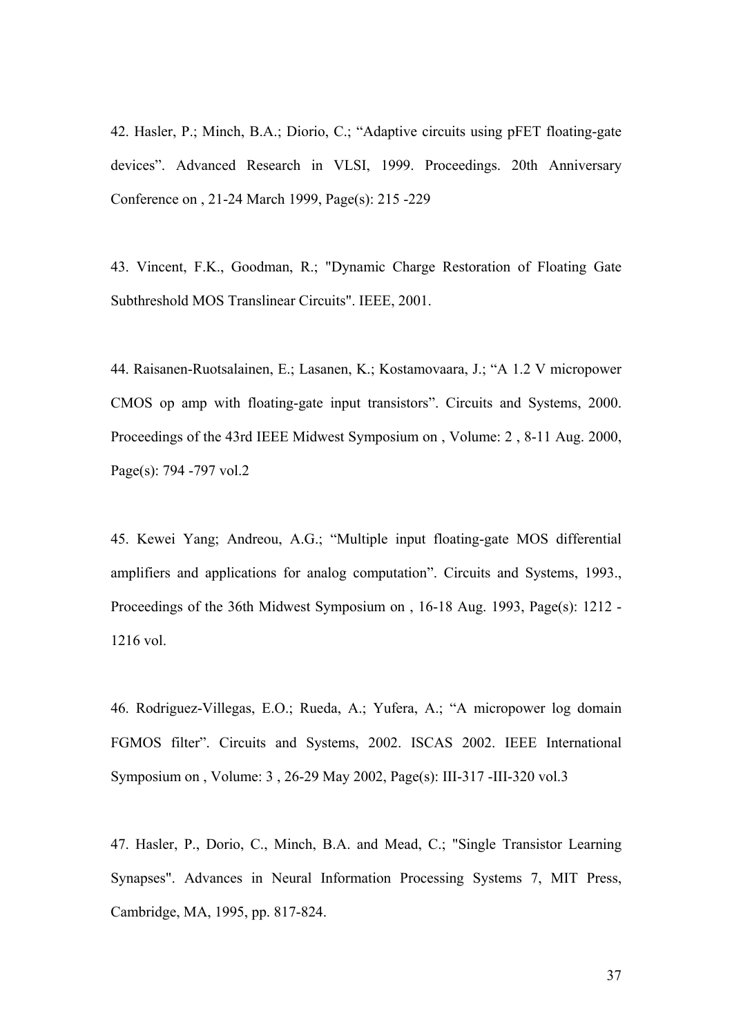42. Hasler, P.; Minch, B.A.; Diorio, C.; “Adaptive circuits using pFET floating-gate devices”. Advanced Research in VLSI, 1999. Proceedings. 20th Anniversary Conference on , 21-24 March 1999, Page(s): 215 -229

43. Vincent, F.K., Goodman, R.; "Dynamic Charge Restoration of Floating Gate Subthreshold MOS Translinear Circuits". IEEE, 2001.

44. Raisanen-Ruotsalainen, E.; Lasanen, K.; Kostamovaara, J.; “A 1.2 V micropower CMOS op amp with floating-gate input transistors”. Circuits and Systems, 2000. Proceedings of the 43rd IEEE Midwest Symposium on , Volume: 2 , 8-11 Aug. 2000, Page(s): 794 -797 vol.2

45. Kewei Yang; Andreou, A.G.; “Multiple input floating-gate MOS differential amplifiers and applications for analog computation”. Circuits and Systems, 1993., Proceedings of the 36th Midwest Symposium on , 16-18 Aug. 1993, Page(s): 1212 -1216 vol.

46. Rodriguez-Villegas, E.O.; Rueda, A.; Yufera, A.; “A micropower log domain FGMOS filter”. Circuits and Systems, 2002. ISCAS 2002. IEEE International Symposium on , Volume: 3 , 26-29 May 2002, Page(s): III-317 -III-320 vol.3

47. Hasler, P., Dorio, C., Minch, B.A. and Mead, C.; "Single Transistor Learning Synapses". Advances in Neural Information Processing Systems 7, MIT Press, Cambridge, MA, 1995, pp. 817-824.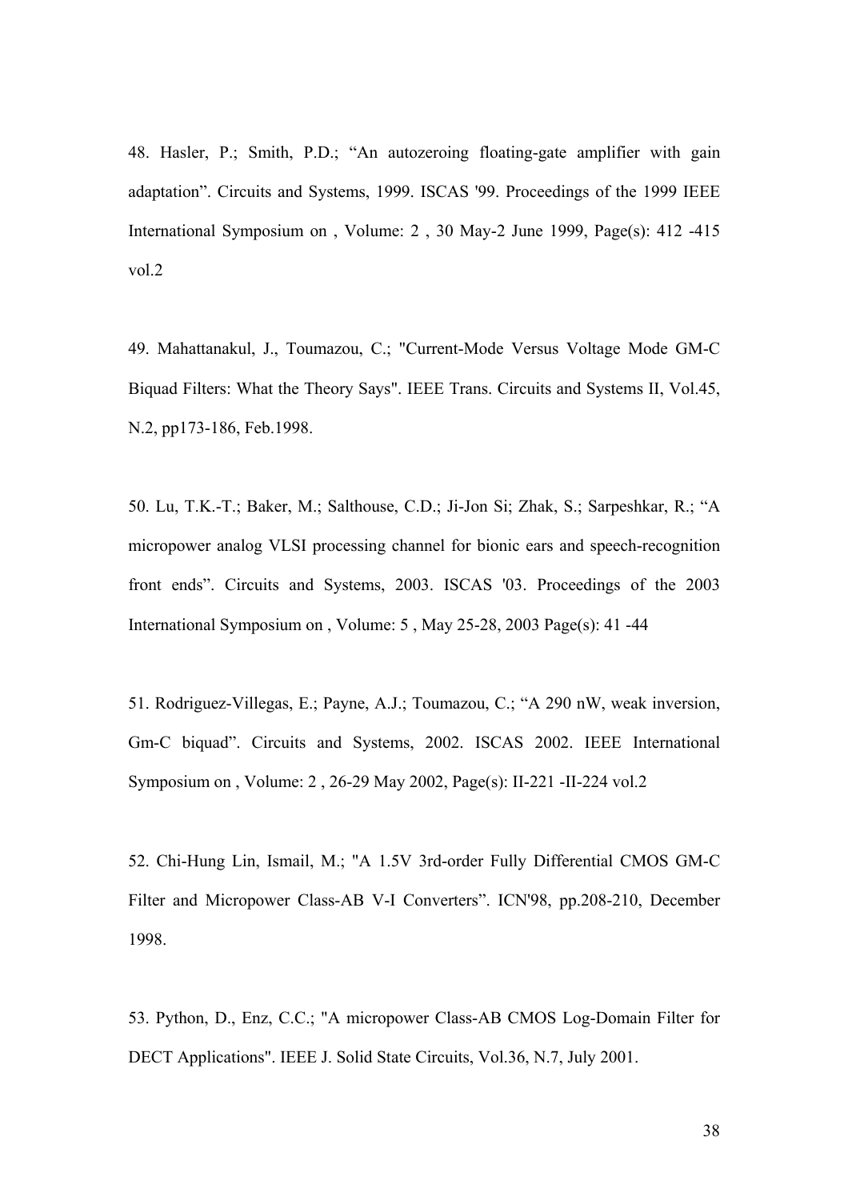48. Hasler, P.; Smith, P.D.; “An autozeroing floating-gate amplifier with gain adaptation”. Circuits and Systems, 1999. ISCAS '99. Proceedings of the 1999 IEEE International Symposium on , Volume: 2 , 30 May-2 June 1999, Page(s): 412 -415 vol.2

49. Mahattanakul, J., Toumazou, C.; "Current-Mode Versus Voltage Mode GM-C Biquad Filters: What the Theory Says". IEEE Trans. Circuits and Systems II, Vol.45, N.2, pp173-186, Feb.1998.

50. Lu, T.K.-T.; Baker, M.; Salthouse, C.D.; Ji-Jon Si; Zhak, S.; Sarpeshkar, R.; “A micropower analog VLSI processing channel for bionic ears and speech-recognition front ends”. Circuits and Systems, 2003. ISCAS '03. Proceedings of the 2003 International Symposium on , Volume: 5 , May 25-28, 2003 Page(s): 41 -44

51. Rodriguez-Villegas, E.; Payne, A.J.; Toumazou, C.; “A 290 nW, weak inversion, Gm-C biquad”. Circuits and Systems, 2002. ISCAS 2002. IEEE International Symposium on , Volume: 2 , 26-29 May 2002, Page(s): II-221 -II-224 vol.2

52. Chi-Hung Lin, Ismail, M.; "A 1.5V 3rd-order Fully Differential CMOS GM-C Filter and Micropower Class-AB V-I Converters”. ICN'98, pp.208-210, December 1998.

53. Python, D., Enz, C.C.; "A micropower Class-AB CMOS Log-Domain Filter for DECT Applications". IEEE J. Solid State Circuits, Vol.36, N.7, July 2001.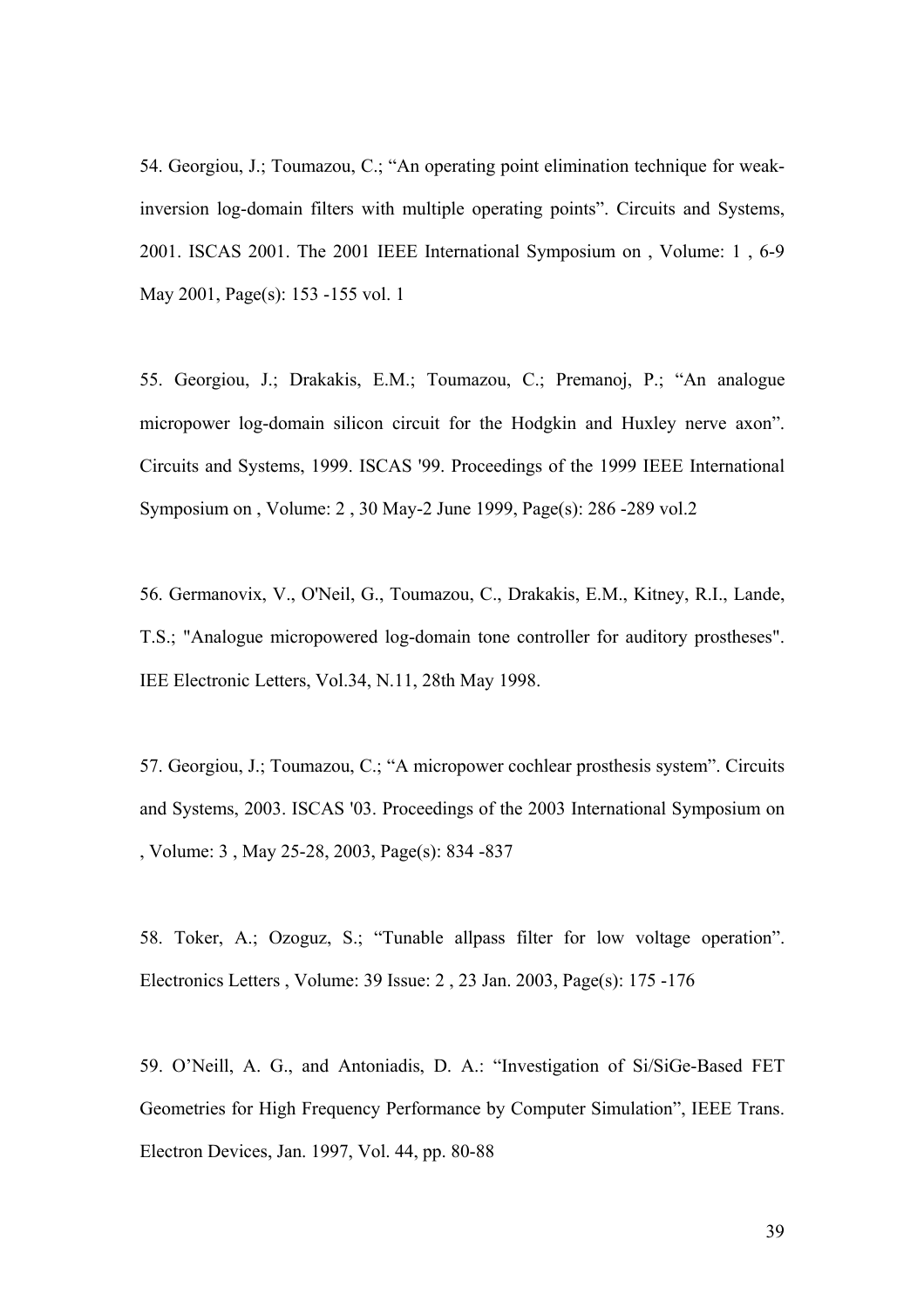54. Georgiou, J.; Toumazou, C.; "An operating point elimination technique for weak-inversion log-domain filters with multiple operating points". Circuits and Systems, 2001. ISCAS 2001. The 2001 IEEE International Symposium on , Volume: 1 , 6-9 May 2001, Page(s): 153 -155 vol. 1

55. Georgiou, J.; Drakakis, E.M.; Toumazou, C.; Premanoj, P.; "An analogue micropower log-domain silicon circuit for the Hodgkin and Huxley nerve axon". Circuits and Systems, 1999. ISCAS '99. Proceedings of the 1999 IEEE International Symposium on , Volume: 2 , 30 May-2 June 1999, Page(s): 286 -289 vol.2

56. Germanovix, V., O'Neil, G., Toumazou, C., Drakakis, E.M., Kitney, R.I., Lande, T.S.; "Analogue micropowered log-domain tone controller for auditory prostheses". IEE Electronic Letters, Vol.34, N.11, 28th May 1998.

57. Georgiou, J.; Toumazou, C.; "A micropower cochlear prosthesis system". Circuits and Systems, 2003. ISCAS '03. Proceedings of the 2003 International Symposium on , Volume: 3 , May 25-28, 2003, Page(s): 834 -837

58. Toker, A.; Ozoguz, S.; "Tunable allpass filter for low voltage operation". Electronics Letters , Volume: 39 Issue: 2 , 23 Jan. 2003, Page(s): 175 -176

59. O'Neill, A. G., and Antoniadis, D. A.: "Investigation of Si/SiGe-Based FET Geometries for High Frequency Performance by Computer Simulation", IEEE Trans. Electron Devices, Jan. 1997, Vol. 44, pp. 80-88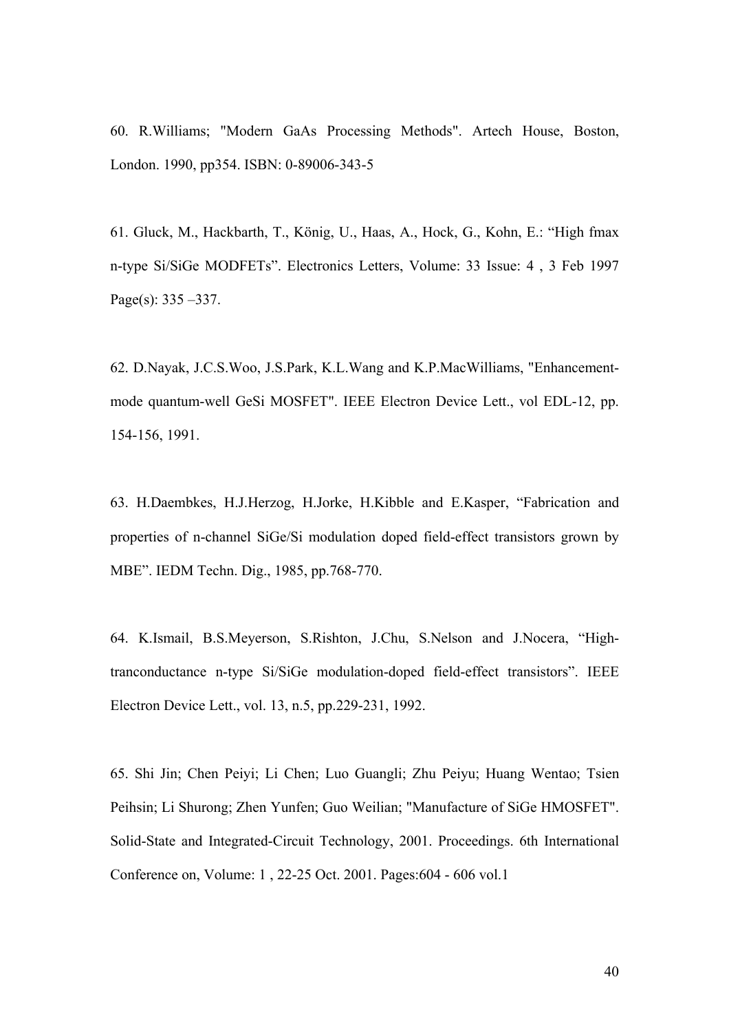60. R.Williams; "Modern GaAs Processing Methods". Artech House, Boston, London. 1990, pp354. ISBN: 0-89006-343-5

61. Gluck, M., Hackbarth, T., König, U., Haas, A., Hock, G., Kohn, E.: “High fmax n-type Si/SiGe MODFETs”. Electronics Letters, Volume: 33 Issue: 4 , 3 Feb 1997 Page(s): 335 –337.

62. D.Nayak, J.C.S.Woo, J.S.Park, K.L.Wang and K.P.MacWilliams, "Enhancement-mode quantum-well GeSi MOSFET". IEEE Electron Device Lett., vol EDL-12, pp. 154-156, 1991.

63. H.Daembkes, H.J.Herzog, H.Jorke, H.Kibble and E.Kasper, “Fabrication and properties of n-channel SiGe/Si modulation doped field-effect transistors grown by MBE”. IEDM Techn. Dig., 1985, pp.768-770.

64. K.Ismail, B.S.Meyerson, S.Rishton, J.Chu, S.Nelson and J.Nocera, “High-tranconductance n-type Si/SiGe modulation-doped field-effect transistors”. IEEE Electron Device Lett., vol. 13, n.5, pp.229-231, 1992.

65. Shi Jin; Chen Peiyi; Li Chen; Luo Guangli; Zhu Peiyu; Huang Wentao; Tsien Peihsin; Li Shurong; Zhen Yunfen; Guo Weilian; "Manufacture of SiGe HMOSFET". Solid-State and Integrated-Circuit Technology, 2001. Proceedings. 6th International Conference on, Volume: 1 , 22-25 Oct. 2001. Pages:604 - 606 vol.1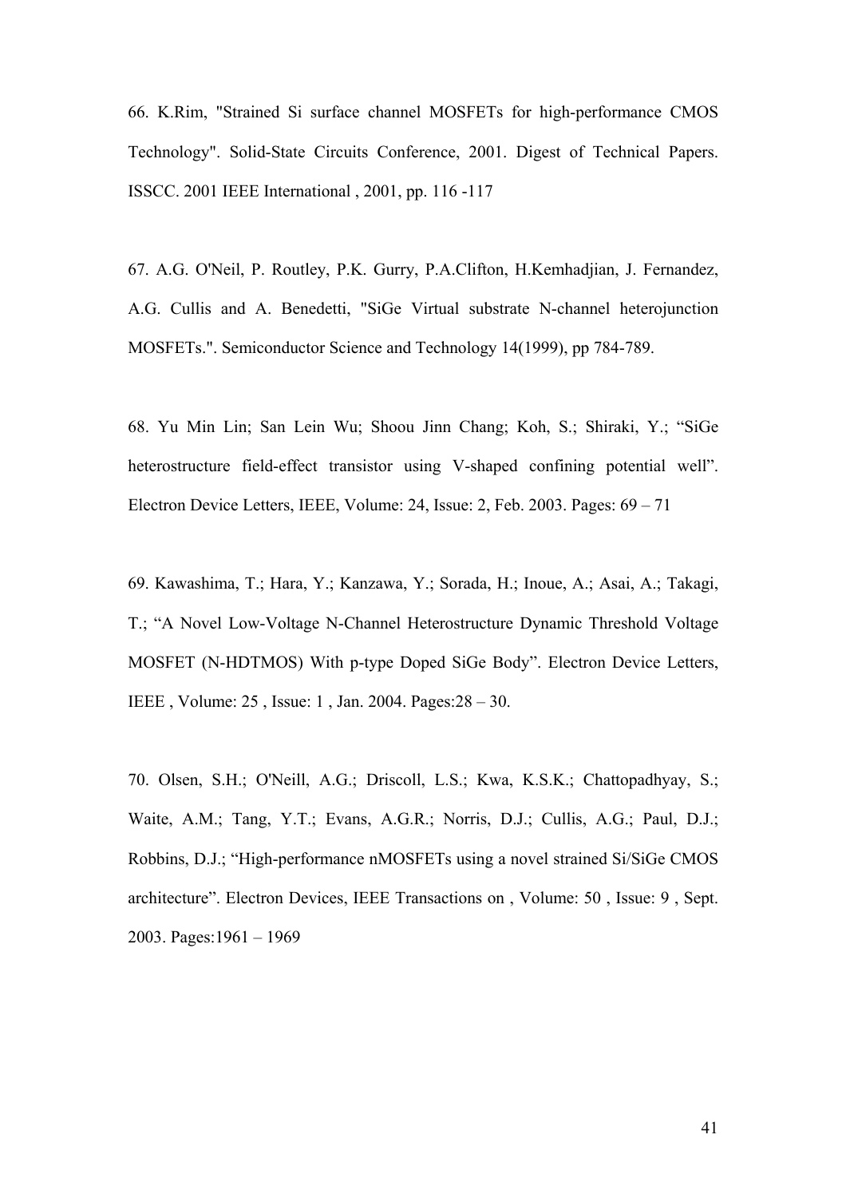66. K.Rim, "Strained Si surface channel MOSFETs for high-performance CMOS Technology". Solid-State Circuits Conference, 2001. Digest of Technical Papers. ISSCC. 2001 IEEE International , 2001, pp. 116 -117

67. A.G. O'Neil, P. Routley, P.K. Gurry, P.A.Clifton, H.Kemhadjian, J. Fernandez, A.G. Cullis and A. Benedetti, "SiGe Virtual substrate N-channel heterojunction MOSFETs.". Semiconductor Science and Technology 14(1999), pp 784-789.

68. Yu Min Lin; San Lein Wu; Shoou Jinn Chang; Koh, S.; Shiraki, Y.; “SiGe heterostructure field-effect transistor using V-shaped confining potential well”. Electron Device Letters, IEEE, Volume: 24, Issue: 2, Feb. 2003. Pages: 69 – 71

69. Kawashima, T.; Hara, Y.; Kanzawa, Y.; Sorada, H.; Inoue, A.; Asai, A.; Takagi, T.; “A Novel Low-Voltage N-Channel Heterostructure Dynamic Threshold Voltage MOSFET (N-HDTMOS) With p-type Doped SiGe Body”. Electron Device Letters, IEEE , Volume: 25 , Issue: 1 , Jan. 2004. Pages:28 – 30.

70. Olsen, S.H.; O'Neill, A.G.; Driscoll, L.S.; Kwa, K.S.K.; Chattopadhyay, S.; Waite, A.M.; Tang, Y.T.; Evans, A.G.R.; Norris, D.J.; Cullis, A.G.; Paul, D.J.; Robbins, D.J.; “High-performance nMOSFETs using a novel strained Si/SiGe CMOS architecture”. Electron Devices, IEEE Transactions on , Volume: 50 , Issue: 9 , Sept. 2003. Pages:1961 – 1969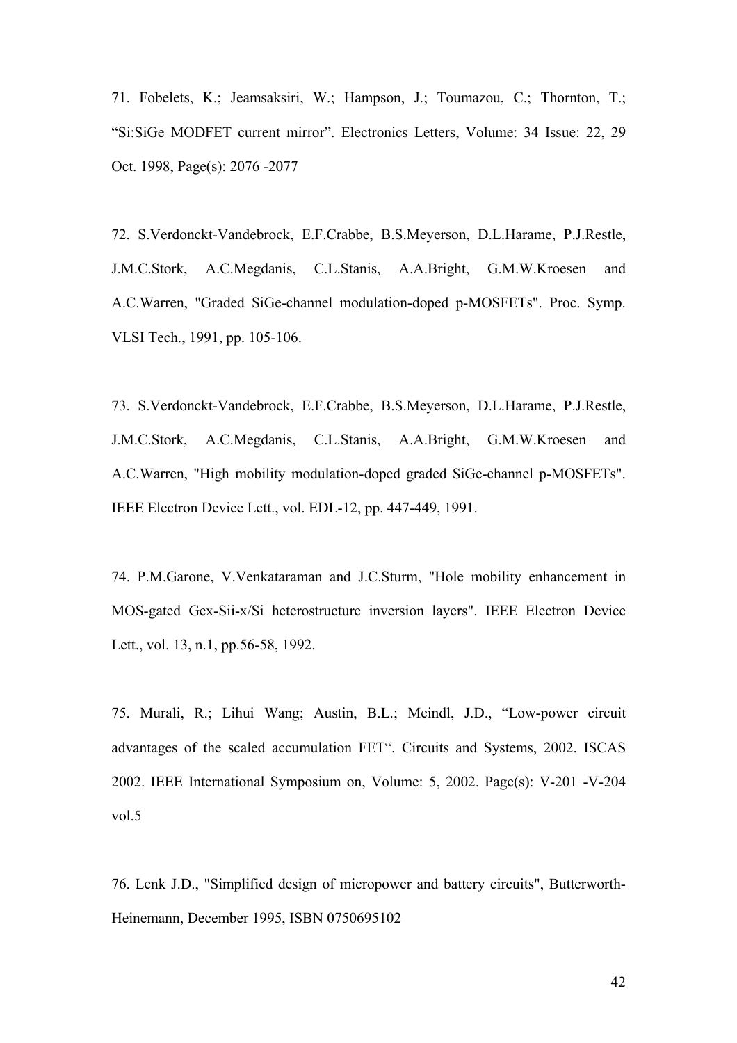71. Fobelets, K.; Jeamsaksiri, W.; Hampson, J.; Toumazou, C.; Thornton, T.; "Si:SiGe MODFET current mirror". Electronics Letters, Volume: 34 Issue: 22, 29 Oct. 1998, Page(s): 2076 -2077

72. S.Verdonckt-Vandebrock, E.F.Crabbe, B.S.Meyerson, D.L.Harame, P.J.Restle, J.M.C.Stork, A.C.Megdanis, C.L.Stanis, A.A.Bright, G.M.W.Kroesen and A.C.Warren, "Graded SiGe-channel modulation-doped p-MOSFETs". Proc. Symp. VLSI Tech., 1991, pp. 105-106.

73. S.Verdonckt-Vandebrock, E.F.Crabbe, B.S.Meyerson, D.L.Harame, P.J.Restle, J.M.C.Stork, A.C.Megdanis, C.L.Stanis, A.A.Bright, G.M.W.Kroesen and A.C.Warren, "High mobility modulation-doped graded SiGe-channel p-MOSFETs". IEEE Electron Device Lett., vol. EDL-12, pp. 447-449, 1991.

74. P.M.Garone, V.Venkataraman and J.C.Sturm, "Hole mobility enhancement in MOS-gated Gex-Sii-x/Si heterostructure inversion layers". IEEE Electron Device Lett., vol. 13, n.1, pp.56-58, 1992.

75. Murali, R.; Lihui Wang; Austin, B.L.; Meindl, J.D., "Low-power circuit advantages of the scaled accumulation FET". Circuits and Systems, 2002. ISCAS 2002. IEEE International Symposium on, Volume: 5, 2002. Page(s): V-201 -V-204 vol.5

76. Lenk J.D., "Simplified design of micropower and battery circuits", Butterworth-Heinemann, December 1995, ISBN 0750695102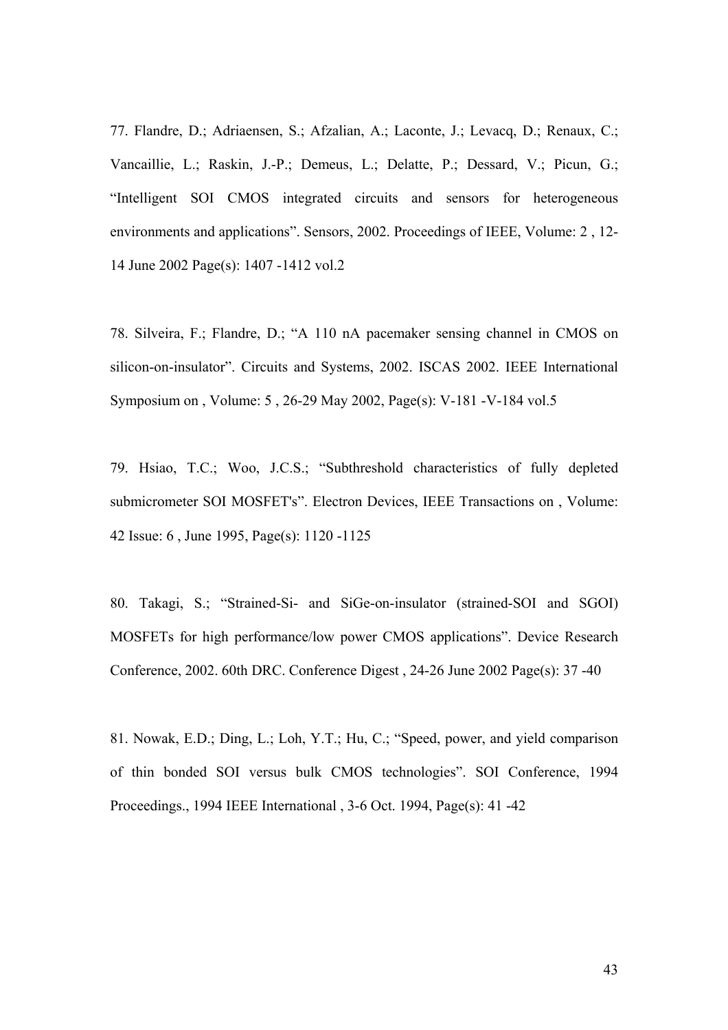77. Flandre, D.; Adriaensen, S.; Afzalian, A.; Laconte, J.; Levacq, D.; Renaux, C.; Vancaillie, L.; Raskin, J.-P.; Demeus, L.; Delatte, P.; Dessard, V.; Picun, G.; “Intelligent SOI CMOS integrated circuits and sensors for heterogeneous environments and applications”. Sensors, 2002. Proceedings of IEEE, Volume: 2 , 12-14 June 2002 Page(s): 1407 -1412 vol.2

78. Silveira, F.; Flandre, D.; “A 110 nA pacemaker sensing channel in CMOS on silicon-on-insulator”. Circuits and Systems, 2002. ISCAS 2002. IEEE International Symposium on , Volume: 5 , 26-29 May 2002, Page(s): V-181 -V-184 vol.5

79. Hsiao, T.C.; Woo, J.C.S.; “Subthreshold characteristics of fully depleted submicrometer SOI MOSFET's”. Electron Devices, IEEE Transactions on , Volume: 42 Issue: 6 , June 1995, Page(s): 1120 -1125

80. Takagi, S.; “Strained-Si- and SiGe-on-insulator (strained-SOI and SGOI) MOSFETs for high performance/low power CMOS applications”. Device Research Conference, 2002. 60th DRC. Conference Digest , 24-26 June 2002 Page(s): 37 -40

81. Nowak, E.D.; Ding, L.; Loh, Y.T.; Hu, C.; “Speed, power, and yield comparison of thin bonded SOI versus bulk CMOS technologies”. SOI Conference, 1994 Proceedings., 1994 IEEE International , 3-6 Oct. 1994, Page(s): 41 -42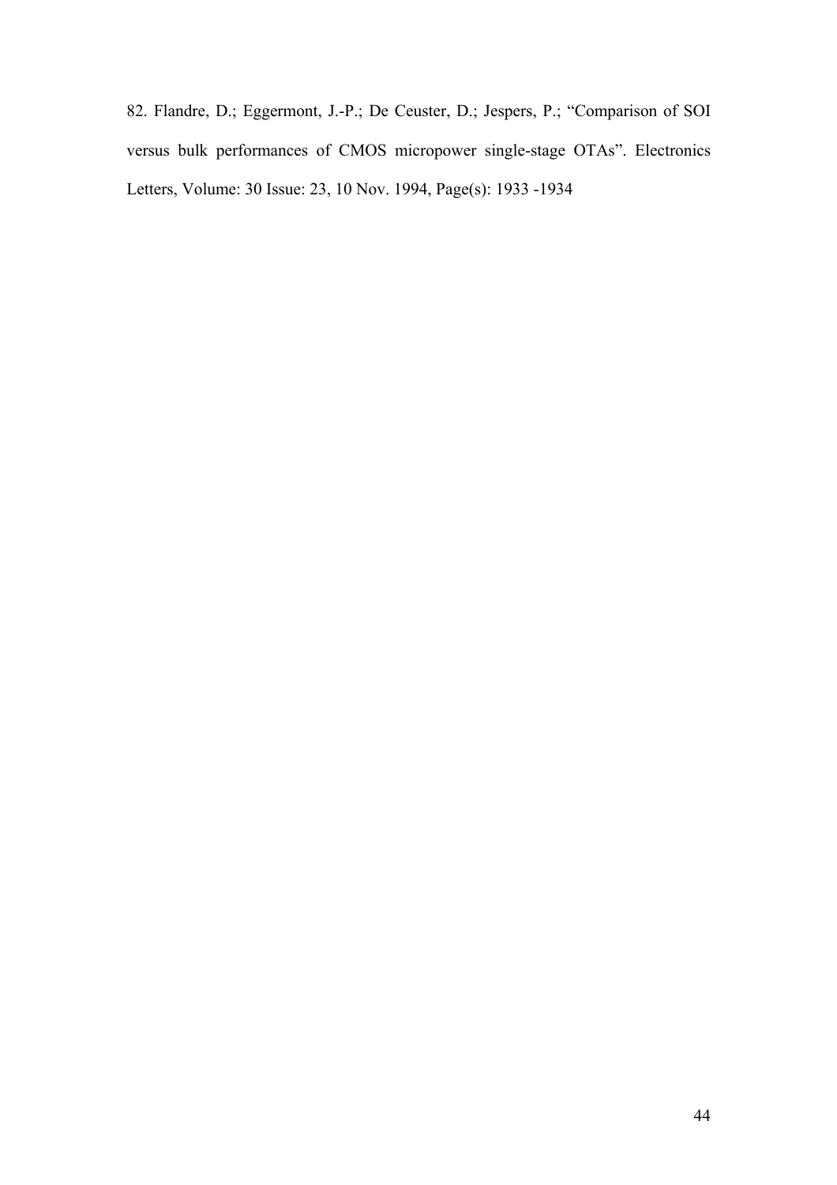82. Flandre, D.; Eggermont, J.-P.; De Ceuster, D.; Jespers, P.; “Comparison of SOI versus bulk performances of CMOS micropower single-stage OTAs”. Electronics Letters, Volume: 30 Issue: 23, 10 Nov. 1994, Page(s): 1933 -1934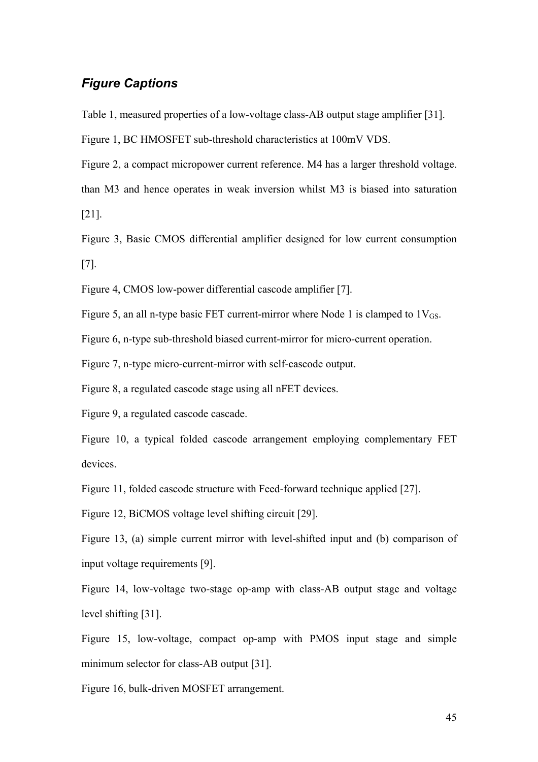## *Figure Captions*

Table 1, measured properties of a low-voltage class-AB output stage amplifier [31].

Figure 1, BC HMOSFET sub-threshold characteristics at 100mV VDS.

Figure 2, a compact micropower current reference. M4 has a larger threshold voltage. than M3 and hence operates in weak inversion whilst M3 is biased into saturation [21].

Figure 3, Basic CMOS differential amplifier designed for low current consumption [7].

Figure 4, CMOS low-power differential cascode amplifier [7].

Figure 5, an all n-type basic FET current-mirror where Node 1 is clamped to $1V_{GS}$.

Figure 6, n-type sub-threshold biased current-mirror for micro-current operation.

Figure 7, n-type micro-current-mirror with self-cascode output.

Figure 8, a regulated cascode stage using all nFET devices.

Figure 9, a regulated cascode cascade.

Figure 10, a typical folded cascode arrangement employing complementary FET devices.

Figure 11, folded cascode structure with Feed-forward technique applied [27].

Figure 12, BiCMOS voltage level shifting circuit [29].

Figure 13, (a) simple current mirror with level-shifted input and (b) comparison of input voltage requirements [9].

Figure 14, low-voltage two-stage op-amp with class-AB output stage and voltage level shifting [31].

Figure 15, low-voltage, compact op-amp with PMOS input stage and simple minimum selector for class-AB output [31].

Figure 16, bulk-driven MOSFET arrangement.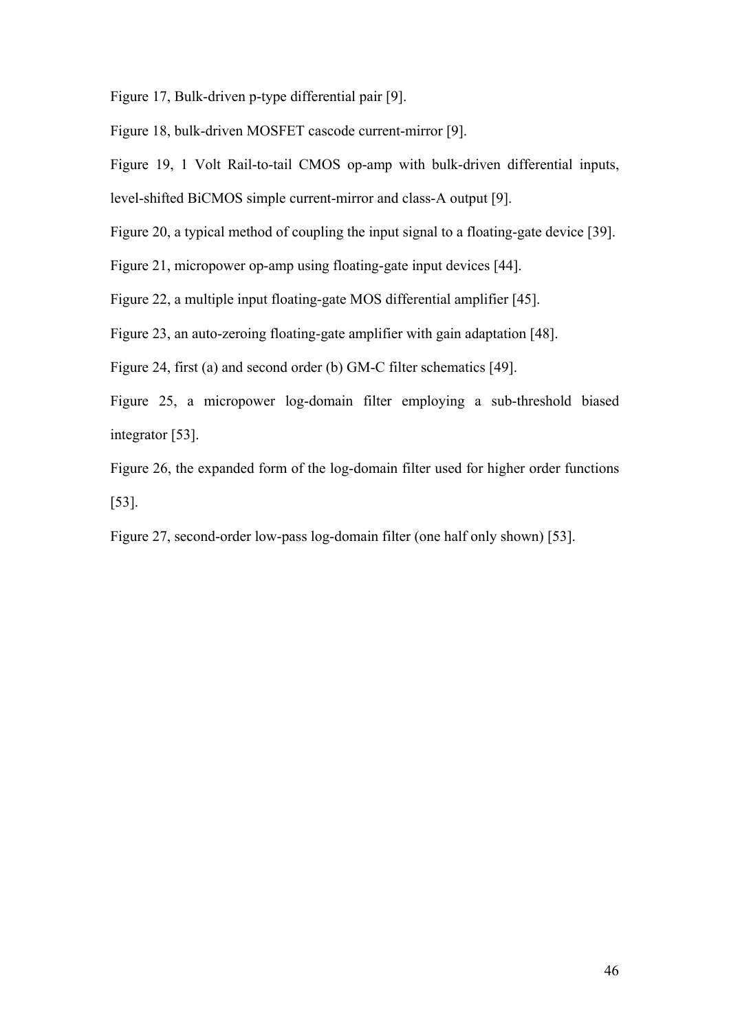Figure 17, Bulk-driven p-type differential pair [9].

Figure 18, bulk-driven MOSFET cascode current-mirror [9].

Figure 19, 1 Volt Rail-to-tail CMOS op-amp with bulk-driven differential inputs, level-shifted BiCMOS simple current-mirror and class-A output [9].

Figure 20, a typical method of coupling the input signal to a floating-gate device [39].

Figure 21, micropower op-amp using floating-gate input devices [44].

Figure 22, a multiple input floating-gate MOS differential amplifier [45].

Figure 23, an auto-zeroing floating-gate amplifier with gain adaptation [48].

Figure 24, first (a) and second order (b) GM-C filter schematics [49].

Figure 25, a micropower log-domain filter employing a sub-threshold biased integrator [53].

Figure 26, the expanded form of the log-domain filter used for higher order functions [53].

Figure 27, second-order low-pass log-domain filter (one half only shown) [53].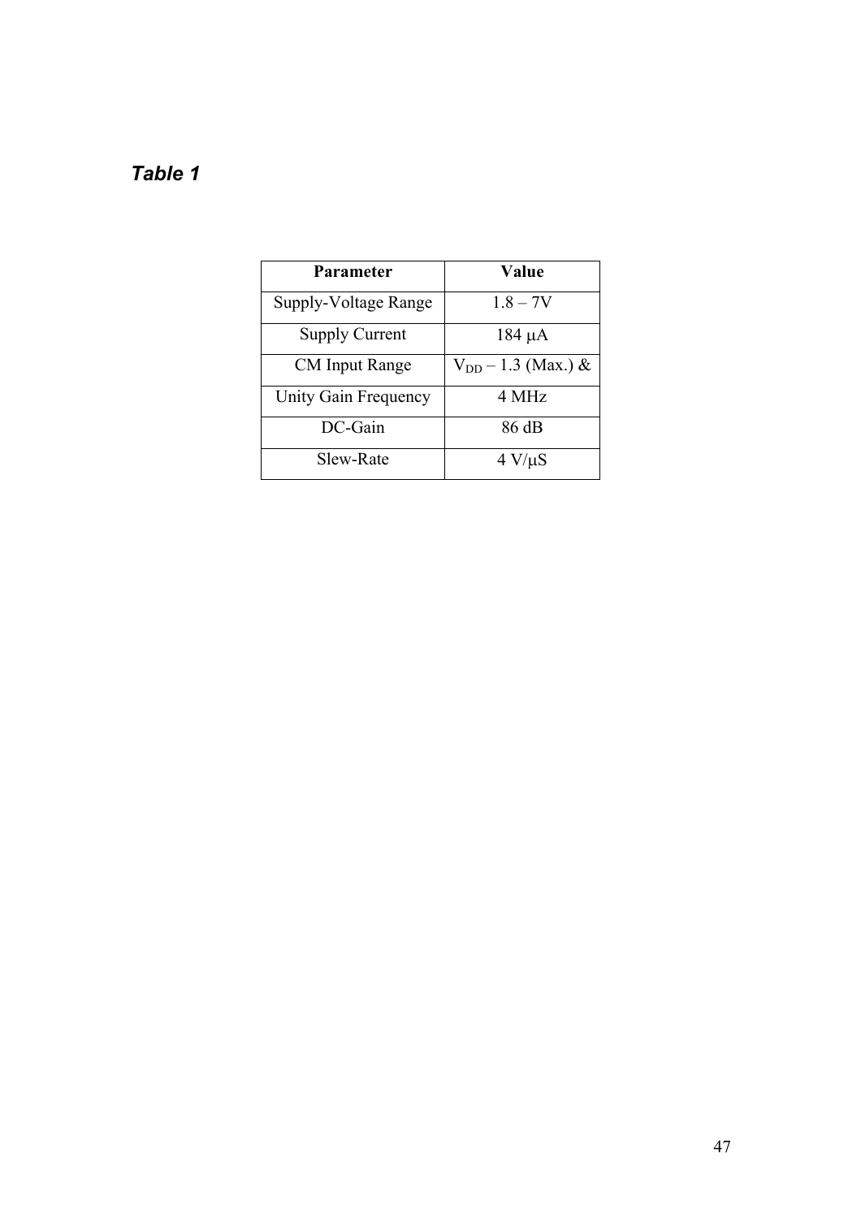*Table 1*

| **Parameter** | **Value** |
| --- | --- |
| Supply-Voltage Range | 1.8 – 7V |
| Supply Current | 184 μA |
| CM Input Range | $V_{DD}$ – 1.3 (Max.) & |
| Unity Gain Frequency | 4 MHz |
| DC-Gain | 86 dB |
| Slew-Rate | 4 V/μS |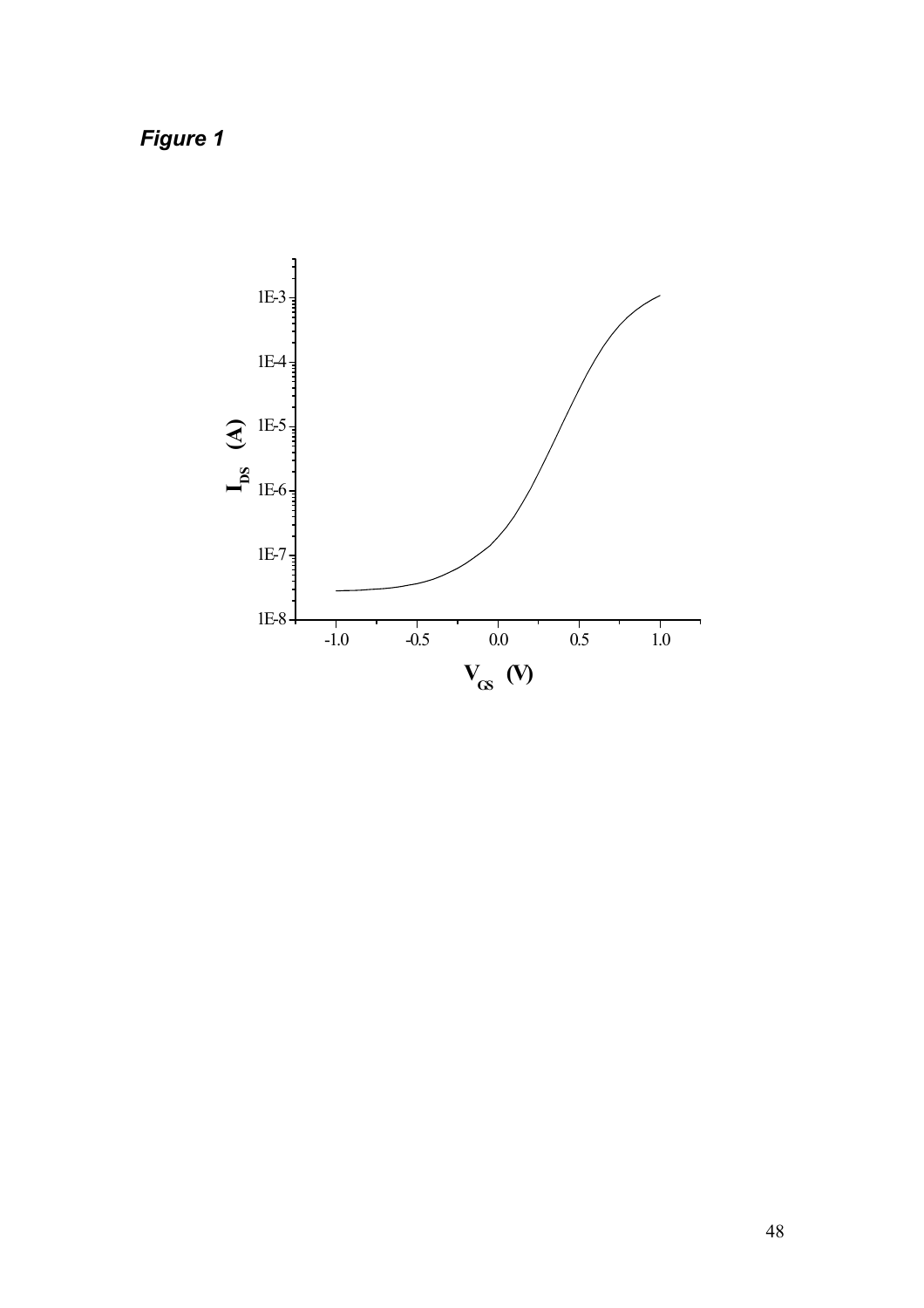***Figure 1***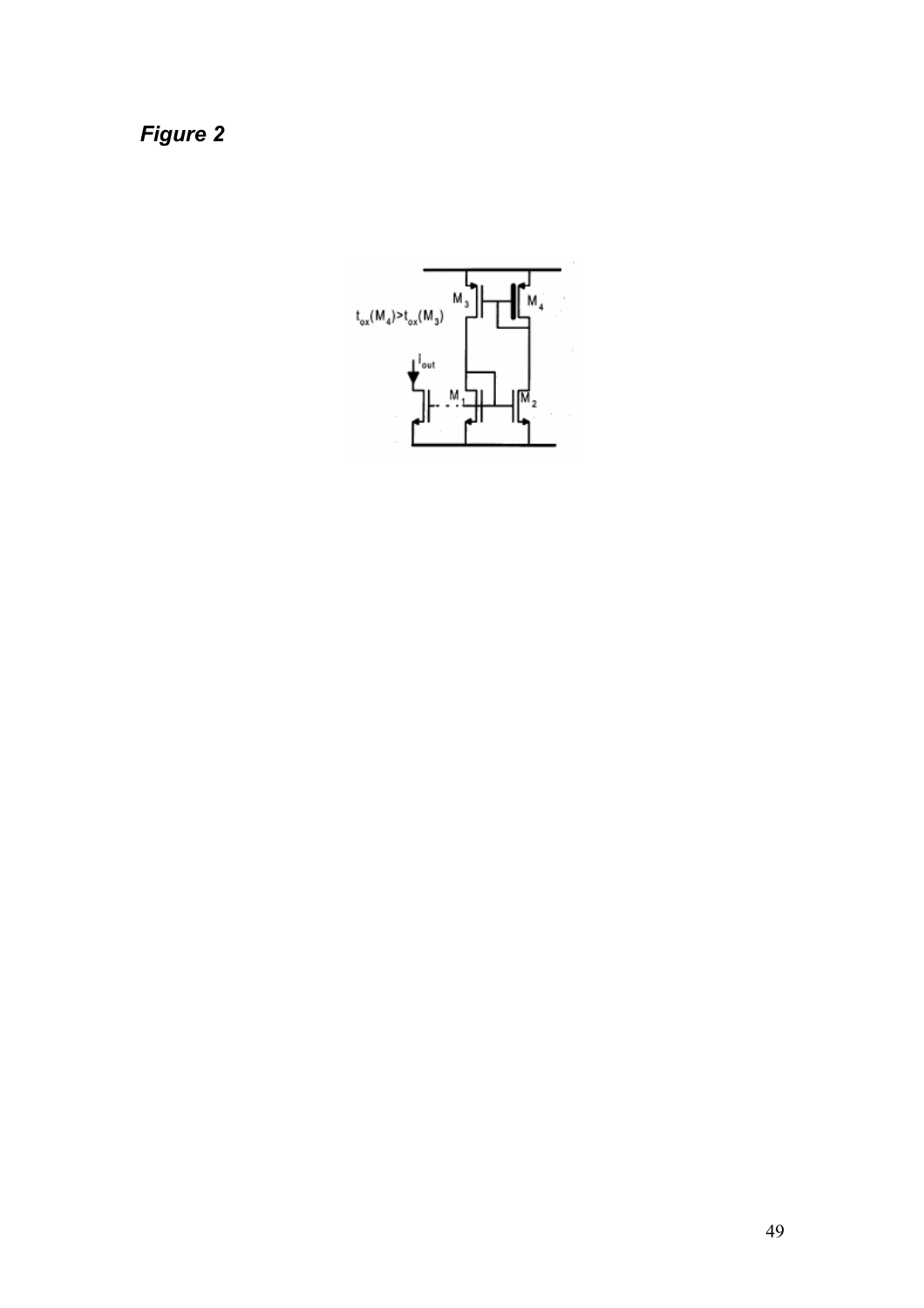***Figure 2***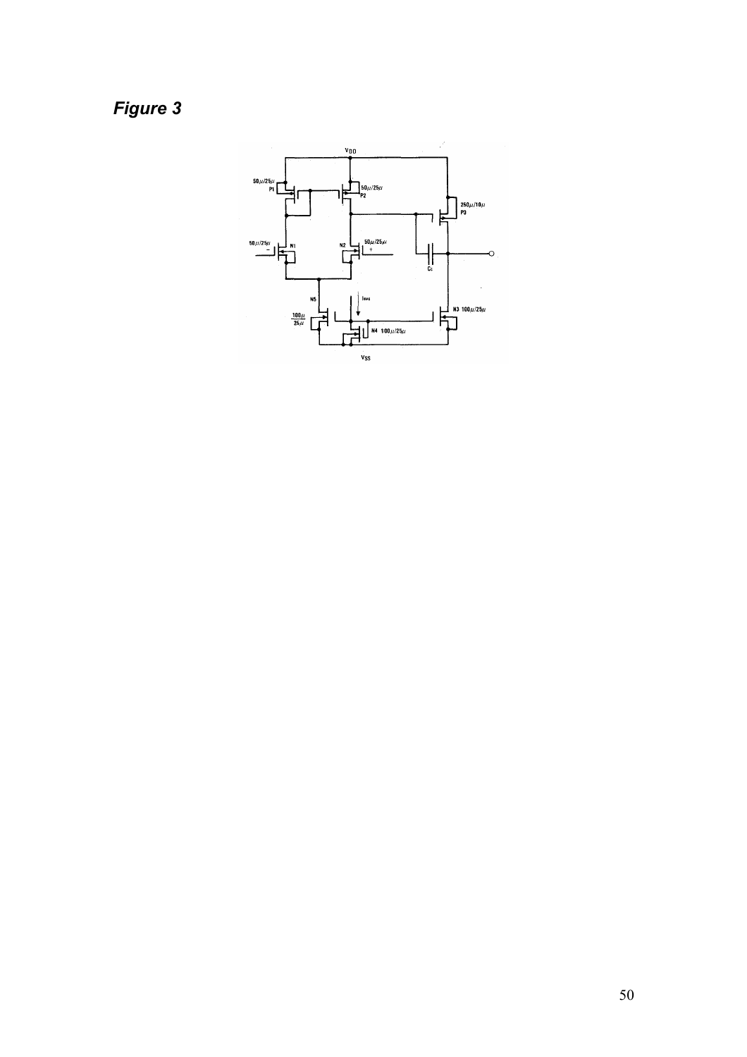*Figure 3*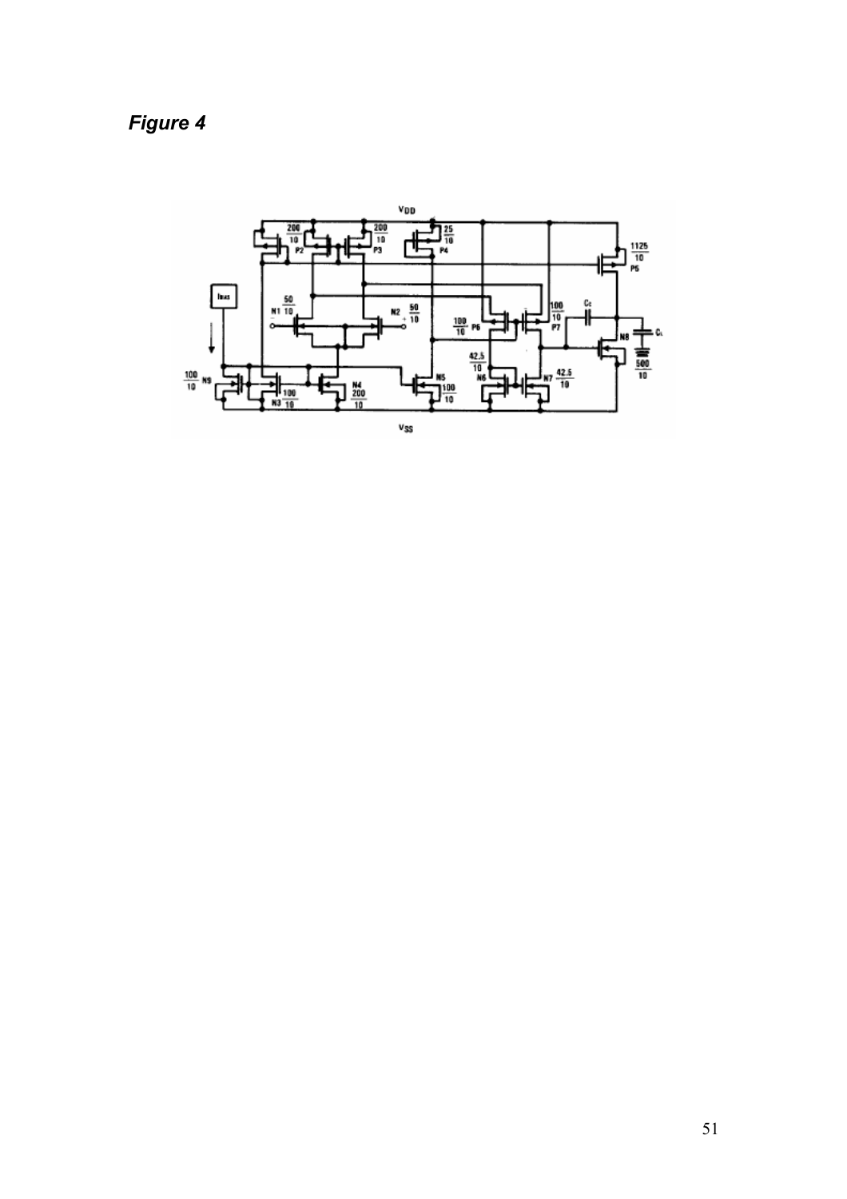*Figure 4*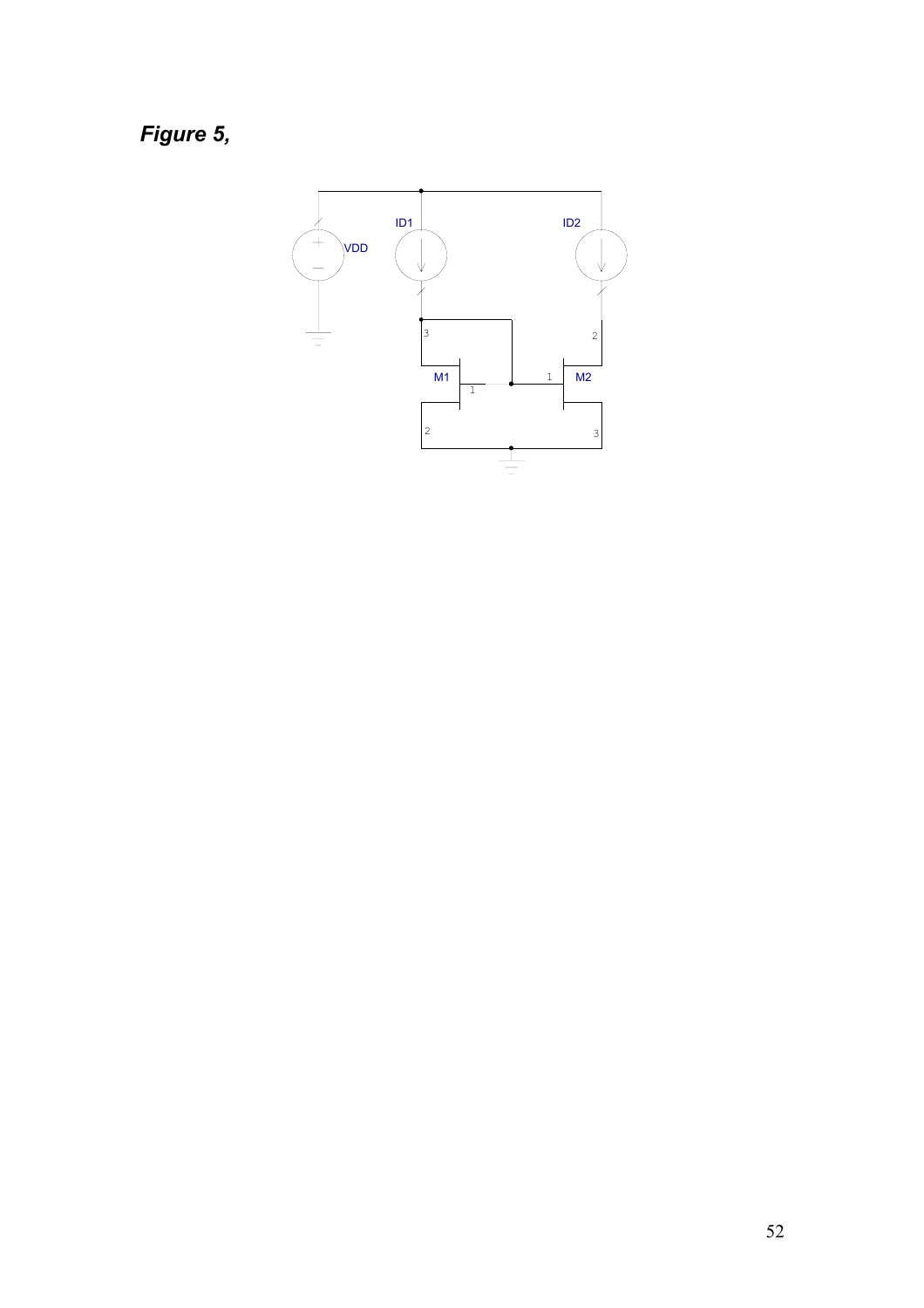***Figure 5,***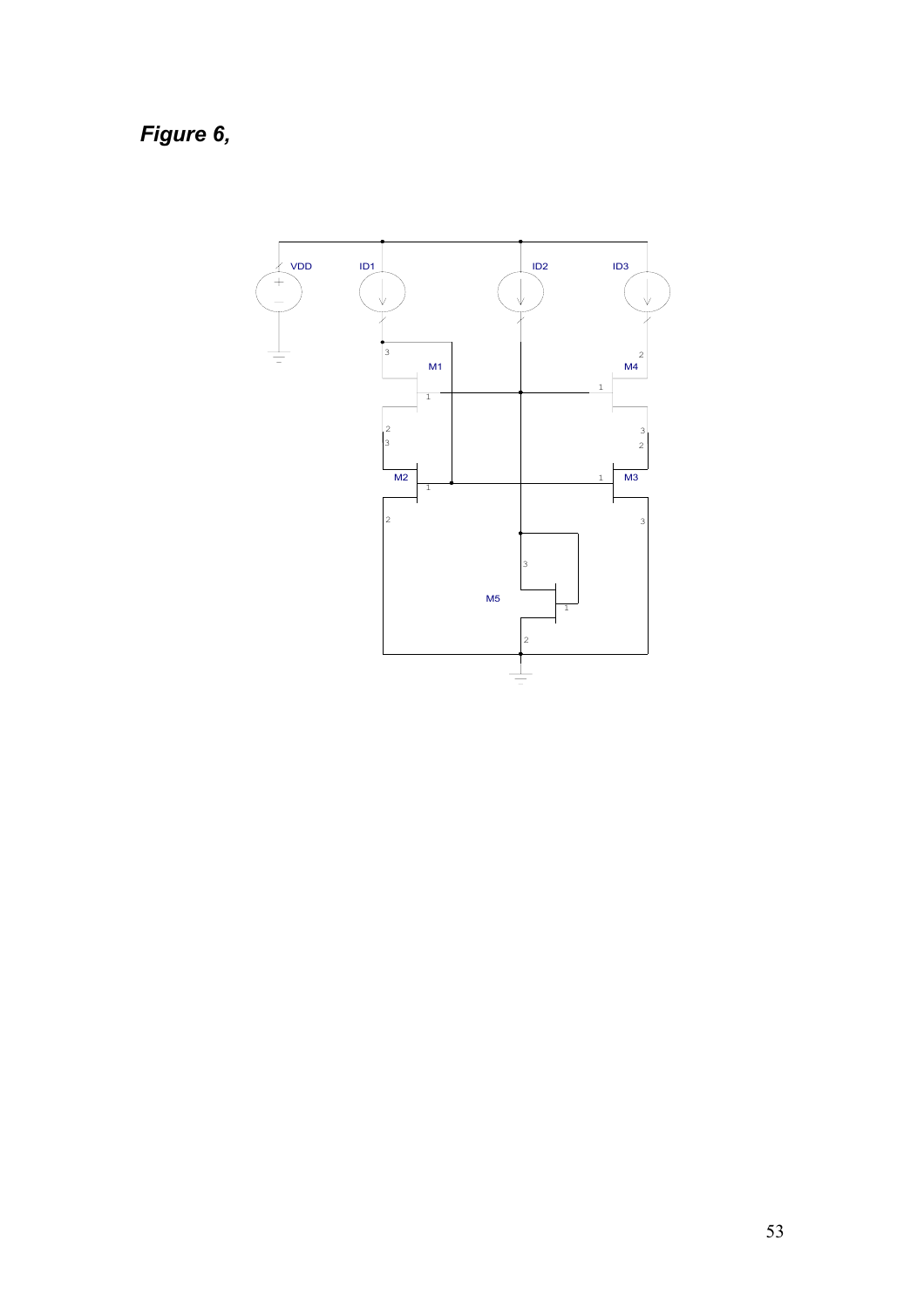***Figure 6,***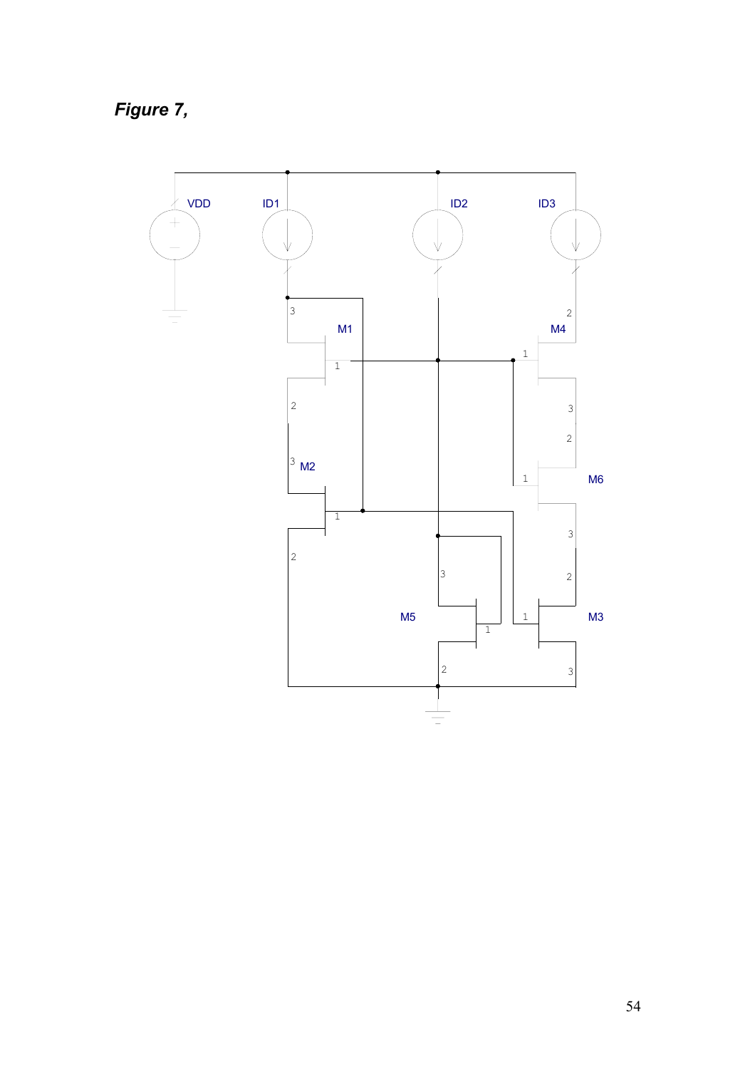***Figure 7,***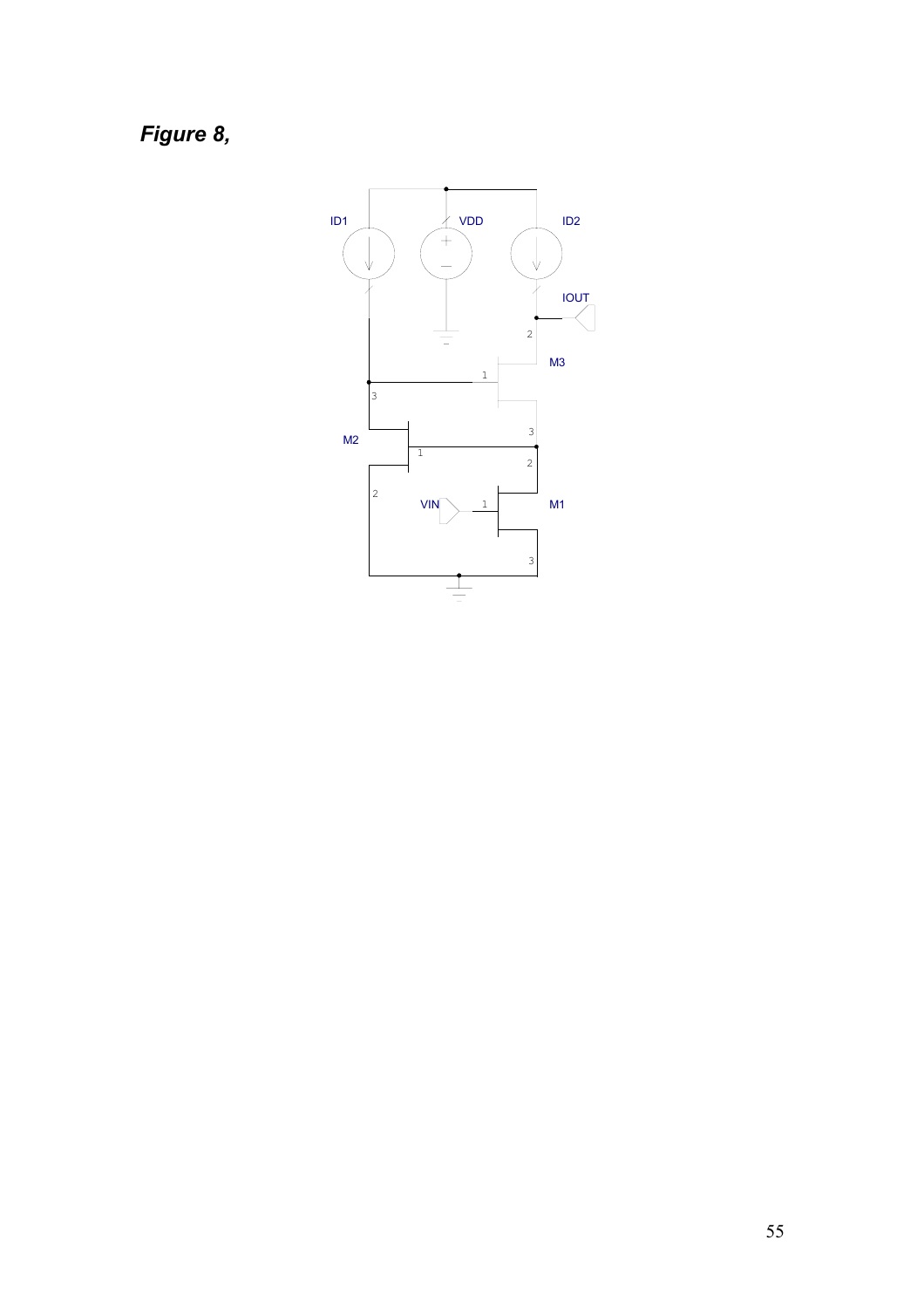***Figure 8,***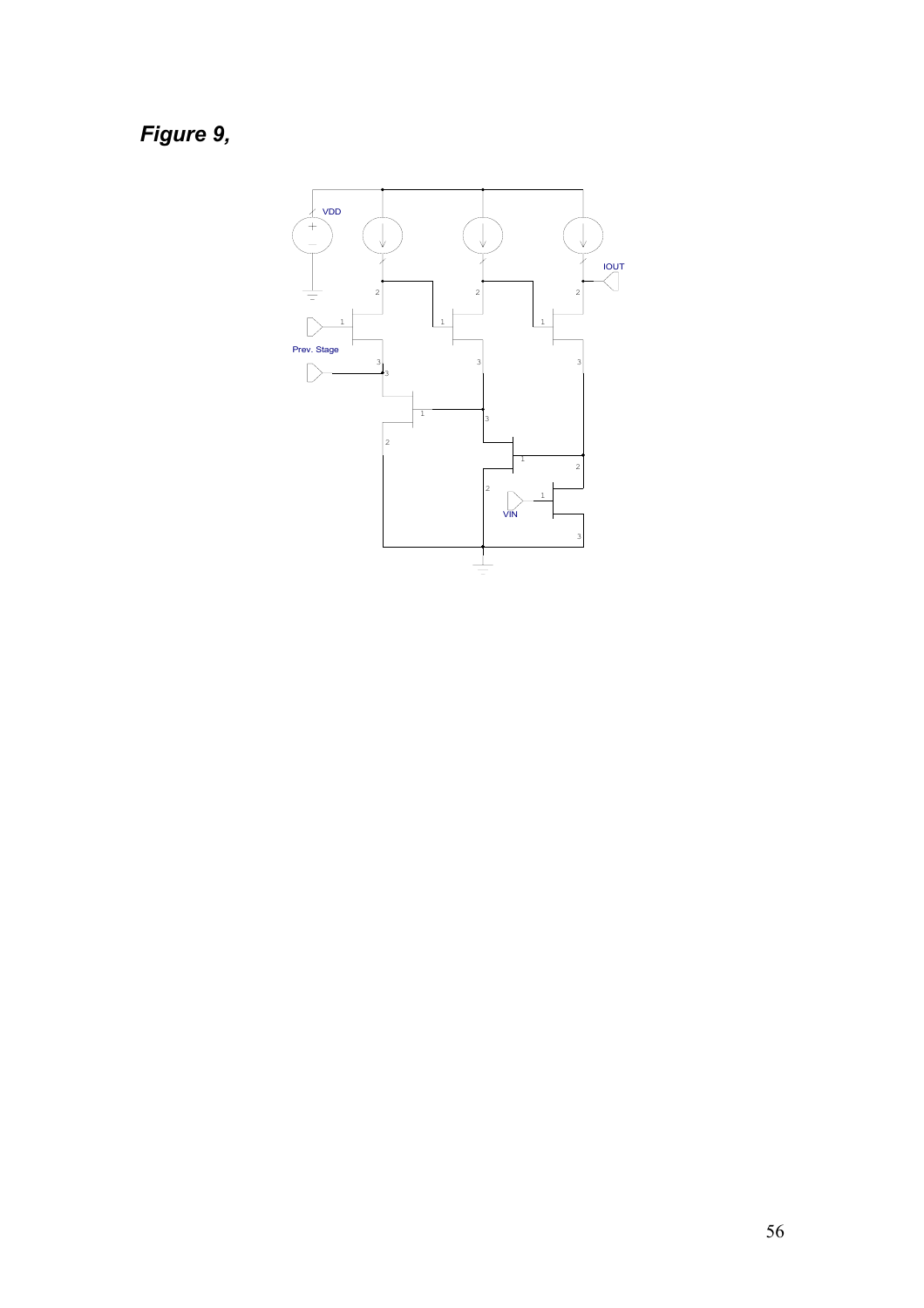***Figure 9,***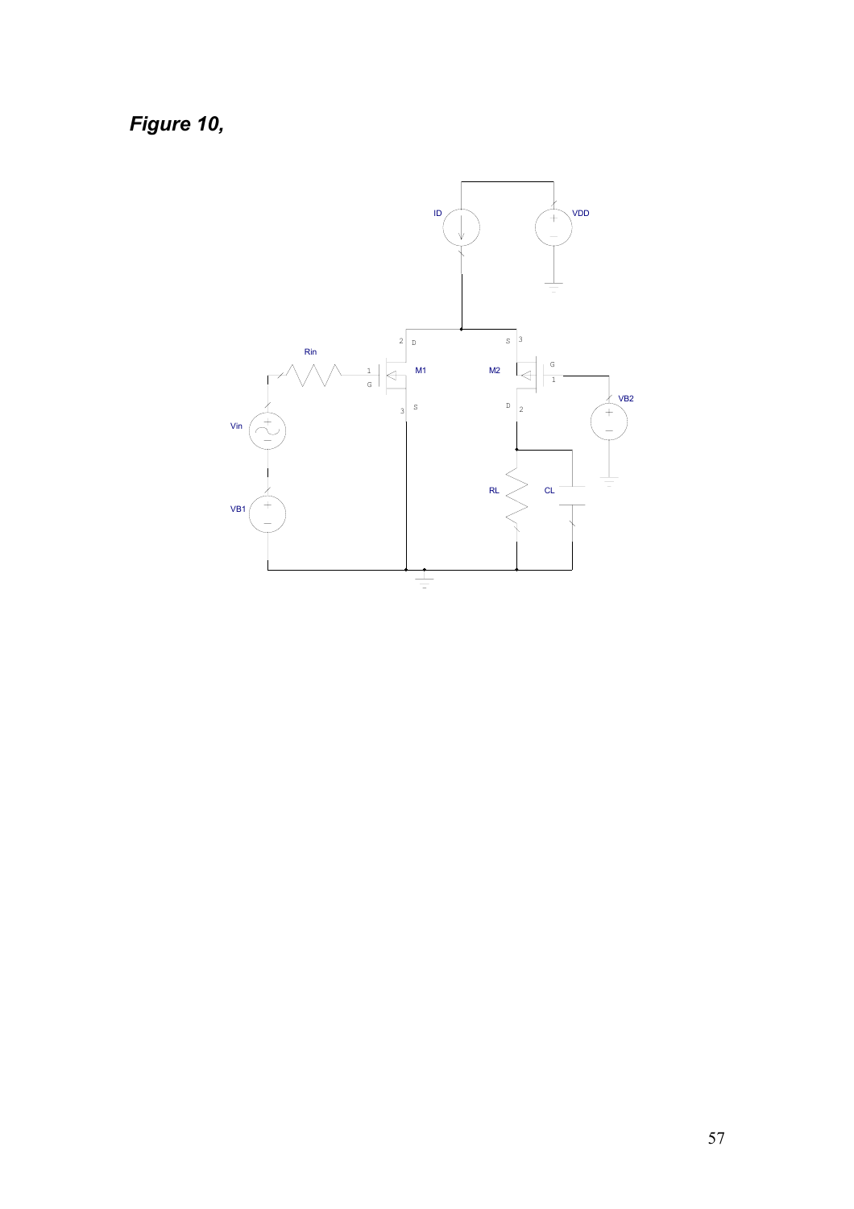***Figure 10,***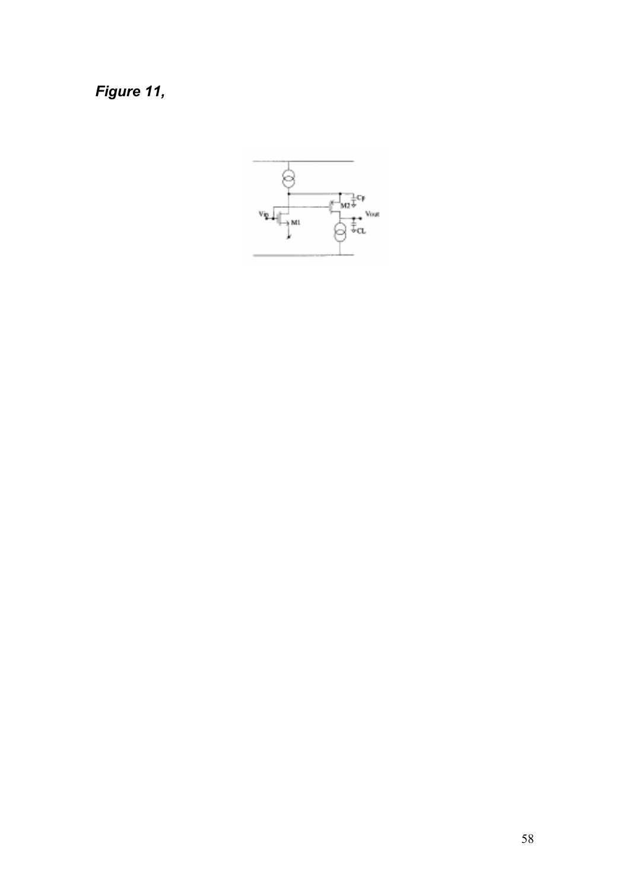***Figure 11,***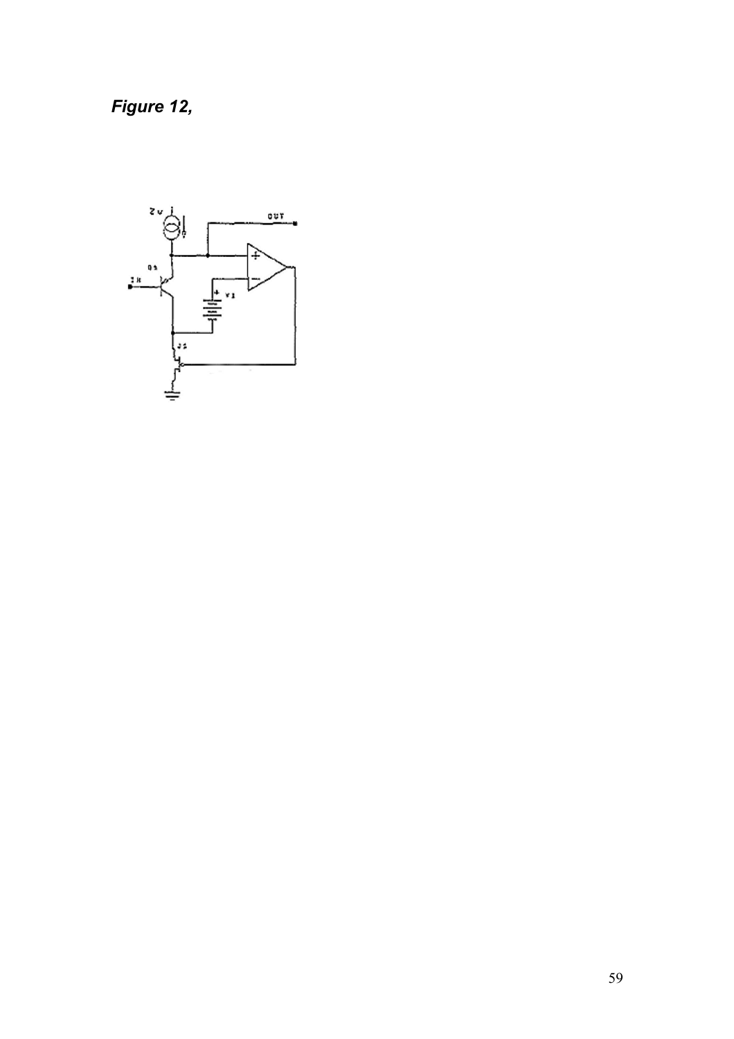*Figure 12,*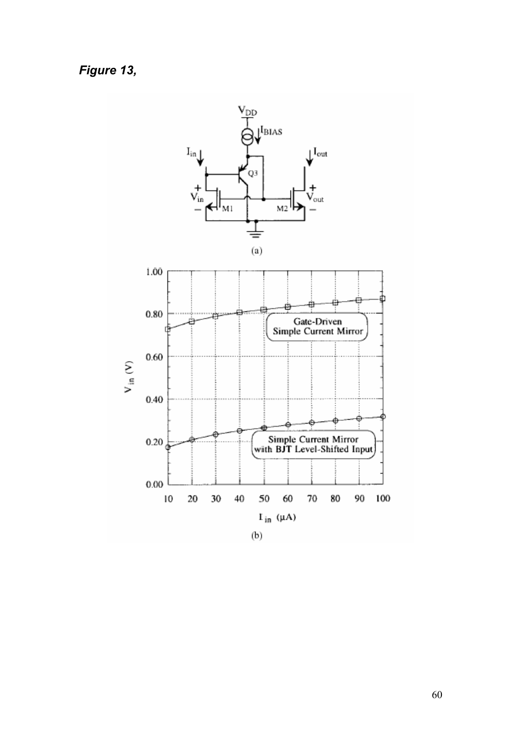*Figure 13,*

(a)

(b)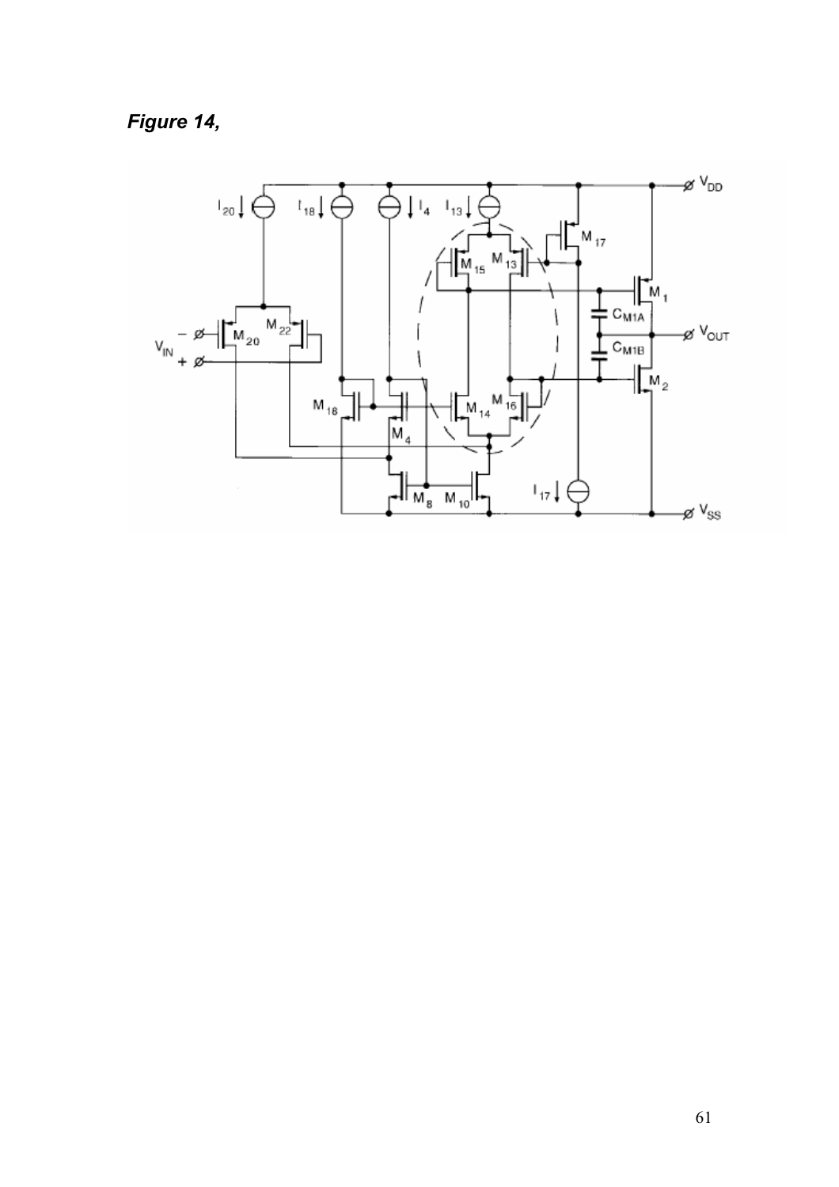***Figure 14,***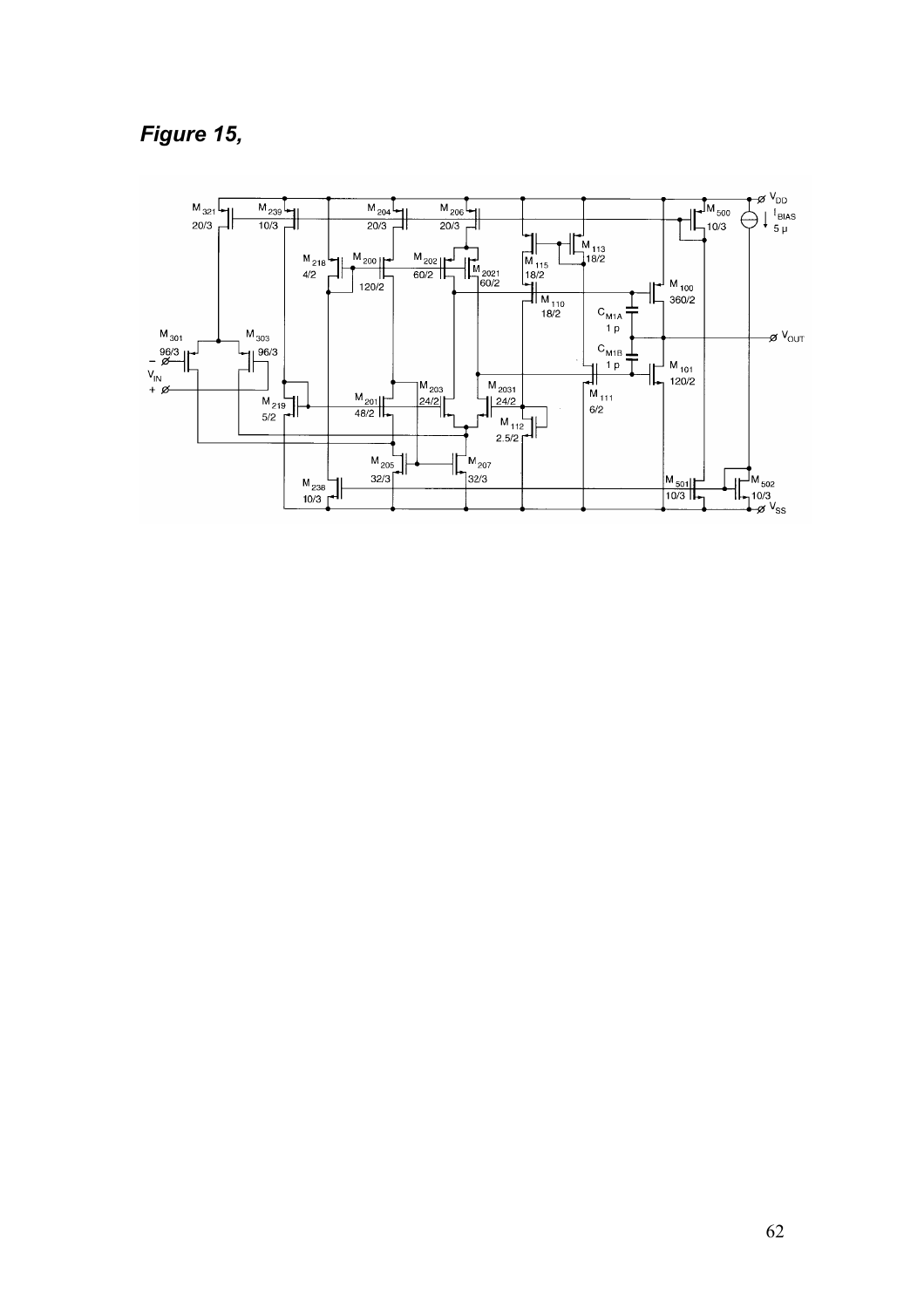*Figure 15,*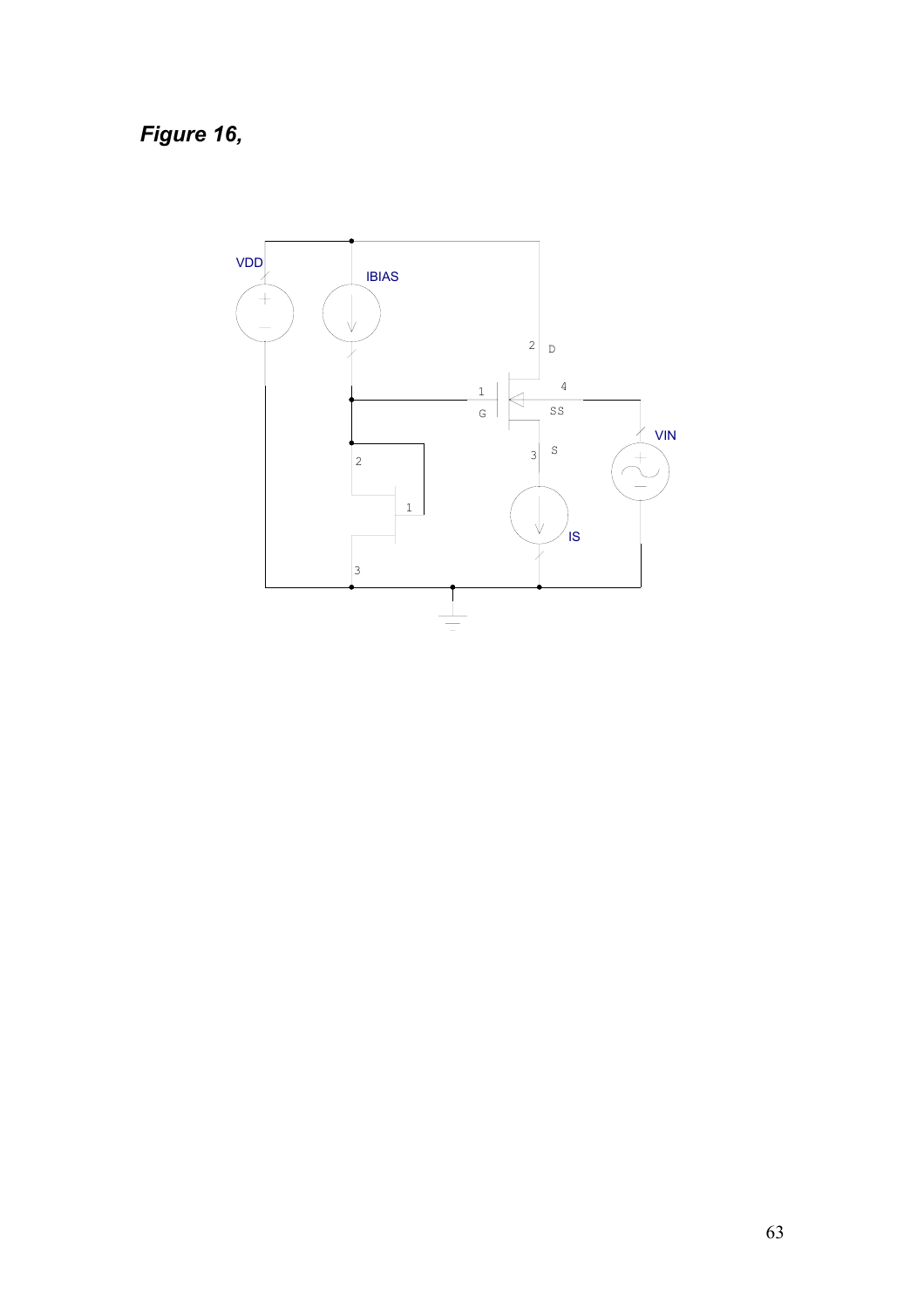***Figure 16,***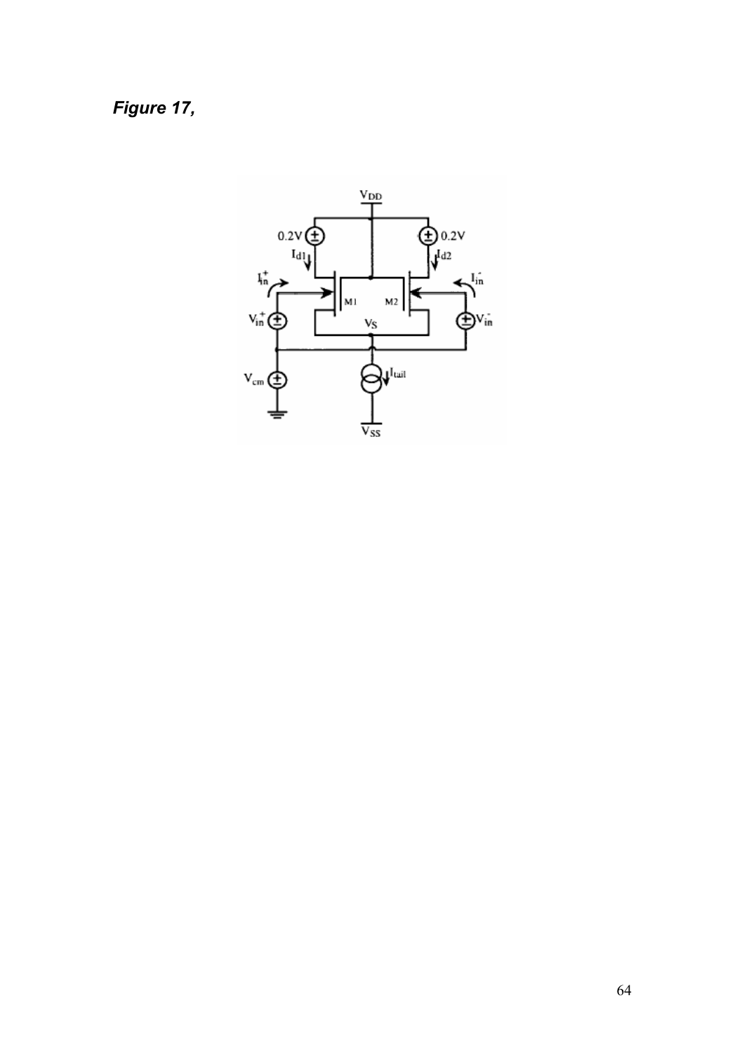***Figure 17,***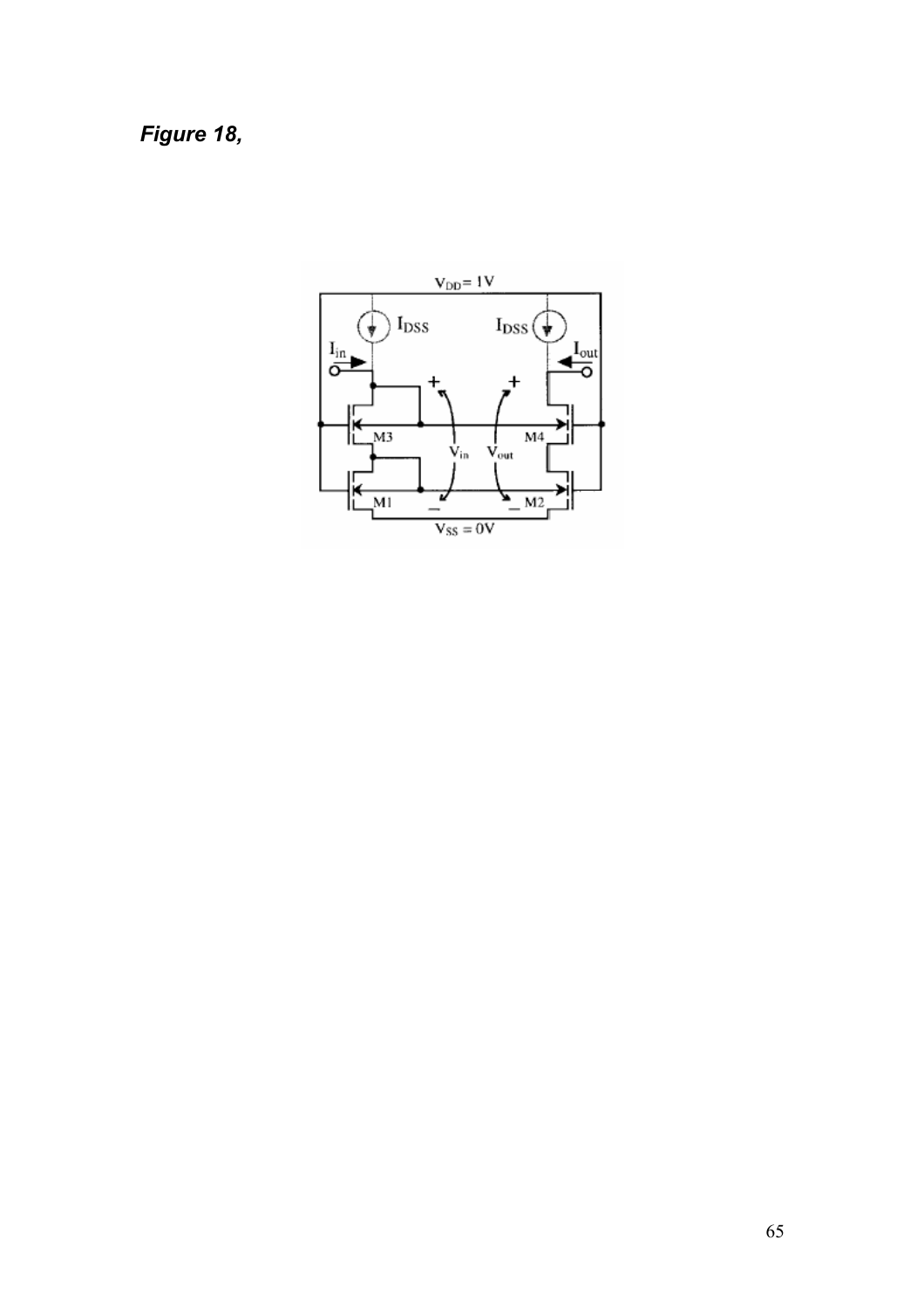***Figure 18,***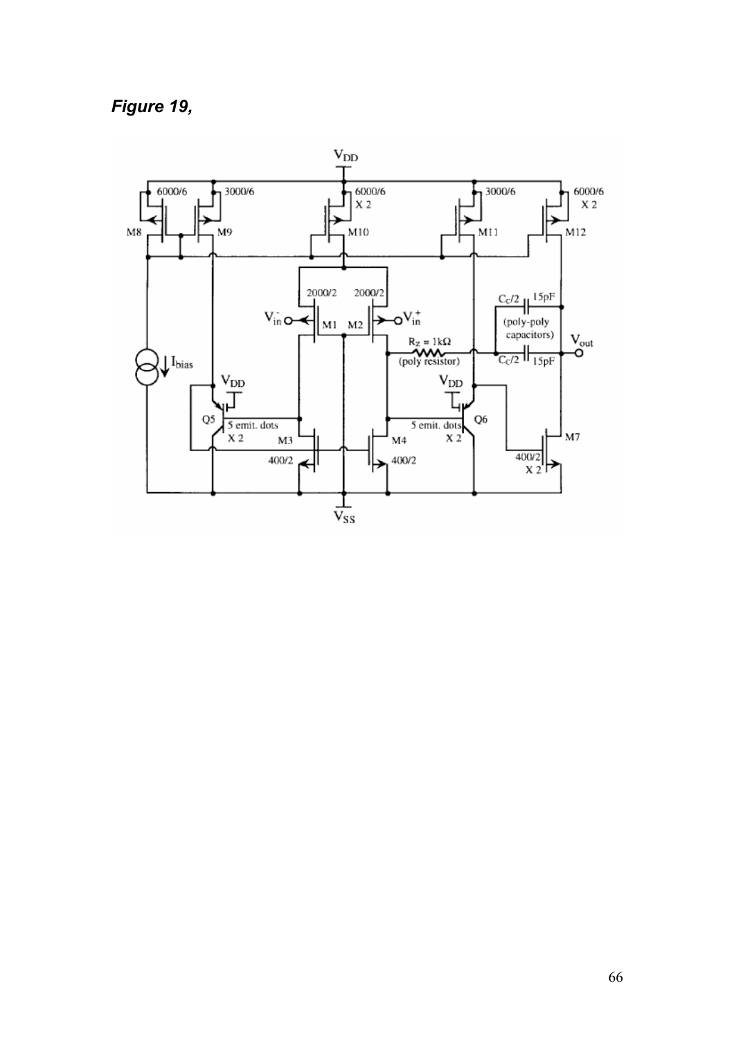*Figure 19,*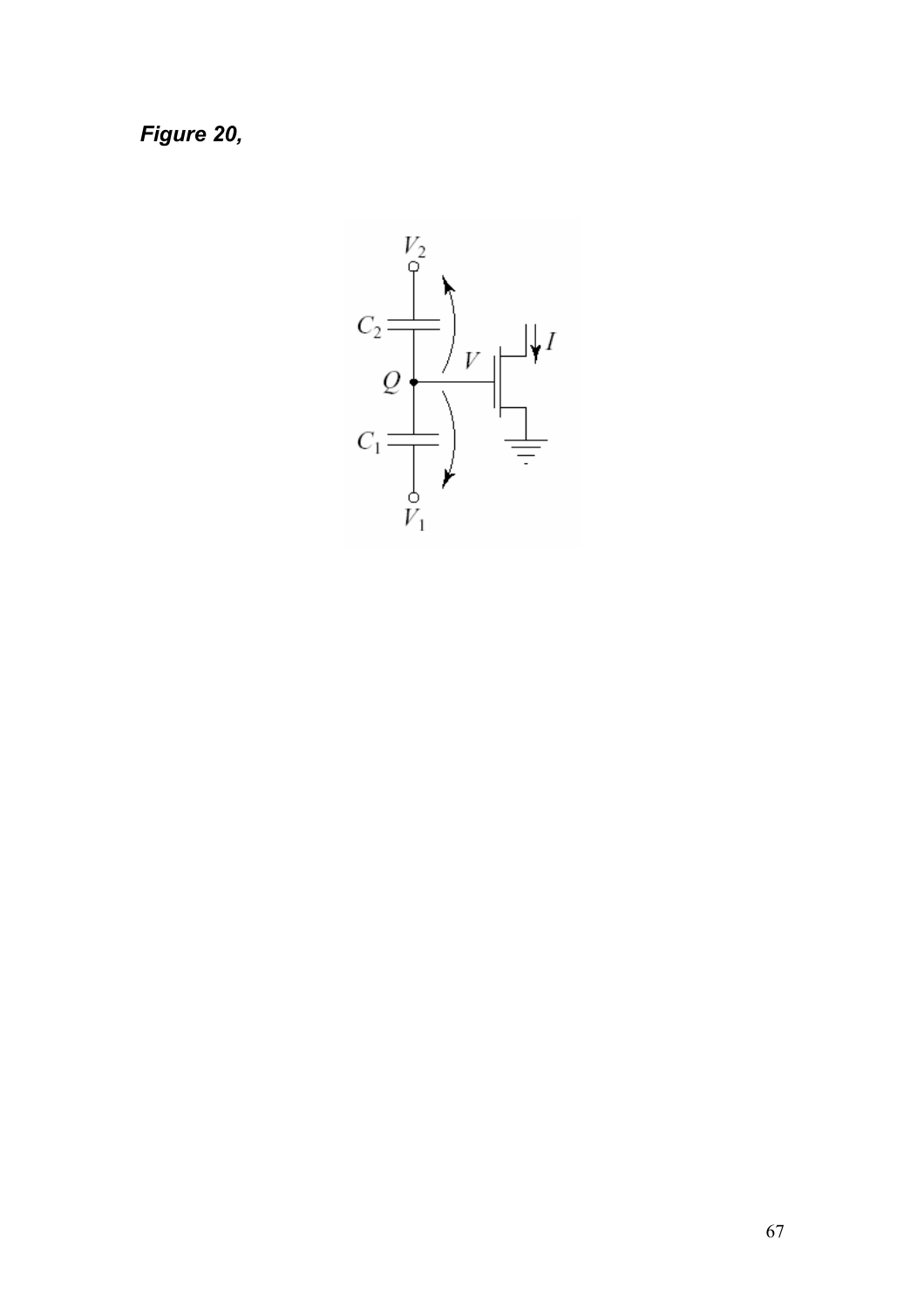***Figure 20,***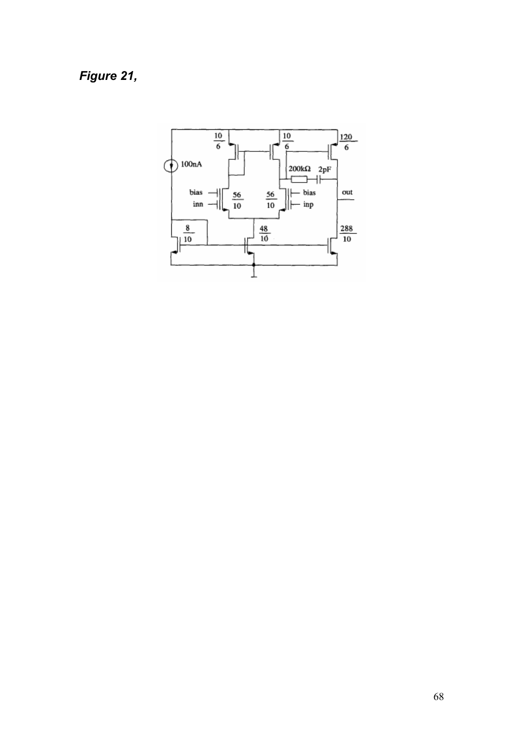***Figure 21,***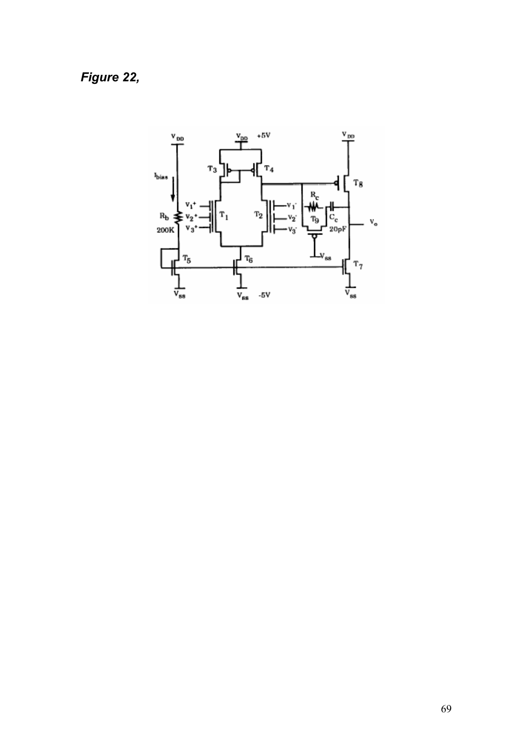*Figure 22,*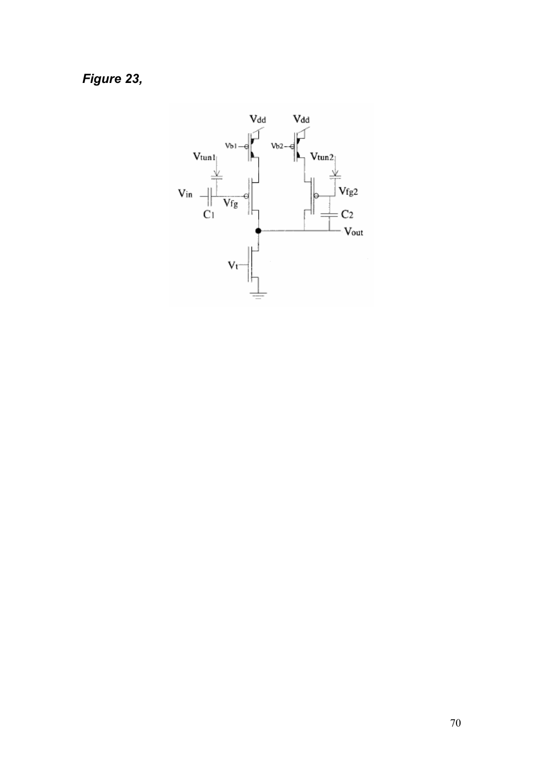***Figure 23,***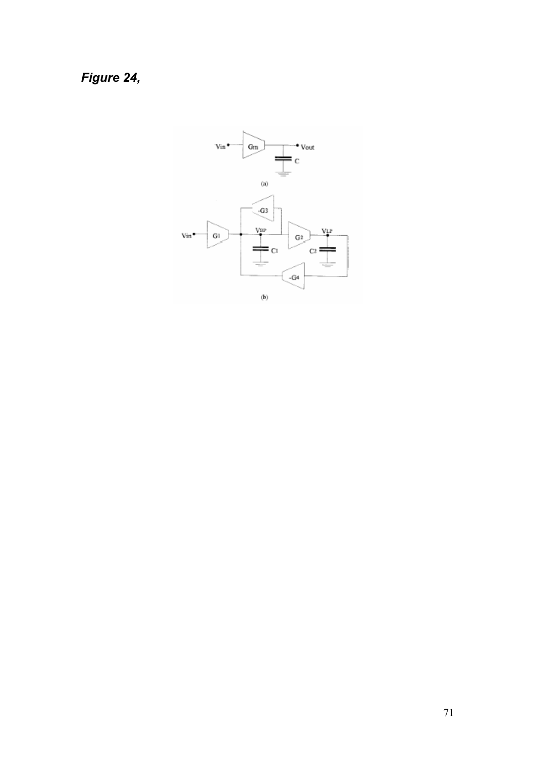***Figure 24,***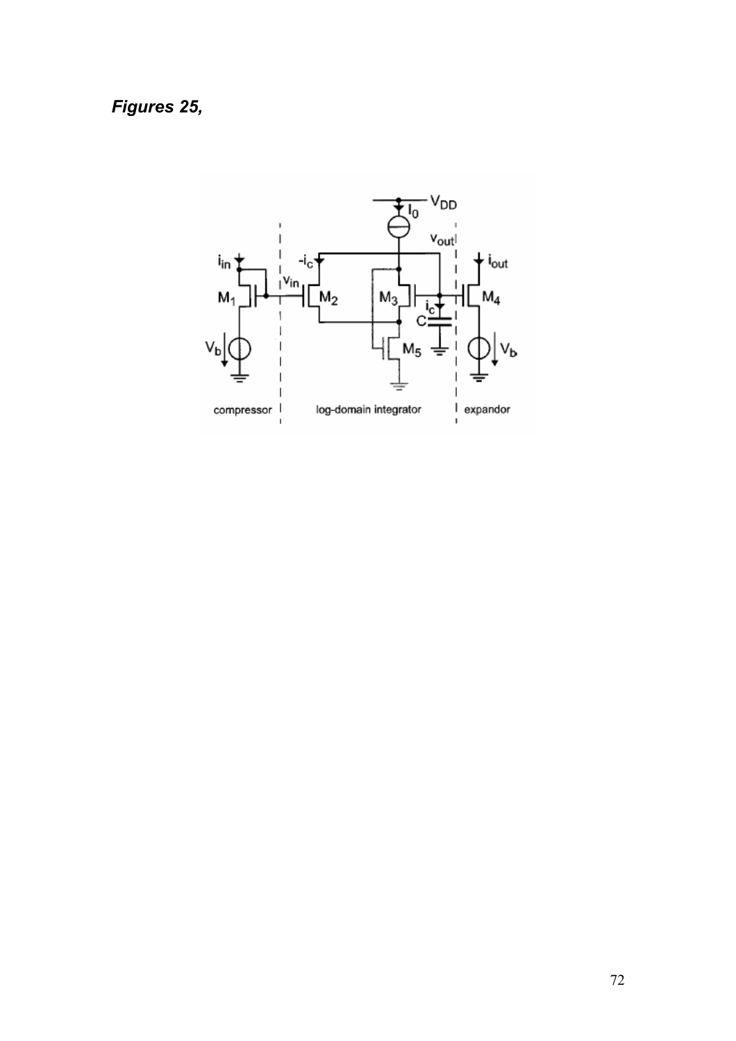***Figures 25,***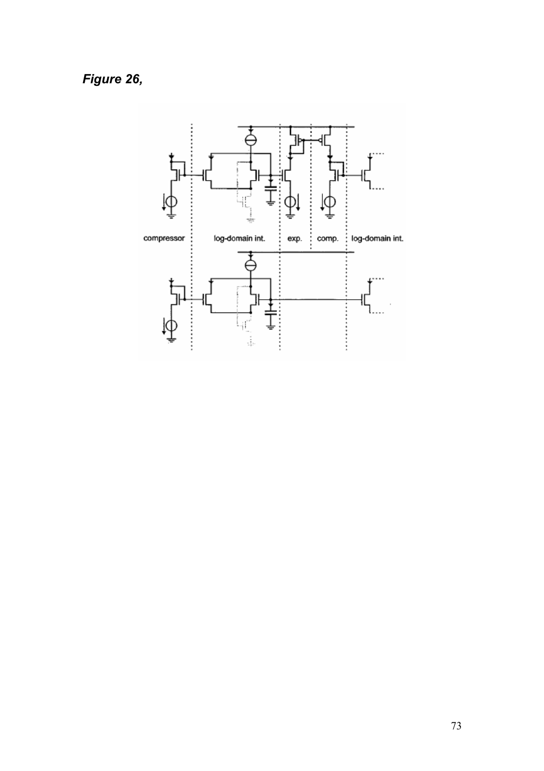***Figure 26,***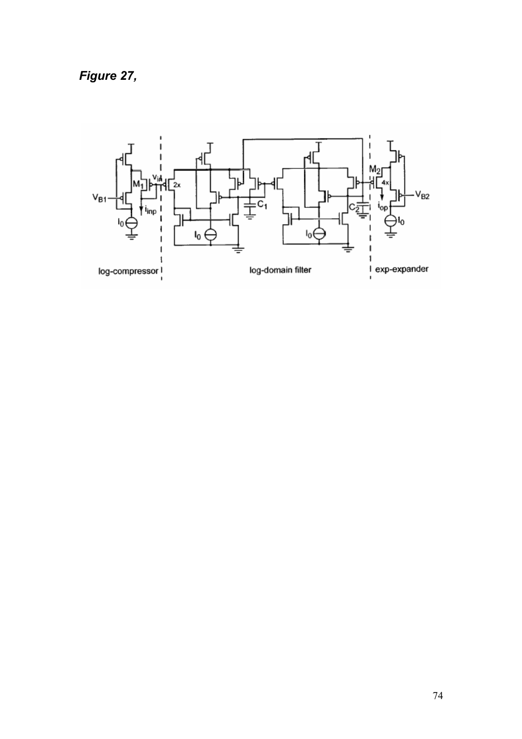***Figure 27,***

log-compressor

log-domain filter

exp-expander

$V_{B1}$

$M_1$

$v_{in}$

$i_{inp}$

$I_0$

2x

$C_1$

$C_2$

$M_2$

4x

$i_{op}$

$V_{B2}$